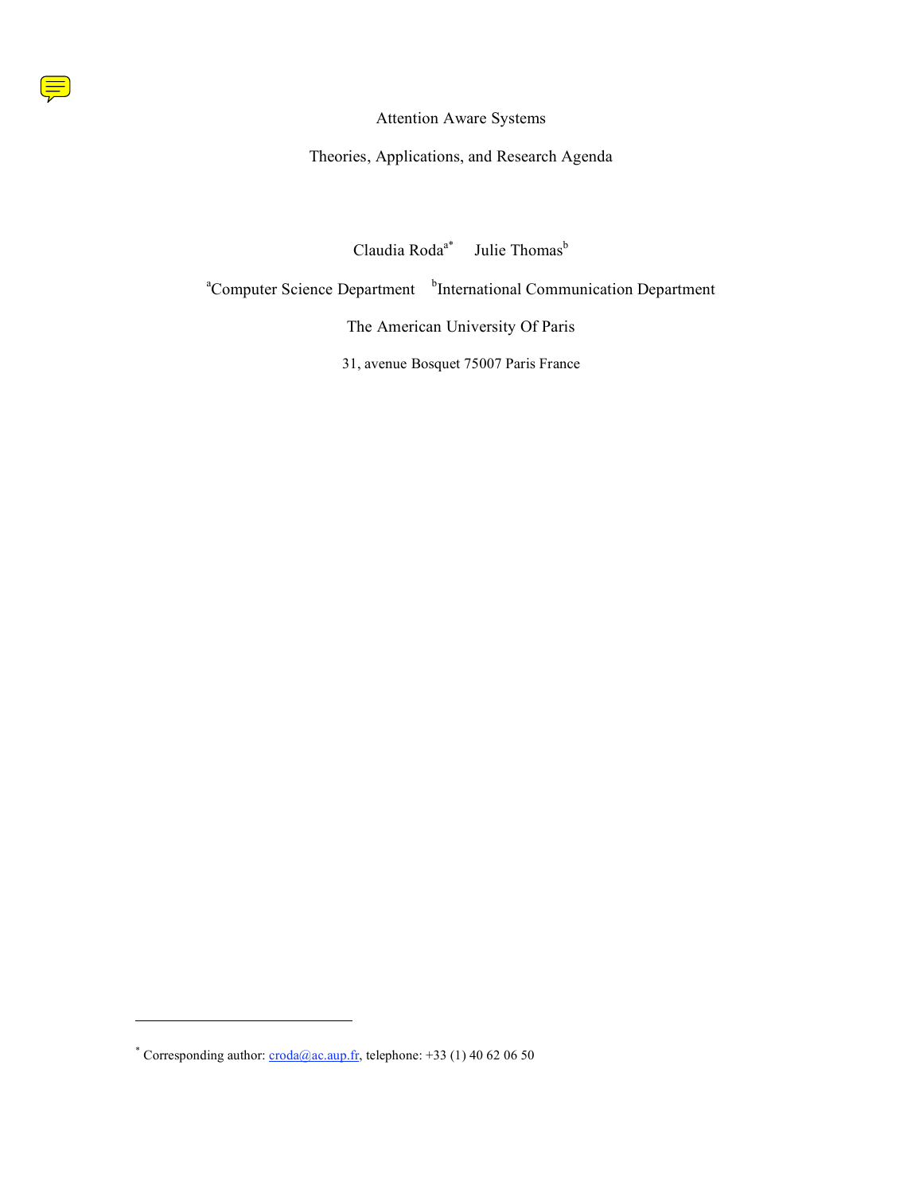# Attention Aware Systems

## Theories, Applications, and Research Agenda

Claudia Roda[a*] Julie Thomas[b]

[a]Computer Science Department [b]International Communication Department

The American University Of Paris

31, avenue Bosquet 75007 Paris France

---

[*] Corresponding author: croda@ac.aup.fr, telephone: +33 (1) 40 62 06 50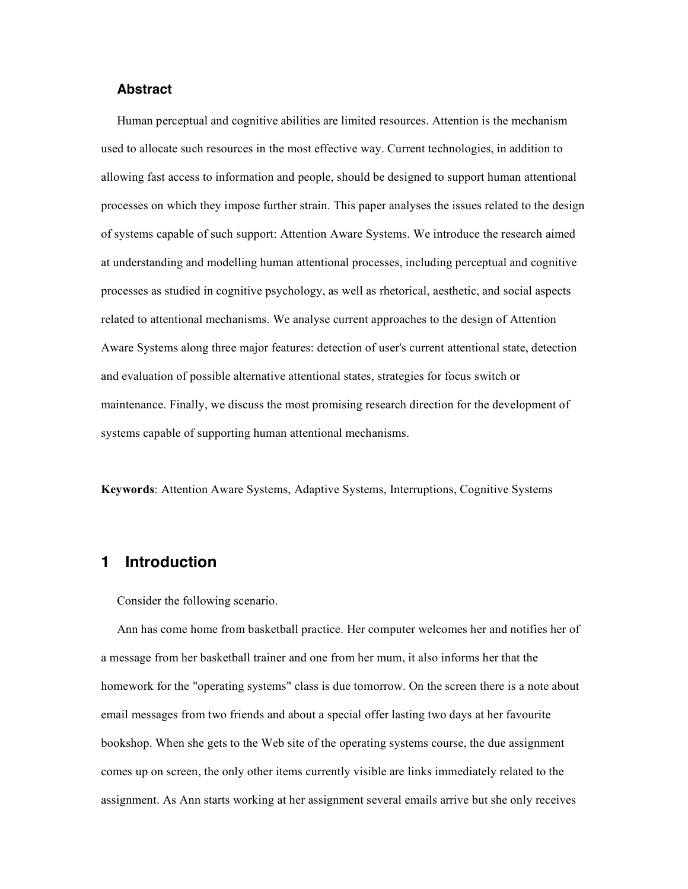### Abstract

Human perceptual and cognitive abilities are limited resources. Attention is the mechanism used to allocate such resources in the most effective way. Current technologies, in addition to allowing fast access to information and people, should be designed to support human attentional processes on which they impose further strain. This paper analyses the issues related to the design of systems capable of such support: Attention Aware Systems. We introduce the research aimed at understanding and modelling human attentional processes, including perceptual and cognitive processes as studied in cognitive psychology, as well as rhetorical, aesthetic, and social aspects related to attentional mechanisms. We analyse current approaches to the design of Attention Aware Systems along three major features: detection of user's current attentional state, detection and evaluation of possible alternative attentional states, strategies for focus switch or maintenance. Finally, we discuss the most promising research direction for the development of systems capable of supporting human attentional mechanisms.

**Keywords**: Attention Aware Systems, Adaptive Systems, Interruptions, Cognitive Systems

## 1 Introduction

Consider the following scenario.

Ann has come home from basketball practice. Her computer welcomes her and notifies her of a message from her basketball trainer and one from her mum, it also informs her that the homework for the "operating systems" class is due tomorrow. On the screen there is a note about email messages from two friends and about a special offer lasting two days at her favourite bookshop. When she gets to the Web site of the operating systems course, the due assignment comes up on screen, the only other items currently visible are links immediately related to the assignment. As Ann starts working at her assignment several emails arrive but she only receives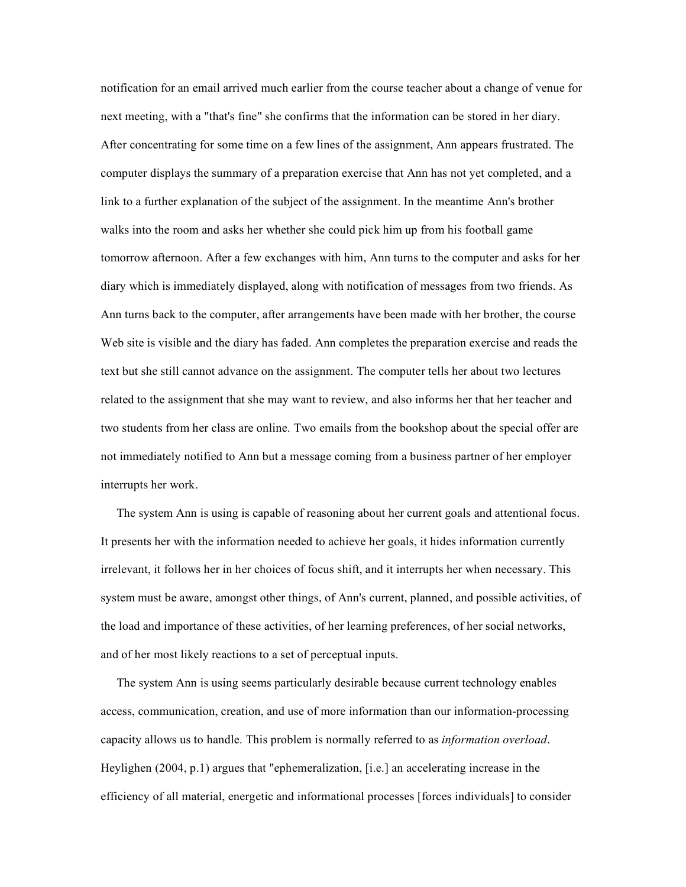notification for an email arrived much earlier from the course teacher about a change of venue for next meeting, with a "that's fine" she confirms that the information can be stored in her diary. After concentrating for some time on a few lines of the assignment, Ann appears frustrated. The computer displays the summary of a preparation exercise that Ann has not yet completed, and a link to a further explanation of the subject of the assignment. In the meantime Ann's brother walks into the room and asks her whether she could pick him up from his football game tomorrow afternoon. After a few exchanges with him, Ann turns to the computer and asks for her diary which is immediately displayed, along with notification of messages from two friends. As Ann turns back to the computer, after arrangements have been made with her brother, the course Web site is visible and the diary has faded. Ann completes the preparation exercise and reads the text but she still cannot advance on the assignment. The computer tells her about two lectures related to the assignment that she may want to review, and also informs her that her teacher and two students from her class are online. Two emails from the bookshop about the special offer are not immediately notified to Ann but a message coming from a business partner of her employer interrupts her work.

The system Ann is using is capable of reasoning about her current goals and attentional focus. It presents her with the information needed to achieve her goals, it hides information currently irrelevant, it follows her in her choices of focus shift, and it interrupts her when necessary. This system must be aware, amongst other things, of Ann's current, planned, and possible activities, of the load and importance of these activities, of her learning preferences, of her social networks, and of her most likely reactions to a set of perceptual inputs.

The system Ann is using seems particularly desirable because current technology enables access, communication, creation, and use of more information than our information-processing capacity allows us to handle. This problem is normally referred to as *information overload*. Heylighen (2004, p.1) argues that "ephemeralization, [i.e.] an accelerating increase in the efficiency of all material, energetic and informational processes [forces individuals] to consider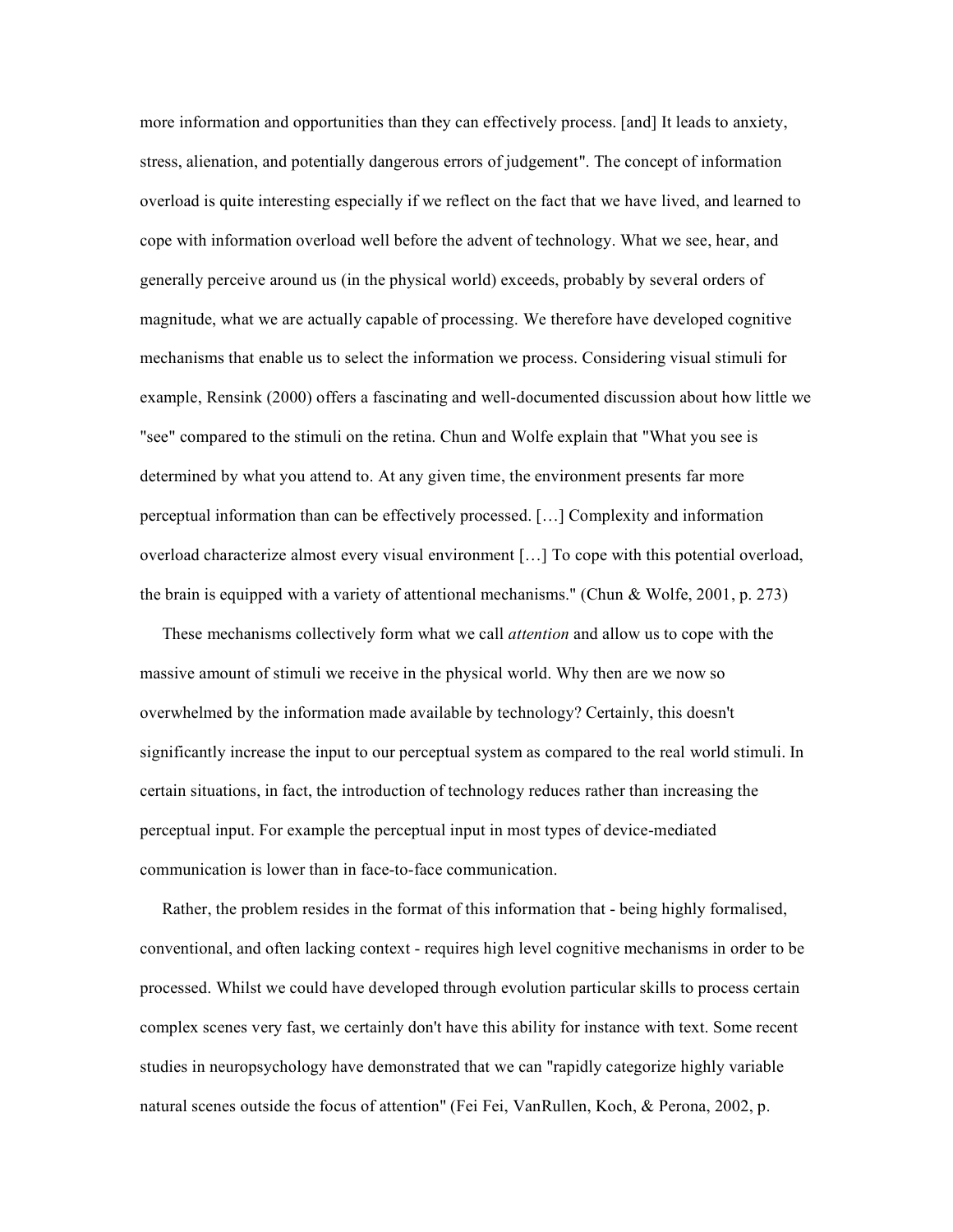more information and opportunities than they can effectively process. [and] It leads to anxiety, stress, alienation, and potentially dangerous errors of judgement". The concept of information overload is quite interesting especially if we reflect on the fact that we have lived, and learned to cope with information overload well before the advent of technology. What we see, hear, and generally perceive around us (in the physical world) exceeds, probably by several orders of magnitude, what we are actually capable of processing. We therefore have developed cognitive mechanisms that enable us to select the information we process. Considering visual stimuli for example, Rensink (2000) offers a fascinating and well-documented discussion about how little we "see" compared to the stimuli on the retina. Chun and Wolfe explain that "What you see is determined by what you attend to. At any given time, the environment presents far more perceptual information than can be effectively processed. […] Complexity and information overload characterize almost every visual environment […] To cope with this potential overload, the brain is equipped with a variety of attentional mechanisms." (Chun & Wolfe, 2001, p. 273)

These mechanisms collectively form what we call *attention* and allow us to cope with the massive amount of stimuli we receive in the physical world. Why then are we now so overwhelmed by the information made available by technology? Certainly, this doesn't significantly increase the input to our perceptual system as compared to the real world stimuli. In certain situations, in fact, the introduction of technology reduces rather than increasing the perceptual input. For example the perceptual input in most types of device-mediated communication is lower than in face-to-face communication.

Rather, the problem resides in the format of this information that - being highly formalised, conventional, and often lacking context - requires high level cognitive mechanisms in order to be processed. Whilst we could have developed through evolution particular skills to process certain complex scenes very fast, we certainly don't have this ability for instance with text. Some recent studies in neuropsychology have demonstrated that we can "rapidly categorize highly variable natural scenes outside the focus of attention" (Fei Fei, VanRullen, Koch, & Perona, 2002, p.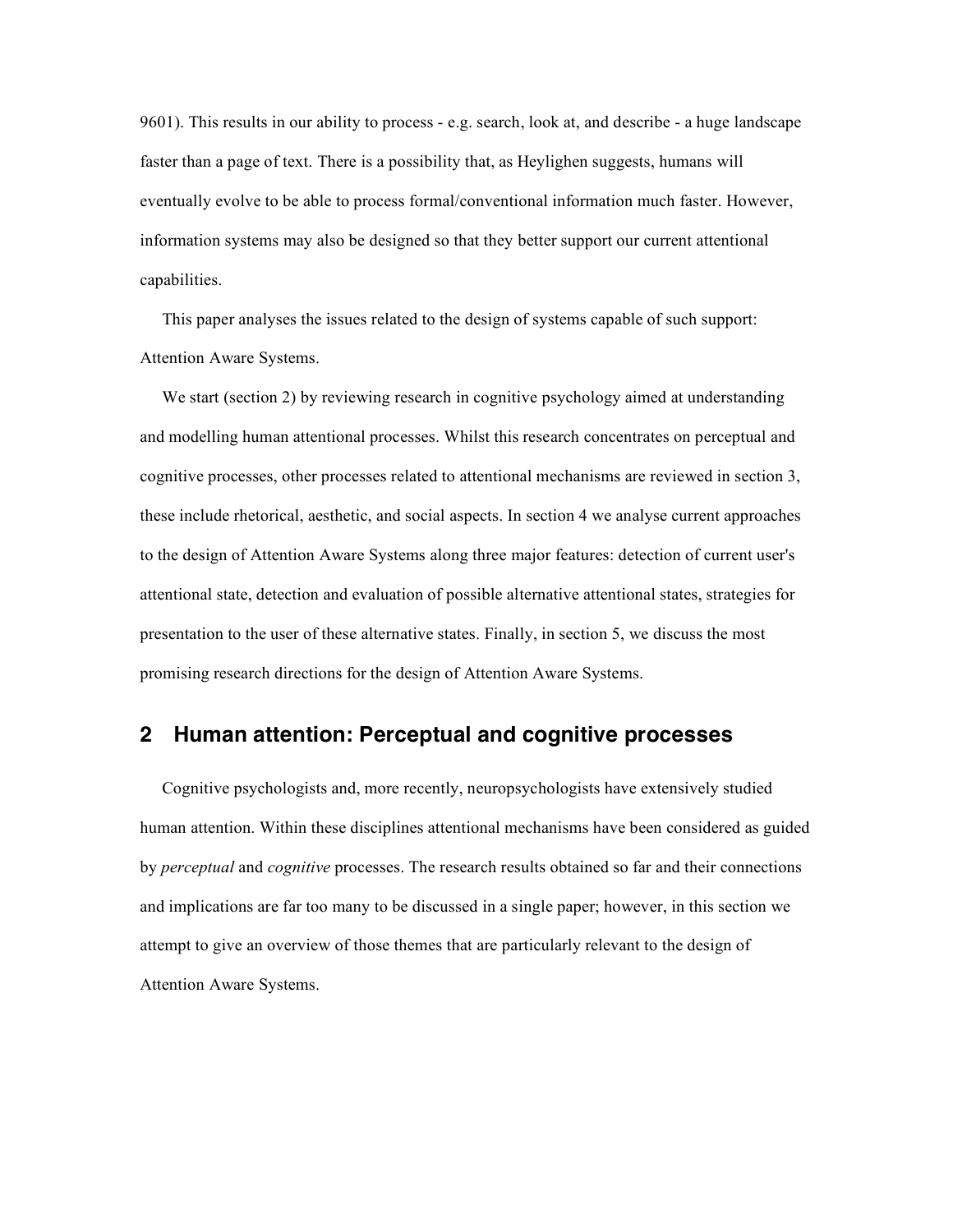9601). This results in our ability to process - e.g. search, look at, and describe - a huge landscape faster than a page of text. There is a possibility that, as Heylighen suggests, humans will eventually evolve to be able to process formal/conventional information much faster. However, information systems may also be designed so that they better support our current attentional capabilities.

This paper analyses the issues related to the design of systems capable of such support: Attention Aware Systems.

We start (section 2) by reviewing research in cognitive psychology aimed at understanding and modelling human attentional processes. Whilst this research concentrates on perceptual and cognitive processes, other processes related to attentional mechanisms are reviewed in section 3, these include rhetorical, aesthetic, and social aspects. In section 4 we analyse current approaches to the design of Attention Aware Systems along three major features: detection of current user's attentional state, detection and evaluation of possible alternative attentional states, strategies for presentation to the user of these alternative states. Finally, in section 5, we discuss the most promising research directions for the design of Attention Aware Systems.

## 2 Human attention: Perceptual and cognitive processes

Cognitive psychologists and, more recently, neuropsychologists have extensively studied human attention. Within these disciplines attentional mechanisms have been considered as guided by *perceptual* and *cognitive* processes. The research results obtained so far and their connections and implications are far too many to be discussed in a single paper; however, in this section we attempt to give an overview of those themes that are particularly relevant to the design of Attention Aware Systems.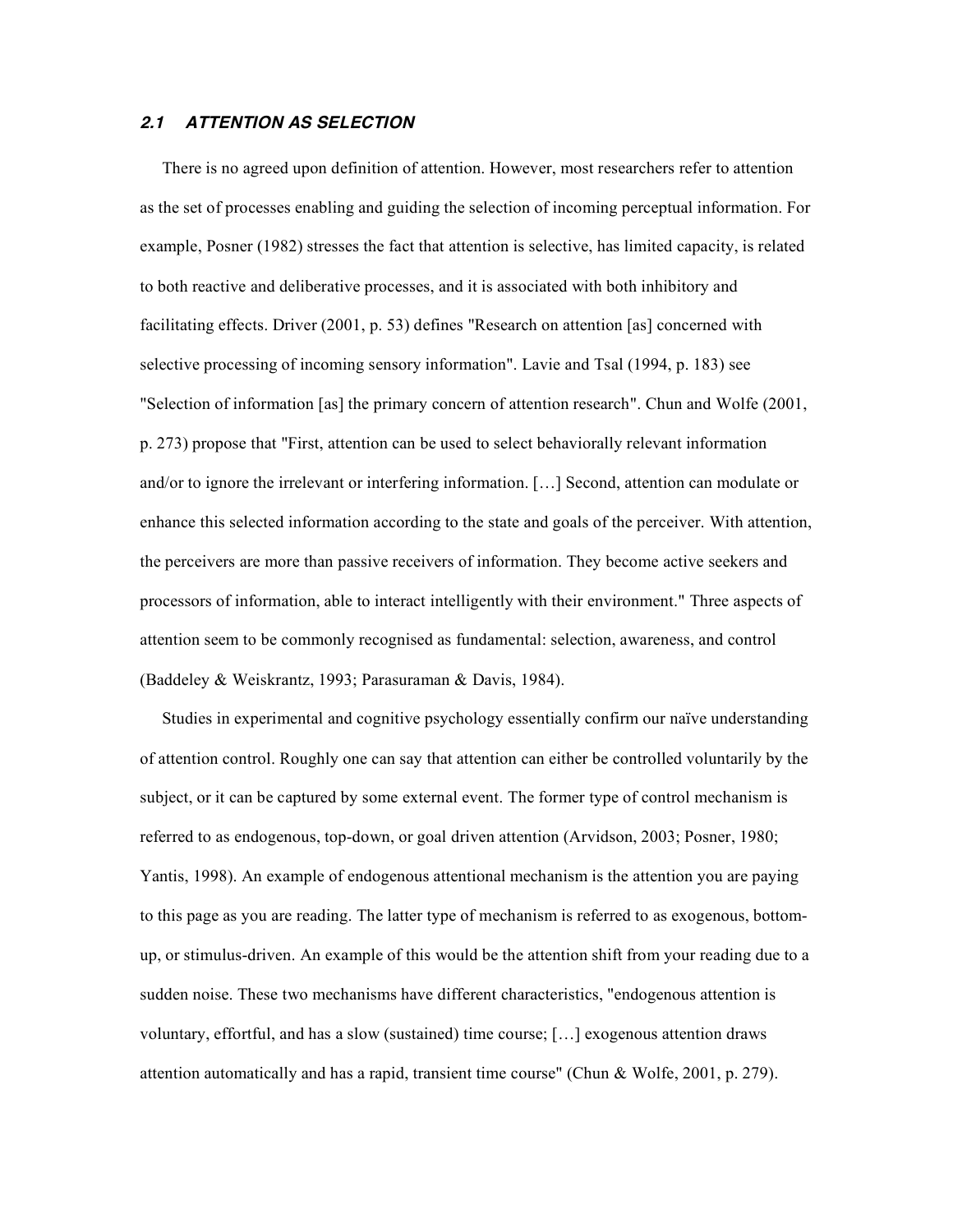### *2.1 ATTENTION AS SELECTION*

There is no agreed upon definition of attention. However, most researchers refer to attention as the set of processes enabling and guiding the selection of incoming perceptual information. For example, Posner (1982) stresses the fact that attention is selective, has limited capacity, is related to both reactive and deliberative processes, and it is associated with both inhibitory and facilitating effects. Driver (2001, p. 53) defines "Research on attention [as] concerned with selective processing of incoming sensory information". Lavie and Tsal (1994, p. 183) see "Selection of information [as] the primary concern of attention research". Chun and Wolfe (2001, p. 273) propose that "First, attention can be used to select behaviorally relevant information and/or to ignore the irrelevant or interfering information. […] Second, attention can modulate or enhance this selected information according to the state and goals of the perceiver. With attention, the perceivers are more than passive receivers of information. They become active seekers and processors of information, able to interact intelligently with their environment." Three aspects of attention seem to be commonly recognised as fundamental: selection, awareness, and control (Baddeley & Weiskrantz, 1993; Parasuraman & Davis, 1984).

Studies in experimental and cognitive psychology essentially confirm our naïve understanding of attention control. Roughly one can say that attention can either be controlled voluntarily by the subject, or it can be captured by some external event. The former type of control mechanism is referred to as endogenous, top-down, or goal driven attention (Arvidson, 2003; Posner, 1980; Yantis, 1998). An example of endogenous attentional mechanism is the attention you are paying to this page as you are reading. The latter type of mechanism is referred to as exogenous, bottom-up, or stimulus-driven. An example of this would be the attention shift from your reading due to a sudden noise. These two mechanisms have different characteristics, "endogenous attention is voluntary, effortful, and has a slow (sustained) time course; […] exogenous attention draws attention automatically and has a rapid, transient time course" (Chun & Wolfe, 2001, p. 279).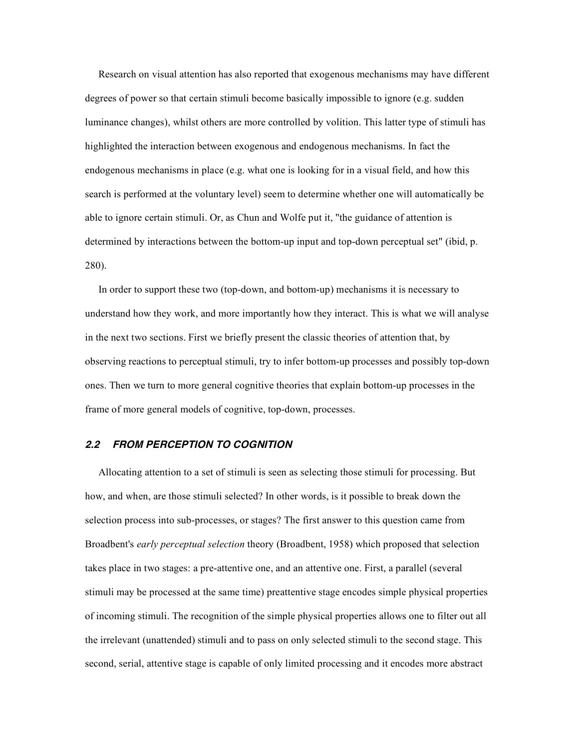Research on visual attention has also reported that exogenous mechanisms may have different degrees of power so that certain stimuli become basically impossible to ignore (e.g. sudden luminance changes), whilst others are more controlled by volition. This latter type of stimuli has highlighted the interaction between exogenous and endogenous mechanisms. In fact the endogenous mechanisms in place (e.g. what one is looking for in a visual field, and how this search is performed at the voluntary level) seem to determine whether one will automatically be able to ignore certain stimuli. Or, as Chun and Wolfe put it, "the guidance of attention is determined by interactions between the bottom-up input and top-down perceptual set" (ibid, p. 280).

In order to support these two (top-down, and bottom-up) mechanisms it is necessary to understand how they work, and more importantly how they interact. This is what we will analyse in the next two sections. First we briefly present the classic theories of attention that, by observing reactions to perceptual stimuli, try to infer bottom-up processes and possibly top-down ones. Then we turn to more general cognitive theories that explain bottom-up processes in the frame of more general models of cognitive, top-down, processes.

### *2.2 FROM PERCEPTION TO COGNITION*

Allocating attention to a set of stimuli is seen as selecting those stimuli for processing. But how, and when, are those stimuli selected? In other words, is it possible to break down the selection process into sub-processes, or stages? The first answer to this question came from Broadbent's *early perceptual selection* theory (Broadbent, 1958) which proposed that selection takes place in two stages: a pre-attentive one, and an attentive one. First, a parallel (several stimuli may be processed at the same time) preattentive stage encodes simple physical properties of incoming stimuli. The recognition of the simple physical properties allows one to filter out all the irrelevant (unattended) stimuli and to pass on only selected stimuli to the second stage. This second, serial, attentive stage is capable of only limited processing and it encodes more abstract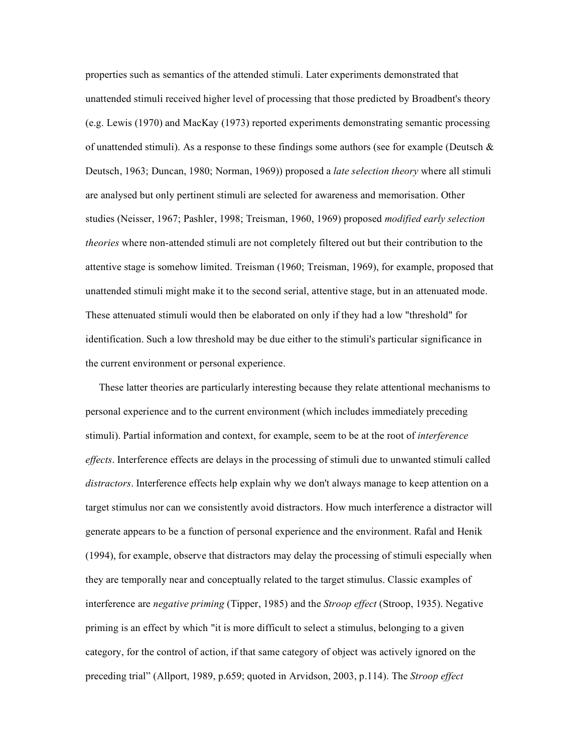properties such as semantics of the attended stimuli. Later experiments demonstrated that unattended stimuli received higher level of processing that those predicted by Broadbent's theory (e.g. Lewis (1970) and MacKay (1973) reported experiments demonstrating semantic processing of unattended stimuli). As a response to these findings some authors (see for example (Deutsch & Deutsch, 1963; Duncan, 1980; Norman, 1969)) proposed a *late selection theory* where all stimuli are analysed but only pertinent stimuli are selected for awareness and memorisation. Other studies (Neisser, 1967; Pashler, 1998; Treisman, 1960, 1969) proposed *modified early selection theories* where non-attended stimuli are not completely filtered out but their contribution to the attentive stage is somehow limited. Treisman (1960; Treisman, 1969), for example, proposed that unattended stimuli might make it to the second serial, attentive stage, but in an attenuated mode. These attenuated stimuli would then be elaborated on only if they had a low "threshold" for identification. Such a low threshold may be due either to the stimuli's particular significance in the current environment or personal experience.

These latter theories are particularly interesting because they relate attentional mechanisms to personal experience and to the current environment (which includes immediately preceding stimuli). Partial information and context, for example, seem to be at the root of *interference effects*. Interference effects are delays in the processing of stimuli due to unwanted stimuli called *distractors*. Interference effects help explain why we don't always manage to keep attention on a target stimulus nor can we consistently avoid distractors. How much interference a distractor will generate appears to be a function of personal experience and the environment. Rafal and Henik (1994), for example, observe that distractors may delay the processing of stimuli especially when they are temporally near and conceptually related to the target stimulus. Classic examples of interference are *negative priming* (Tipper, 1985) and the *Stroop effect* (Stroop, 1935). Negative priming is an effect by which "it is more difficult to select a stimulus, belonging to a given category, for the control of action, if that same category of object was actively ignored on the preceding trial" (Allport, 1989, p.659; quoted in Arvidson, 2003, p.114). The *Stroop effect*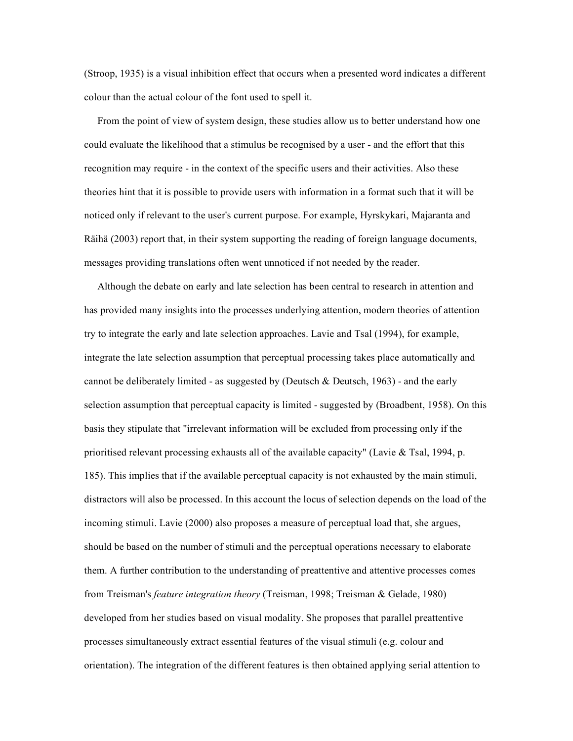(Stroop, 1935) is a visual inhibition effect that occurs when a presented word indicates a different colour than the actual colour of the font used to spell it.

From the point of view of system design, these studies allow us to better understand how one could evaluate the likelihood that a stimulus be recognised by a user - and the effort that this recognition may require - in the context of the specific users and their activities. Also these theories hint that it is possible to provide users with information in a format such that it will be noticed only if relevant to the user's current purpose. For example, Hyrskykari, Majaranta and Räihä (2003) report that, in their system supporting the reading of foreign language documents, messages providing translations often went unnoticed if not needed by the reader.

Although the debate on early and late selection has been central to research in attention and has provided many insights into the processes underlying attention, modern theories of attention try to integrate the early and late selection approaches. Lavie and Tsal (1994), for example, integrate the late selection assumption that perceptual processing takes place automatically and cannot be deliberately limited - as suggested by (Deutsch & Deutsch, 1963) - and the early selection assumption that perceptual capacity is limited - suggested by (Broadbent, 1958). On this basis they stipulate that "irrelevant information will be excluded from processing only if the prioritised relevant processing exhausts all of the available capacity" (Lavie & Tsal, 1994, p. 185). This implies that if the available perceptual capacity is not exhausted by the main stimuli, distractors will also be processed. In this account the locus of selection depends on the load of the incoming stimuli. Lavie (2000) also proposes a measure of perceptual load that, she argues, should be based on the number of stimuli and the perceptual operations necessary to elaborate them. A further contribution to the understanding of preattentive and attentive processes comes from Treisman's *feature integration theory* (Treisman, 1998; Treisman & Gelade, 1980) developed from her studies based on visual modality. She proposes that parallel preattentive processes simultaneously extract essential features of the visual stimuli (e.g. colour and orientation). The integration of the different features is then obtained applying serial attention to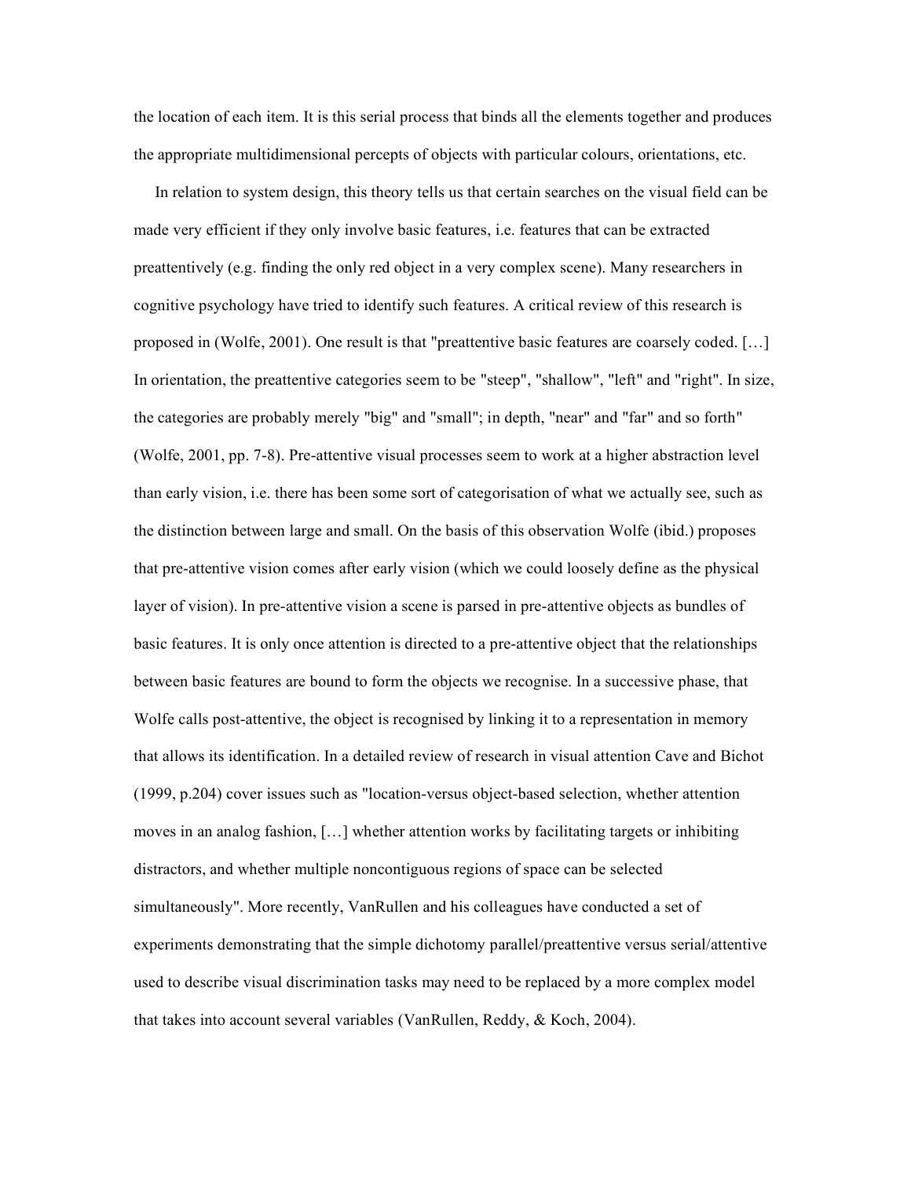the location of each item. It is this serial process that binds all the elements together and produces the appropriate multidimensional percepts of objects with particular colours, orientations, etc.

In relation to system design, this theory tells us that certain searches on the visual field can be made very efficient if they only involve basic features, i.e. features that can be extracted preattentively (e.g. finding the only red object in a very complex scene). Many researchers in cognitive psychology have tried to identify such features. A critical review of this research is proposed in (Wolfe, 2001). One result is that "preattentive basic features are coarsely coded. […] In orientation, the preattentive categories seem to be "steep", "shallow", "left" and "right". In size, the categories are probably merely "big" and "small"; in depth, "near" and "far" and so forth" (Wolfe, 2001, pp. 7-8). Pre-attentive visual processes seem to work at a higher abstraction level than early vision, i.e. there has been some sort of categorisation of what we actually see, such as the distinction between large and small. On the basis of this observation Wolfe (ibid.) proposes that pre-attentive vision comes after early vision (which we could loosely define as the physical layer of vision). In pre-attentive vision a scene is parsed in pre-attentive objects as bundles of basic features. It is only once attention is directed to a pre-attentive object that the relationships between basic features are bound to form the objects we recognise. In a successive phase, that Wolfe calls post-attentive, the object is recognised by linking it to a representation in memory that allows its identification. In a detailed review of research in visual attention Cave and Bichot (1999, p.204) cover issues such as "location-versus object-based selection, whether attention moves in an analog fashion, […] whether attention works by facilitating targets or inhibiting distractors, and whether multiple noncontiguous regions of space can be selected simultaneously". More recently, VanRullen and his colleagues have conducted a set of experiments demonstrating that the simple dichotomy parallel/preattentive versus serial/attentive used to describe visual discrimination tasks may need to be replaced by a more complex model that takes into account several variables (VanRullen, Reddy, & Koch, 2004).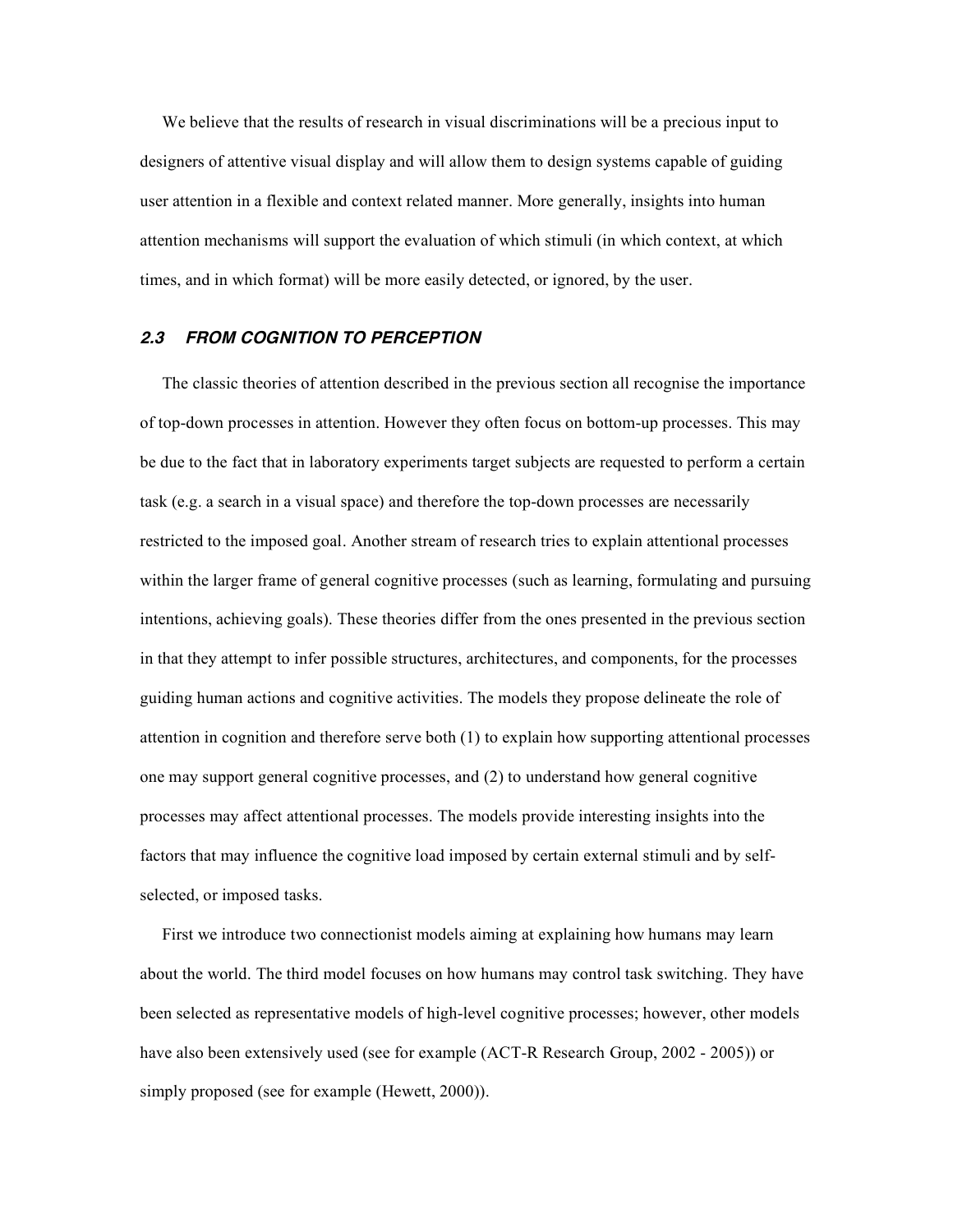We believe that the results of research in visual discriminations will be a precious input to designers of attentive visual display and will allow them to design systems capable of guiding user attention in a flexible and context related manner. More generally, insights into human attention mechanisms will support the evaluation of which stimuli (in which context, at which times, and in which format) will be more easily detected, or ignored, by the user.

### *2.3 FROM COGNITION TO PERCEPTION*

The classic theories of attention described in the previous section all recognise the importance of top-down processes in attention. However they often focus on bottom-up processes. This may be due to the fact that in laboratory experiments target subjects are requested to perform a certain task (e.g. a search in a visual space) and therefore the top-down processes are necessarily restricted to the imposed goal. Another stream of research tries to explain attentional processes within the larger frame of general cognitive processes (such as learning, formulating and pursuing intentions, achieving goals). These theories differ from the ones presented in the previous section in that they attempt to infer possible structures, architectures, and components, for the processes guiding human actions and cognitive activities. The models they propose delineate the role of attention in cognition and therefore serve both (1) to explain how supporting attentional processes one may support general cognitive processes, and (2) to understand how general cognitive processes may affect attentional processes. The models provide interesting insights into the factors that may influence the cognitive load imposed by certain external stimuli and by self-selected, or imposed tasks.

First we introduce two connectionist models aiming at explaining how humans may learn about the world. The third model focuses on how humans may control task switching. They have been selected as representative models of high-level cognitive processes; however, other models have also been extensively used (see for example (ACT-R Research Group, 2002 - 2005)) or simply proposed (see for example (Hewett, 2000)).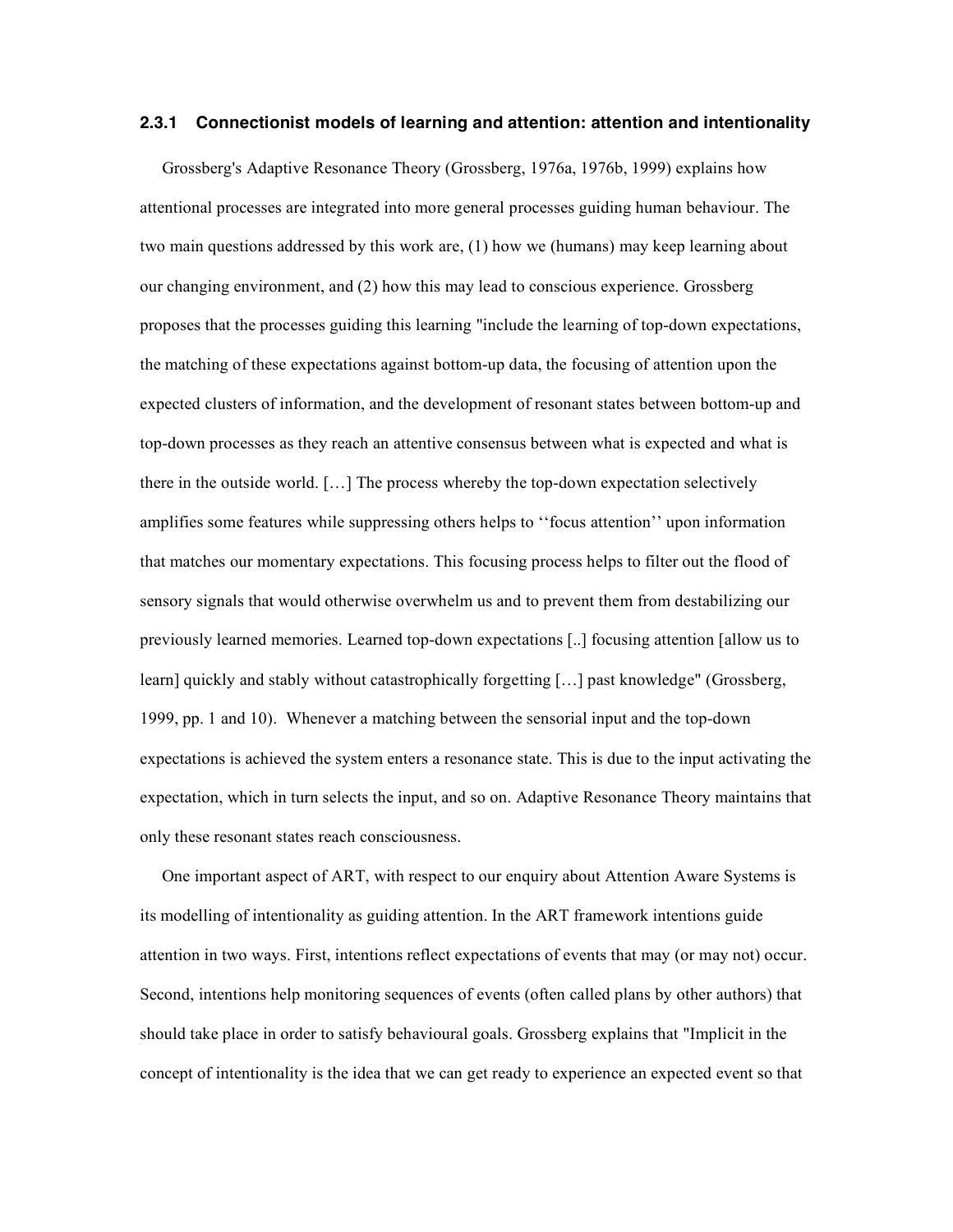### 2.3.1 Connectionist models of learning and attention: attention and intentionality

Grossberg's Adaptive Resonance Theory (Grossberg, 1976a, 1976b, 1999) explains how attentional processes are integrated into more general processes guiding human behaviour. The two main questions addressed by this work are, (1) how we (humans) may keep learning about our changing environment, and (2) how this may lead to conscious experience. Grossberg proposes that the processes guiding this learning "include the learning of top-down expectations, the matching of these expectations against bottom-up data, the focusing of attention upon the expected clusters of information, and the development of resonant states between bottom-up and top-down processes as they reach an attentive consensus between what is expected and what is there in the outside world. […] The process whereby the top-down expectation selectively amplifies some features while suppressing others helps to ''focus attention'' upon information that matches our momentary expectations. This focusing process helps to filter out the flood of sensory signals that would otherwise overwhelm us and to prevent them from destabilizing our previously learned memories. Learned top-down expectations [..] focusing attention [allow us to learn] quickly and stably without catastrophically forgetting […] past knowledge" (Grossberg, 1999, pp. 1 and 10). Whenever a matching between the sensorial input and the top-down expectations is achieved the system enters a resonance state. This is due to the input activating the expectation, which in turn selects the input, and so on. Adaptive Resonance Theory maintains that only these resonant states reach consciousness.

One important aspect of ART, with respect to our enquiry about Attention Aware Systems is its modelling of intentionality as guiding attention. In the ART framework intentions guide attention in two ways. First, intentions reflect expectations of events that may (or may not) occur. Second, intentions help monitoring sequences of events (often called plans by other authors) that should take place in order to satisfy behavioural goals. Grossberg explains that "Implicit in the concept of intentionality is the idea that we can get ready to experience an expected event so that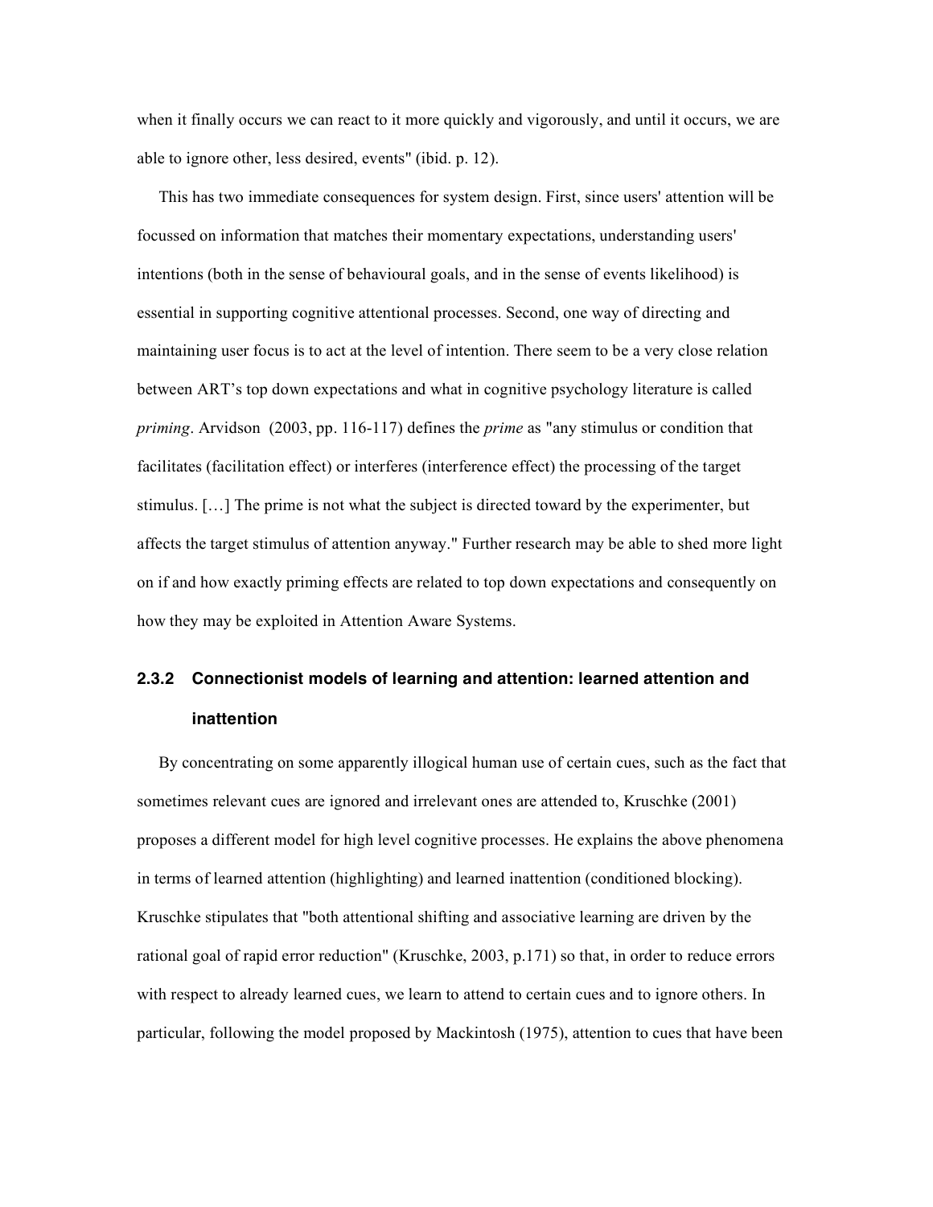when it finally occurs we can react to it more quickly and vigorously, and until it occurs, we are able to ignore other, less desired, events" (ibid. p. 12).

This has two immediate consequences for system design. First, since users' attention will be focussed on information that matches their momentary expectations, understanding users' intentions (both in the sense of behavioural goals, and in the sense of events likelihood) is essential in supporting cognitive attentional processes. Second, one way of directing and maintaining user focus is to act at the level of intention. There seem to be a very close relation between ART's top down expectations and what in cognitive psychology literature is called *priming*. Arvidson (2003, pp. 116-117) defines the *prime* as "any stimulus or condition that facilitates (facilitation effect) or interferes (interference effect) the processing of the target stimulus. […] The prime is not what the subject is directed toward by the experimenter, but affects the target stimulus of attention anyway." Further research may be able to shed more light on if and how exactly priming effects are related to top down expectations and consequently on how they may be exploited in Attention Aware Systems.

### 2.3.2 Connectionist models of learning and attention: learned attention and inattention

By concentrating on some apparently illogical human use of certain cues, such as the fact that sometimes relevant cues are ignored and irrelevant ones are attended to, Kruschke (2001) proposes a different model for high level cognitive processes. He explains the above phenomena in terms of learned attention (highlighting) and learned inattention (conditioned blocking). Kruschke stipulates that "both attentional shifting and associative learning are driven by the rational goal of rapid error reduction" (Kruschke, 2003, p.171) so that, in order to reduce errors with respect to already learned cues, we learn to attend to certain cues and to ignore others. In particular, following the model proposed by Mackintosh (1975), attention to cues that have been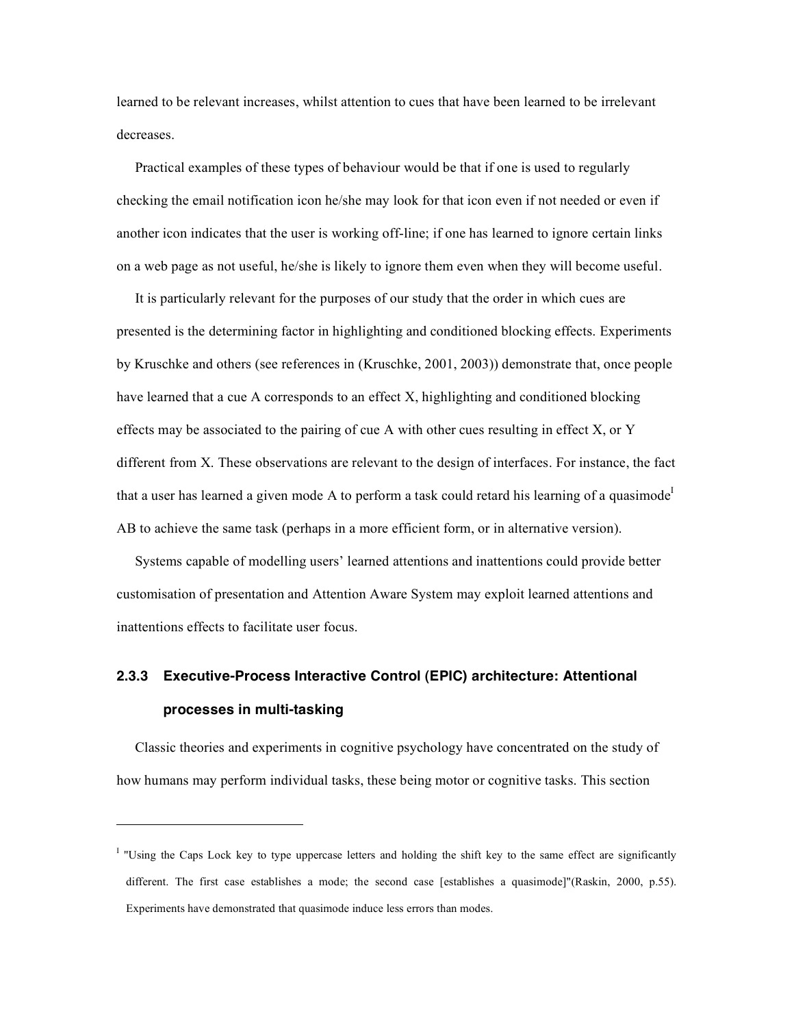learned to be relevant increases, whilst attention to cues that have been learned to be irrelevant decreases.

Practical examples of these types of behaviour would be that if one is used to regularly checking the email notification icon he/she may look for that icon even if not needed or even if another icon indicates that the user is working off-line; if one has learned to ignore certain links on a web page as not useful, he/she is likely to ignore them even when they will become useful.

It is particularly relevant for the purposes of our study that the order in which cues are presented is the determining factor in highlighting and conditioned blocking effects. Experiments by Kruschke and others (see references in (Kruschke, 2001, 2003)) demonstrate that, once people have learned that a cue A corresponds to an effect X, highlighting and conditioned blocking effects may be associated to the pairing of cue A with other cues resulting in effect X, or Y different from X. These observations are relevant to the design of interfaces. For instance, the fact that a user has learned a given mode A to perform a task could retard his learning of a quasimode[1] AB to achieve the same task (perhaps in a more efficient form, or in alternative version).

Systems capable of modelling users' learned attentions and inattentions could provide better customisation of presentation and Attention Aware System may exploit learned attentions and inattentions effects to facilitate user focus.

### 2.3.3 Executive-Process Interactive Control (EPIC) architecture: Attentional processes in multi-tasking

Classic theories and experiments in cognitive psychology have concentrated on the study of how humans may perform individual tasks, these being motor or cognitive tasks. This section

---

[1] "Using the Caps Lock key to type uppercase letters and holding the shift key to the same effect are significantly different. The first case establishes a mode; the second case [establishes a quasimode]"(Raskin, 2000, p.55). Experiments have demonstrated that quasimode induce less errors than modes.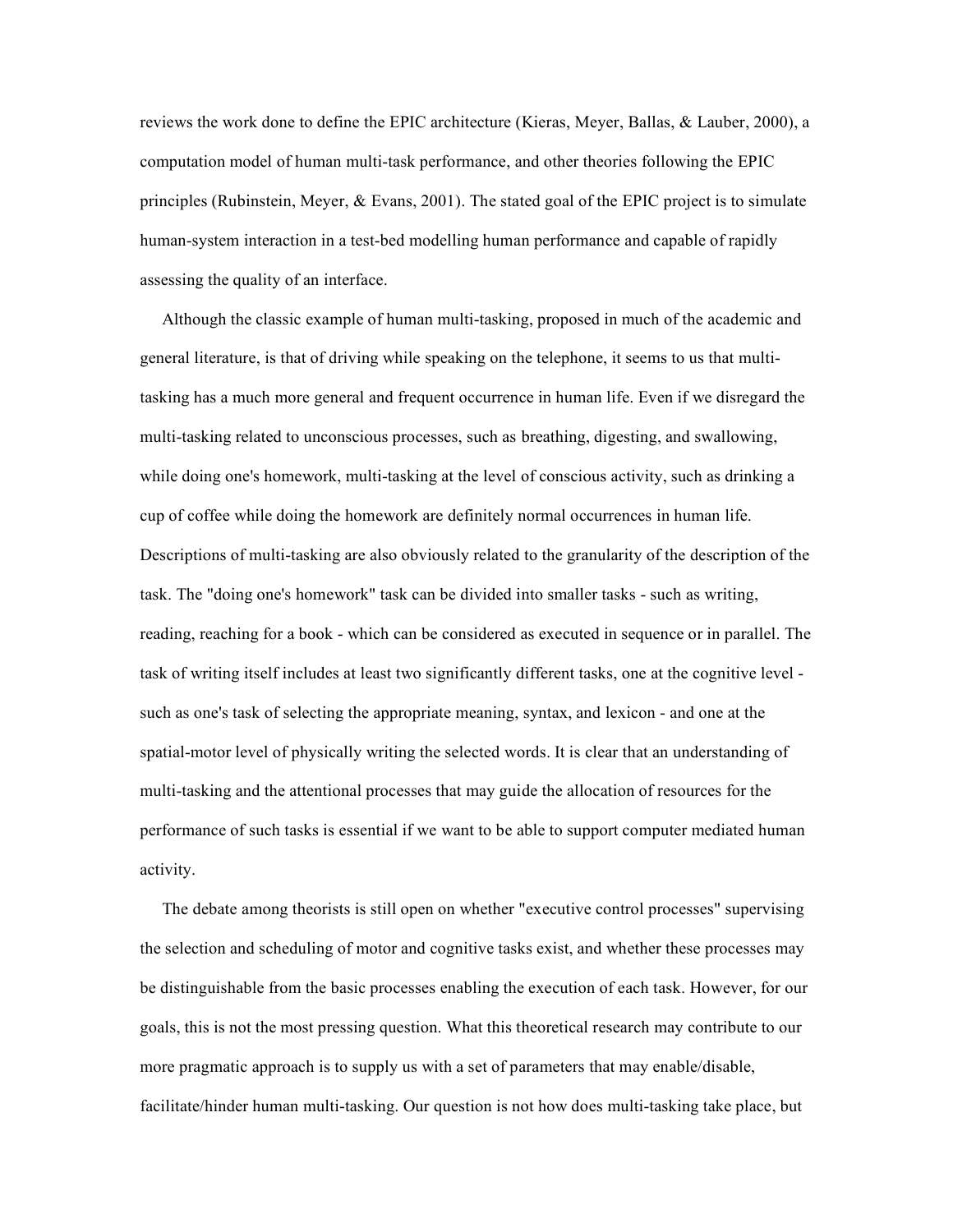reviews the work done to define the EPIC architecture (Kieras, Meyer, Ballas, & Lauber, 2000), a computation model of human multi-task performance, and other theories following the EPIC principles (Rubinstein, Meyer, & Evans, 2001). The stated goal of the EPIC project is to simulate human-system interaction in a test-bed modelling human performance and capable of rapidly assessing the quality of an interface.

Although the classic example of human multi-tasking, proposed in much of the academic and general literature, is that of driving while speaking on the telephone, it seems to us that multi-tasking has a much more general and frequent occurrence in human life. Even if we disregard the multi-tasking related to unconscious processes, such as breathing, digesting, and swallowing, while doing one's homework, multi-tasking at the level of conscious activity, such as drinking a cup of coffee while doing the homework are definitely normal occurrences in human life. Descriptions of multi-tasking are also obviously related to the granularity of the description of the task. The "doing one's homework" task can be divided into smaller tasks - such as writing, reading, reaching for a book - which can be considered as executed in sequence or in parallel. The task of writing itself includes at least two significantly different tasks, one at the cognitive level - such as one's task of selecting the appropriate meaning, syntax, and lexicon - and one at the spatial-motor level of physically writing the selected words. It is clear that an understanding of multi-tasking and the attentional processes that may guide the allocation of resources for the performance of such tasks is essential if we want to be able to support computer mediated human activity.

The debate among theorists is still open on whether "executive control processes" supervising the selection and scheduling of motor and cognitive tasks exist, and whether these processes may be distinguishable from the basic processes enabling the execution of each task. However, for our goals, this is not the most pressing question. What this theoretical research may contribute to our more pragmatic approach is to supply us with a set of parameters that may enable/disable, facilitate/hinder human multi-tasking. Our question is not how does multi-tasking take place, but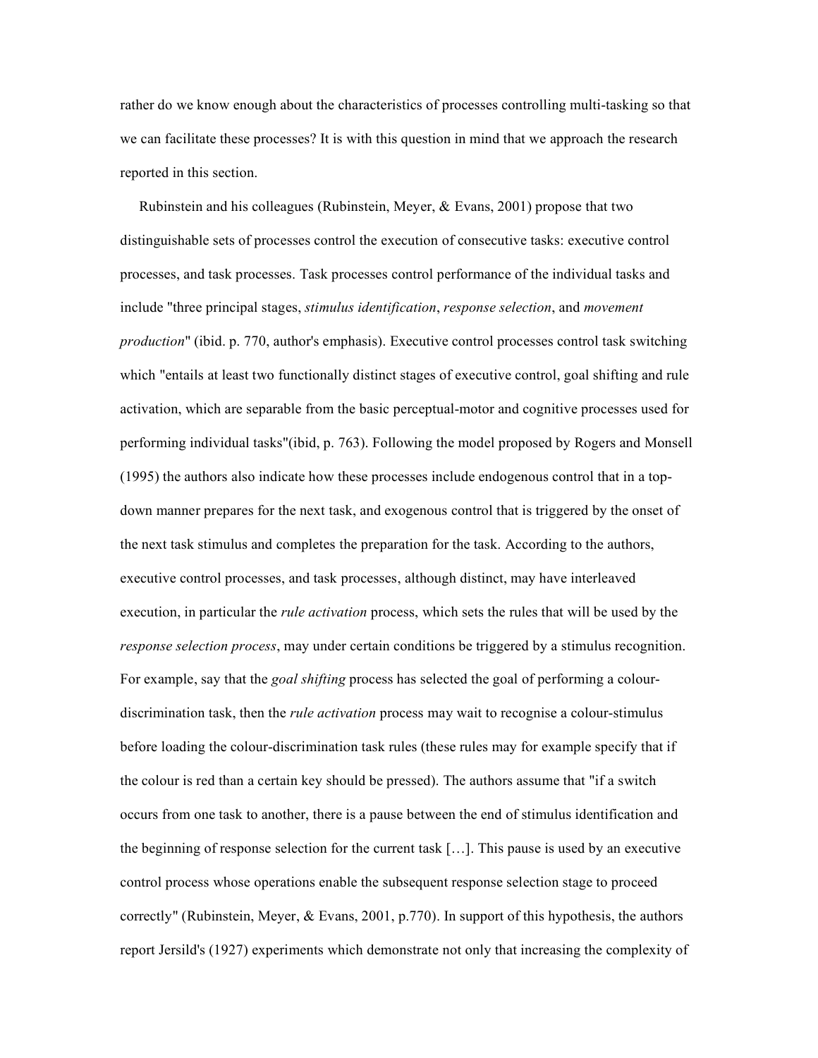rather do we know enough about the characteristics of processes controlling multi-tasking so that we can facilitate these processes? It is with this question in mind that we approach the research reported in this section.

Rubinstein and his colleagues (Rubinstein, Meyer, & Evans, 2001) propose that two distinguishable sets of processes control the execution of consecutive tasks: executive control processes, and task processes. Task processes control performance of the individual tasks and include "three principal stages, *stimulus identification*, *response selection*, and *movement production*" (ibid. p. 770, author's emphasis). Executive control processes control task switching which "entails at least two functionally distinct stages of executive control, goal shifting and rule activation, which are separable from the basic perceptual-motor and cognitive processes used for performing individual tasks"(ibid, p. 763). Following the model proposed by Rogers and Monsell (1995) the authors also indicate how these processes include endogenous control that in a top-down manner prepares for the next task, and exogenous control that is triggered by the onset of the next task stimulus and completes the preparation for the task. According to the authors, executive control processes, and task processes, although distinct, may have interleaved execution, in particular the *rule activation* process, which sets the rules that will be used by the *response selection process*, may under certain conditions be triggered by a stimulus recognition. For example, say that the *goal shifting* process has selected the goal of performing a colour-discrimination task, then the *rule activation* process may wait to recognise a colour-stimulus before loading the colour-discrimination task rules (these rules may for example specify that if the colour is red than a certain key should be pressed). The authors assume that "if a switch occurs from one task to another, there is a pause between the end of stimulus identification and the beginning of response selection for the current task […]. This pause is used by an executive control process whose operations enable the subsequent response selection stage to proceed correctly" (Rubinstein, Meyer, & Evans, 2001, p.770). In support of this hypothesis, the authors report Jersild's (1927) experiments which demonstrate not only that increasing the complexity of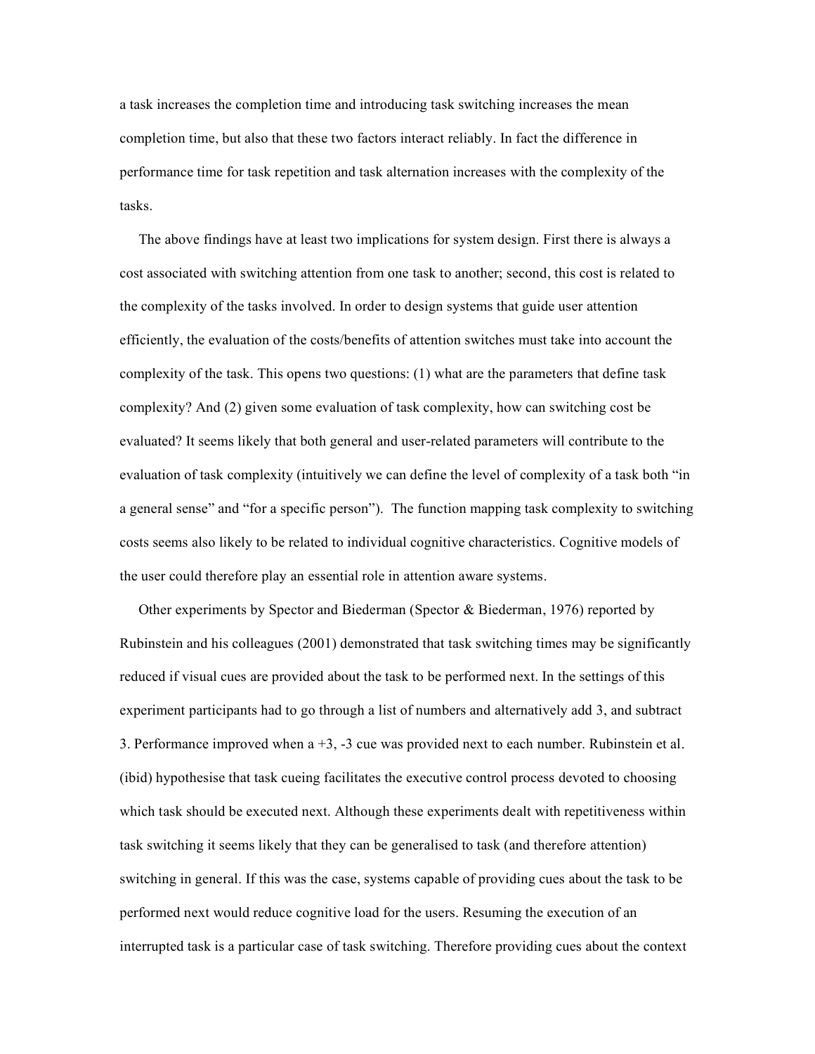a task increases the completion time and introducing task switching increases the mean completion time, but also that these two factors interact reliably. In fact the difference in performance time for task repetition and task alternation increases with the complexity of the tasks.

The above findings have at least two implications for system design. First there is always a cost associated with switching attention from one task to another; second, this cost is related to the complexity of the tasks involved. In order to design systems that guide user attention efficiently, the evaluation of the costs/benefits of attention switches must take into account the complexity of the task. This opens two questions: (1) what are the parameters that define task complexity? And (2) given some evaluation of task complexity, how can switching cost be evaluated? It seems likely that both general and user-related parameters will contribute to the evaluation of task complexity (intuitively we can define the level of complexity of a task both "in a general sense" and "for a specific person"). The function mapping task complexity to switching costs seems also likely to be related to individual cognitive characteristics. Cognitive models of the user could therefore play an essential role in attention aware systems.

Other experiments by Spector and Biederman (Spector & Biederman, 1976) reported by Rubinstein and his colleagues (2001) demonstrated that task switching times may be significantly reduced if visual cues are provided about the task to be performed next. In the settings of this experiment participants had to go through a list of numbers and alternatively add 3, and subtract 3. Performance improved when a +3, -3 cue was provided next to each number. Rubinstein et al. (ibid) hypothesise that task cueing facilitates the executive control process devoted to choosing which task should be executed next. Although these experiments dealt with repetitiveness within task switching it seems likely that they can be generalised to task (and therefore attention) switching in general. If this was the case, systems capable of providing cues about the task to be performed next would reduce cognitive load for the users. Resuming the execution of an interrupted task is a particular case of task switching. Therefore providing cues about the context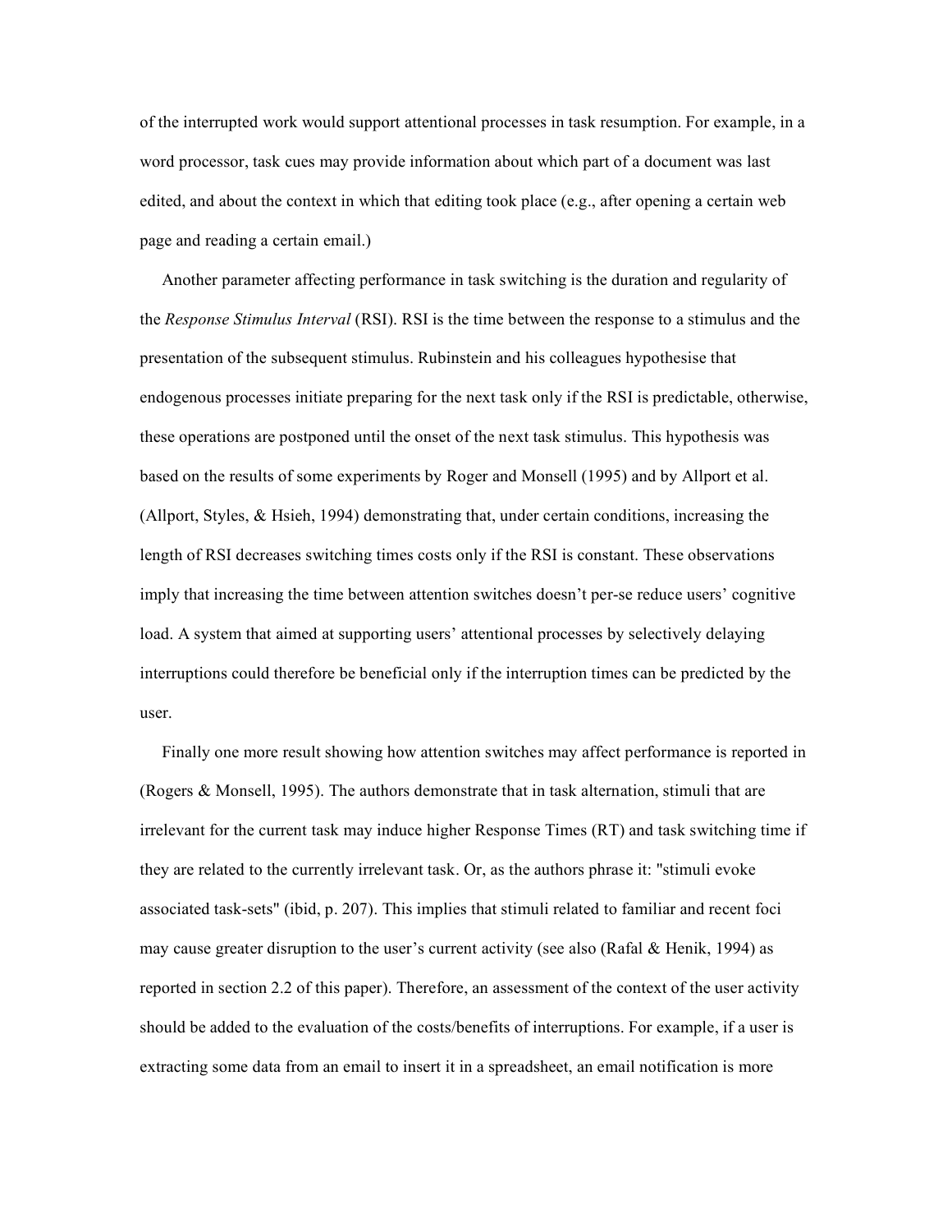of the interrupted work would support attentional processes in task resumption. For example, in a word processor, task cues may provide information about which part of a document was last edited, and about the context in which that editing took place (e.g., after opening a certain web page and reading a certain email.)

Another parameter affecting performance in task switching is the duration and regularity of the *Response Stimulus Interval* (RSI). RSI is the time between the response to a stimulus and the presentation of the subsequent stimulus. Rubinstein and his colleagues hypothesise that endogenous processes initiate preparing for the next task only if the RSI is predictable, otherwise, these operations are postponed until the onset of the next task stimulus. This hypothesis was based on the results of some experiments by Roger and Monsell (1995) and by Allport et al. (Allport, Styles, & Hsieh, 1994) demonstrating that, under certain conditions, increasing the length of RSI decreases switching times costs only if the RSI is constant. These observations imply that increasing the time between attention switches doesn't per-se reduce users' cognitive load. A system that aimed at supporting users' attentional processes by selectively delaying interruptions could therefore be beneficial only if the interruption times can be predicted by the user.

Finally one more result showing how attention switches may affect performance is reported in (Rogers & Monsell, 1995). The authors demonstrate that in task alternation, stimuli that are irrelevant for the current task may induce higher Response Times (RT) and task switching time if they are related to the currently irrelevant task. Or, as the authors phrase it: "stimuli evoke associated task-sets" (ibid, p. 207). This implies that stimuli related to familiar and recent foci may cause greater disruption to the user's current activity (see also (Rafal & Henik, 1994) as reported in section 2.2 of this paper). Therefore, an assessment of the context of the user activity should be added to the evaluation of the costs/benefits of interruptions. For example, if a user is extracting some data from an email to insert it in a spreadsheet, an email notification is more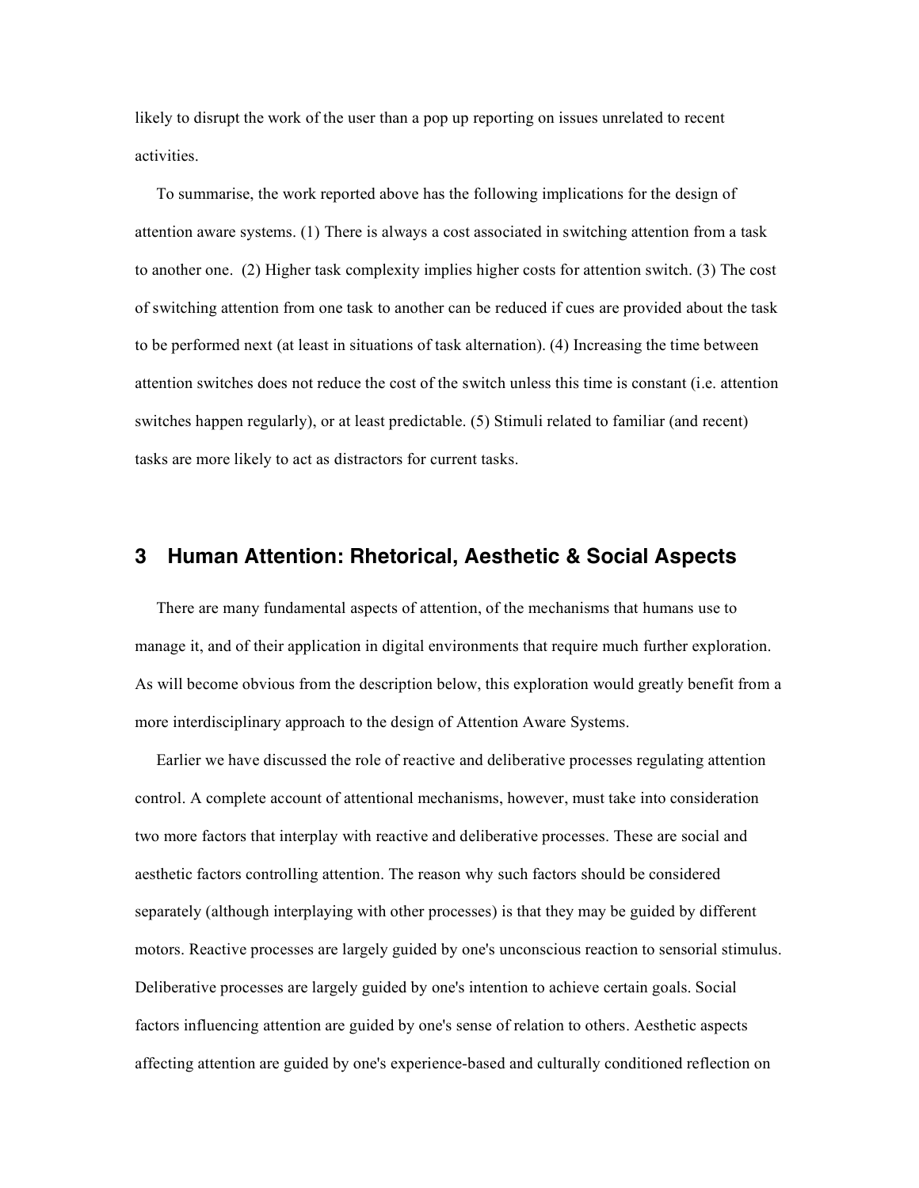likely to disrupt the work of the user than a pop up reporting on issues unrelated to recent activities.

To summarise, the work reported above has the following implications for the design of attention aware systems. (1) There is always a cost associated in switching attention from a task to another one. (2) Higher task complexity implies higher costs for attention switch. (3) The cost of switching attention from one task to another can be reduced if cues are provided about the task to be performed next (at least in situations of task alternation). (4) Increasing the time between attention switches does not reduce the cost of the switch unless this time is constant (i.e. attention switches happen regularly), or at least predictable. (5) Stimuli related to familiar (and recent) tasks are more likely to act as distractors for current tasks.

## 3 Human Attention: Rhetorical, Aesthetic & Social Aspects

There are many fundamental aspects of attention, of the mechanisms that humans use to manage it, and of their application in digital environments that require much further exploration. As will become obvious from the description below, this exploration would greatly benefit from a more interdisciplinary approach to the design of Attention Aware Systems.

Earlier we have discussed the role of reactive and deliberative processes regulating attention control. A complete account of attentional mechanisms, however, must take into consideration two more factors that interplay with reactive and deliberative processes. These are social and aesthetic factors controlling attention. The reason why such factors should be considered separately (although interplaying with other processes) is that they may be guided by different motors. Reactive processes are largely guided by one's unconscious reaction to sensorial stimulus. Deliberative processes are largely guided by one's intention to achieve certain goals. Social factors influencing attention are guided by one's sense of relation to others. Aesthetic aspects affecting attention are guided by one's experience-based and culturally conditioned reflection on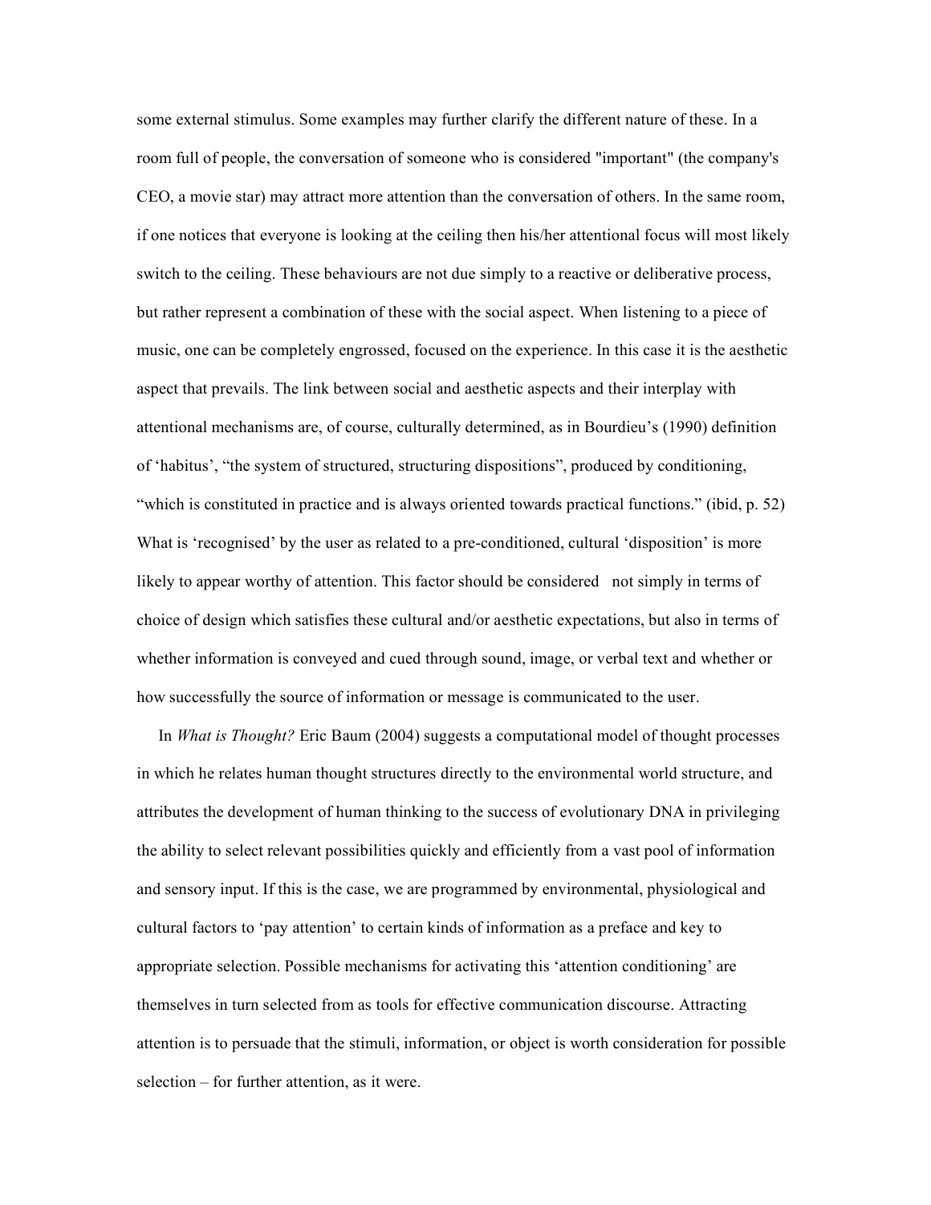some external stimulus. Some examples may further clarify the different nature of these. In a room full of people, the conversation of someone who is considered "important" (the company's CEO, a movie star) may attract more attention than the conversation of others. In the same room, if one notices that everyone is looking at the ceiling then his/her attentional focus will most likely switch to the ceiling. These behaviours are not due simply to a reactive or deliberative process, but rather represent a combination of these with the social aspect. When listening to a piece of music, one can be completely engrossed, focused on the experience. In this case it is the aesthetic aspect that prevails. The link between social and aesthetic aspects and their interplay with attentional mechanisms are, of course, culturally determined, as in Bourdieu's (1990) definition of 'habitus', "the system of structured, structuring dispositions", produced by conditioning, "which is constituted in practice and is always oriented towards practical functions." (ibid, p. 52) What is 'recognised' by the user as related to a pre-conditioned, cultural 'disposition' is more likely to appear worthy of attention. This factor should be considered not simply in terms of choice of design which satisfies these cultural and/or aesthetic expectations, but also in terms of whether information is conveyed and cued through sound, image, or verbal text and whether or how successfully the source of information or message is communicated to the user.

In *What is Thought?* Eric Baum (2004) suggests a computational model of thought processes in which he relates human thought structures directly to the environmental world structure, and attributes the development of human thinking to the success of evolutionary DNA in privileging the ability to select relevant possibilities quickly and efficiently from a vast pool of information and sensory input. If this is the case, we are programmed by environmental, physiological and cultural factors to 'pay attention' to certain kinds of information as a preface and key to appropriate selection. Possible mechanisms for activating this 'attention conditioning' are themselves in turn selected from as tools for effective communication discourse. Attracting attention is to persuade that the stimuli, information, or object is worth consideration for possible selection – for further attention, as it were.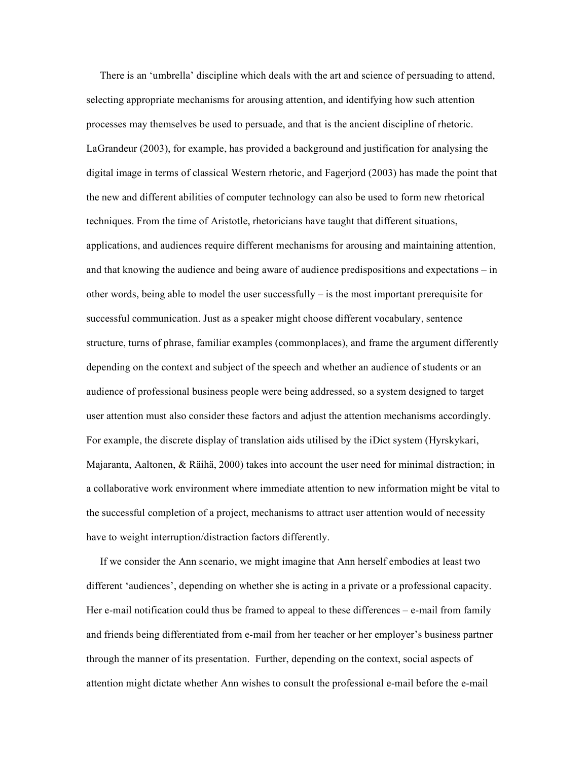There is an 'umbrella' discipline which deals with the art and science of persuading to attend, selecting appropriate mechanisms for arousing attention, and identifying how such attention processes may themselves be used to persuade, and that is the ancient discipline of rhetoric. LaGrandeur (2003), for example, has provided a background and justification for analysing the digital image in terms of classical Western rhetoric, and Fagerjord (2003) has made the point that the new and different abilities of computer technology can also be used to form new rhetorical techniques. From the time of Aristotle, rhetoricians have taught that different situations, applications, and audiences require different mechanisms for arousing and maintaining attention, and that knowing the audience and being aware of audience predispositions and expectations – in other words, being able to model the user successfully – is the most important prerequisite for successful communication. Just as a speaker might choose different vocabulary, sentence structure, turns of phrase, familiar examples (commonplaces), and frame the argument differently depending on the context and subject of the speech and whether an audience of students or an audience of professional business people were being addressed, so a system designed to target user attention must also consider these factors and adjust the attention mechanisms accordingly. For example, the discrete display of translation aids utilised by the iDict system (Hyrskykari, Majaranta, Aaltonen, & Räihä, 2000) takes into account the user need for minimal distraction; in a collaborative work environment where immediate attention to new information might be vital to the successful completion of a project, mechanisms to attract user attention would of necessity have to weight interruption/distraction factors differently.

If we consider the Ann scenario, we might imagine that Ann herself embodies at least two different 'audiences', depending on whether she is acting in a private or a professional capacity. Her e-mail notification could thus be framed to appeal to these differences – e-mail from family and friends being differentiated from e-mail from her teacher or her employer's business partner through the manner of its presentation. Further, depending on the context, social aspects of attention might dictate whether Ann wishes to consult the professional e-mail before the e-mail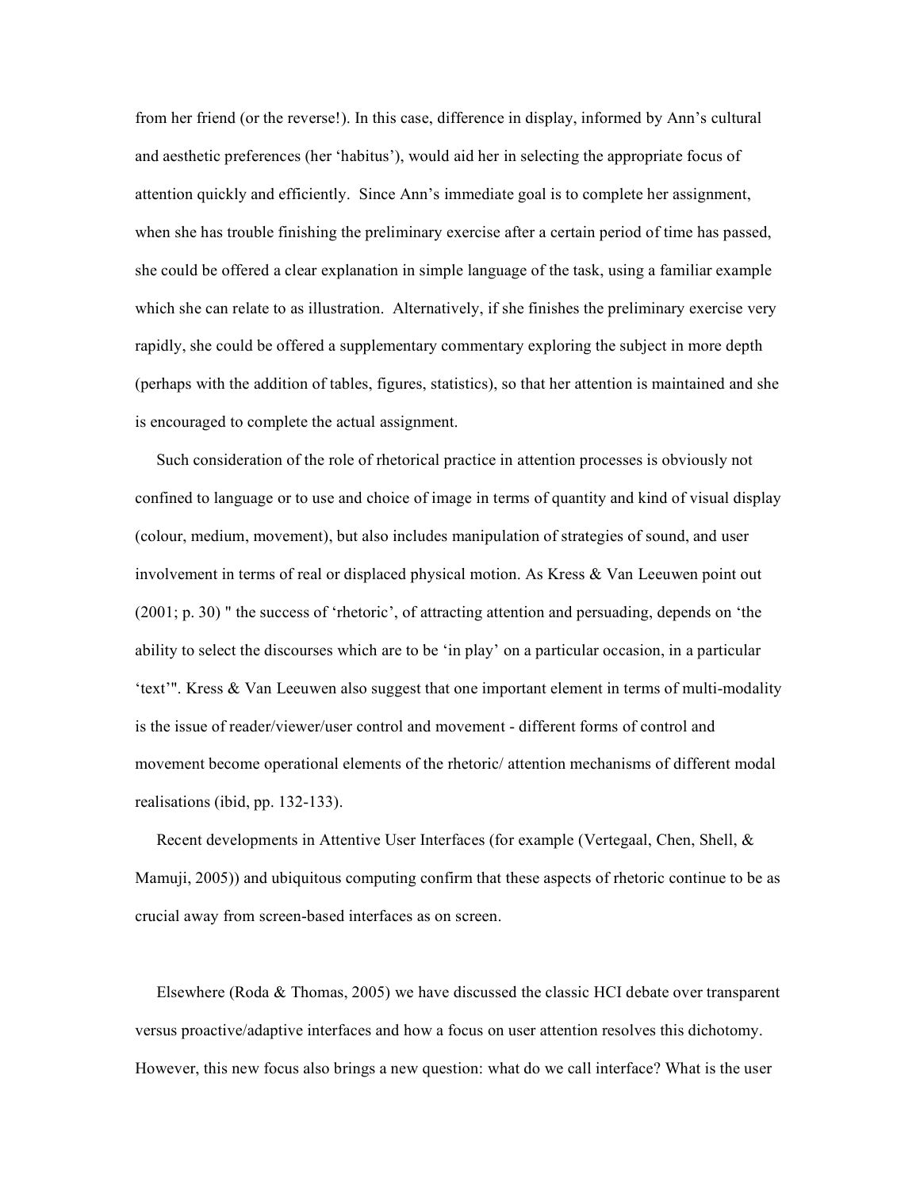from her friend (or the reverse!). In this case, difference in display, informed by Ann's cultural and aesthetic preferences (her 'habitus'), would aid her in selecting the appropriate focus of attention quickly and efficiently. Since Ann's immediate goal is to complete her assignment, when she has trouble finishing the preliminary exercise after a certain period of time has passed, she could be offered a clear explanation in simple language of the task, using a familiar example which she can relate to as illustration. Alternatively, if she finishes the preliminary exercise very rapidly, she could be offered a supplementary commentary exploring the subject in more depth (perhaps with the addition of tables, figures, statistics), so that her attention is maintained and she is encouraged to complete the actual assignment.

Such consideration of the role of rhetorical practice in attention processes is obviously not confined to language or to use and choice of image in terms of quantity and kind of visual display (colour, medium, movement), but also includes manipulation of strategies of sound, and user involvement in terms of real or displaced physical motion. As Kress & Van Leeuwen point out (2001; p. 30) " the success of 'rhetoric', of attracting attention and persuading, depends on 'the ability to select the discourses which are to be 'in play' on a particular occasion, in a particular 'text'". Kress & Van Leeuwen also suggest that one important element in terms of multi-modality is the issue of reader/viewer/user control and movement - different forms of control and movement become operational elements of the rhetoric/ attention mechanisms of different modal realisations (ibid, pp. 132-133).

Recent developments in Attentive User Interfaces (for example (Vertegaal, Chen, Shell, & Mamuji, 2005)) and ubiquitous computing confirm that these aspects of rhetoric continue to be as crucial away from screen-based interfaces as on screen.

Elsewhere (Roda & Thomas, 2005) we have discussed the classic HCI debate over transparent versus proactive/adaptive interfaces and how a focus on user attention resolves this dichotomy. However, this new focus also brings a new question: what do we call interface? What is the user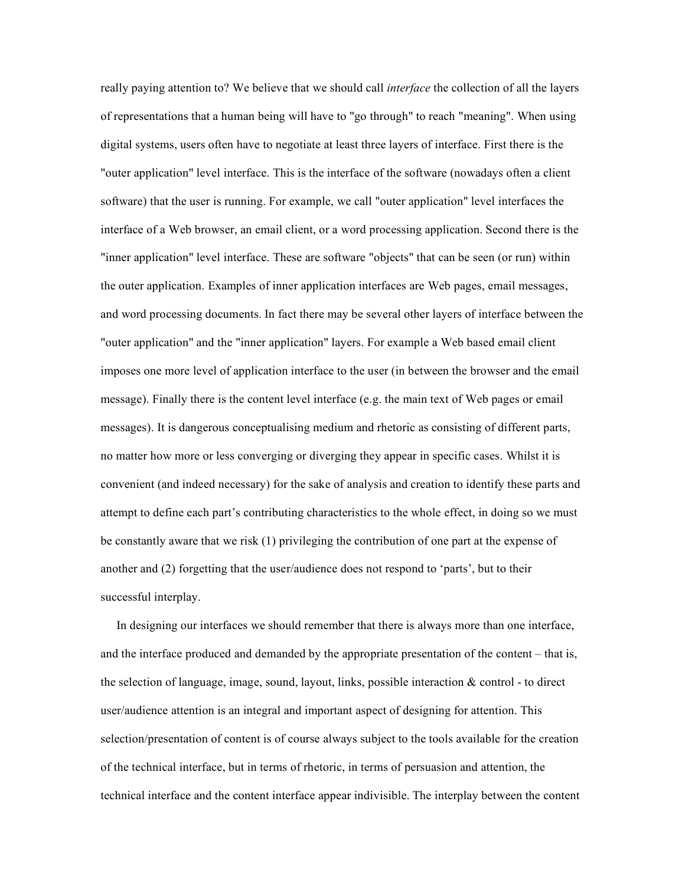really paying attention to? We believe that we should call *interface* the collection of all the layers of representations that a human being will have to "go through" to reach "meaning". When using digital systems, users often have to negotiate at least three layers of interface. First there is the "outer application" level interface. This is the interface of the software (nowadays often a client software) that the user is running. For example, we call "outer application" level interfaces the interface of a Web browser, an email client, or a word processing application. Second there is the "inner application" level interface. These are software "objects" that can be seen (or run) within the outer application. Examples of inner application interfaces are Web pages, email messages, and word processing documents. In fact there may be several other layers of interface between the "outer application" and the "inner application" layers. For example a Web based email client imposes one more level of application interface to the user (in between the browser and the email message). Finally there is the content level interface (e.g. the main text of Web pages or email messages). It is dangerous conceptualising medium and rhetoric as consisting of different parts, no matter how more or less converging or diverging they appear in specific cases. Whilst it is convenient (and indeed necessary) for the sake of analysis and creation to identify these parts and attempt to define each part's contributing characteristics to the whole effect, in doing so we must be constantly aware that we risk (1) privileging the contribution of one part at the expense of another and (2) forgetting that the user/audience does not respond to 'parts', but to their successful interplay.

In designing our interfaces we should remember that there is always more than one interface, and the interface produced and demanded by the appropriate presentation of the content – that is, the selection of language, image, sound, layout, links, possible interaction & control - to direct user/audience attention is an integral and important aspect of designing for attention. This selection/presentation of content is of course always subject to the tools available for the creation of the technical interface, but in terms of rhetoric, in terms of persuasion and attention, the technical interface and the content interface appear indivisible. The interplay between the content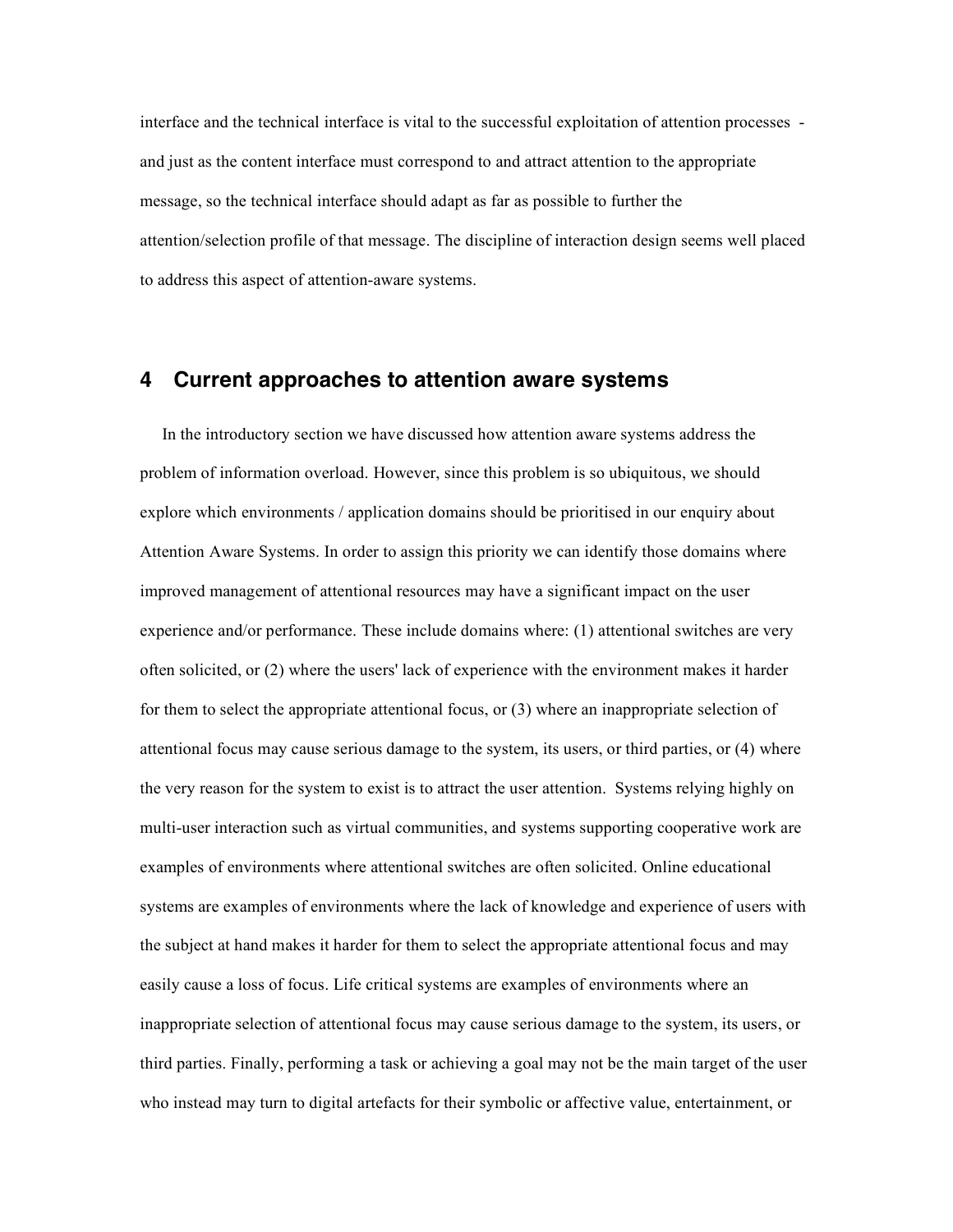interface and the technical interface is vital to the successful exploitation of attention processes - and just as the content interface must correspond to and attract attention to the appropriate message, so the technical interface should adapt as far as possible to further the attention/selection profile of that message. The discipline of interaction design seems well placed to address this aspect of attention-aware systems.

## 4 Current approaches to attention aware systems

In the introductory section we have discussed how attention aware systems address the problem of information overload. However, since this problem is so ubiquitous, we should explore which environments / application domains should be prioritised in our enquiry about Attention Aware Systems. In order to assign this priority we can identify those domains where improved management of attentional resources may have a significant impact on the user experience and/or performance. These include domains where: (1) attentional switches are very often solicited, or (2) where the users' lack of experience with the environment makes it harder for them to select the appropriate attentional focus, or (3) where an inappropriate selection of attentional focus may cause serious damage to the system, its users, or third parties, or (4) where the very reason for the system to exist is to attract the user attention. Systems relying highly on multi-user interaction such as virtual communities, and systems supporting cooperative work are examples of environments where attentional switches are often solicited. Online educational systems are examples of environments where the lack of knowledge and experience of users with the subject at hand makes it harder for them to select the appropriate attentional focus and may easily cause a loss of focus. Life critical systems are examples of environments where an inappropriate selection of attentional focus may cause serious damage to the system, its users, or third parties. Finally, performing a task or achieving a goal may not be the main target of the user who instead may turn to digital artefacts for their symbolic or affective value, entertainment, or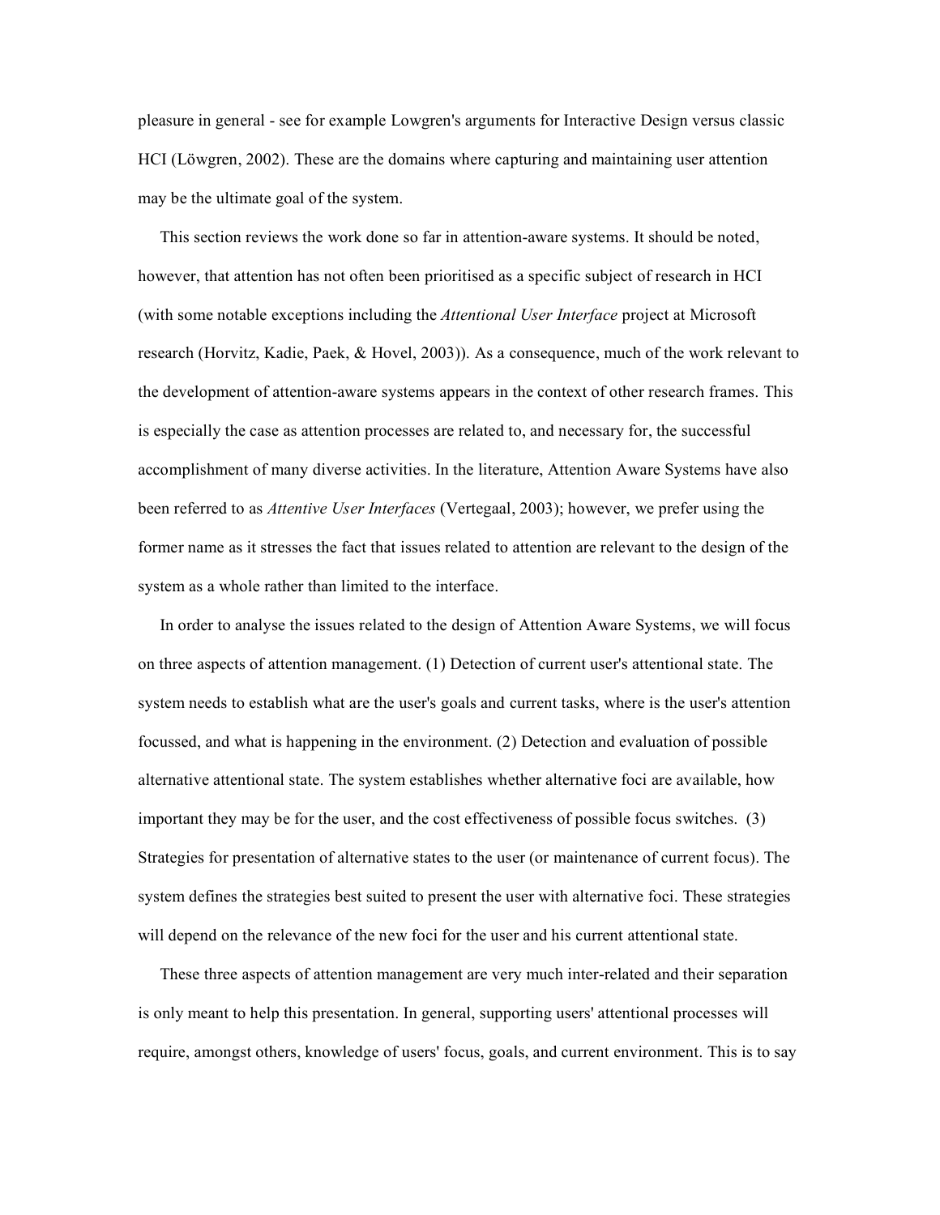pleasure in general - see for example Lowgren's arguments for Interactive Design versus classic HCI (Löwgren, 2002). These are the domains where capturing and maintaining user attention may be the ultimate goal of the system.

This section reviews the work done so far in attention-aware systems. It should be noted, however, that attention has not often been prioritised as a specific subject of research in HCI (with some notable exceptions including the *Attentional User Interface* project at Microsoft research (Horvitz, Kadie, Paek, & Hovel, 2003)). As a consequence, much of the work relevant to the development of attention-aware systems appears in the context of other research frames. This is especially the case as attention processes are related to, and necessary for, the successful accomplishment of many diverse activities. In the literature, Attention Aware Systems have also been referred to as *Attentive User Interfaces* (Vertegaal, 2003); however, we prefer using the former name as it stresses the fact that issues related to attention are relevant to the design of the system as a whole rather than limited to the interface.

In order to analyse the issues related to the design of Attention Aware Systems, we will focus on three aspects of attention management. (1) Detection of current user's attentional state. The system needs to establish what are the user's goals and current tasks, where is the user's attention focussed, and what is happening in the environment. (2) Detection and evaluation of possible alternative attentional state. The system establishes whether alternative foci are available, how important they may be for the user, and the cost effectiveness of possible focus switches. (3) Strategies for presentation of alternative states to the user (or maintenance of current focus). The system defines the strategies best suited to present the user with alternative foci. These strategies will depend on the relevance of the new foci for the user and his current attentional state.

These three aspects of attention management are very much inter-related and their separation is only meant to help this presentation. In general, supporting users' attentional processes will require, amongst others, knowledge of users' focus, goals, and current environment. This is to say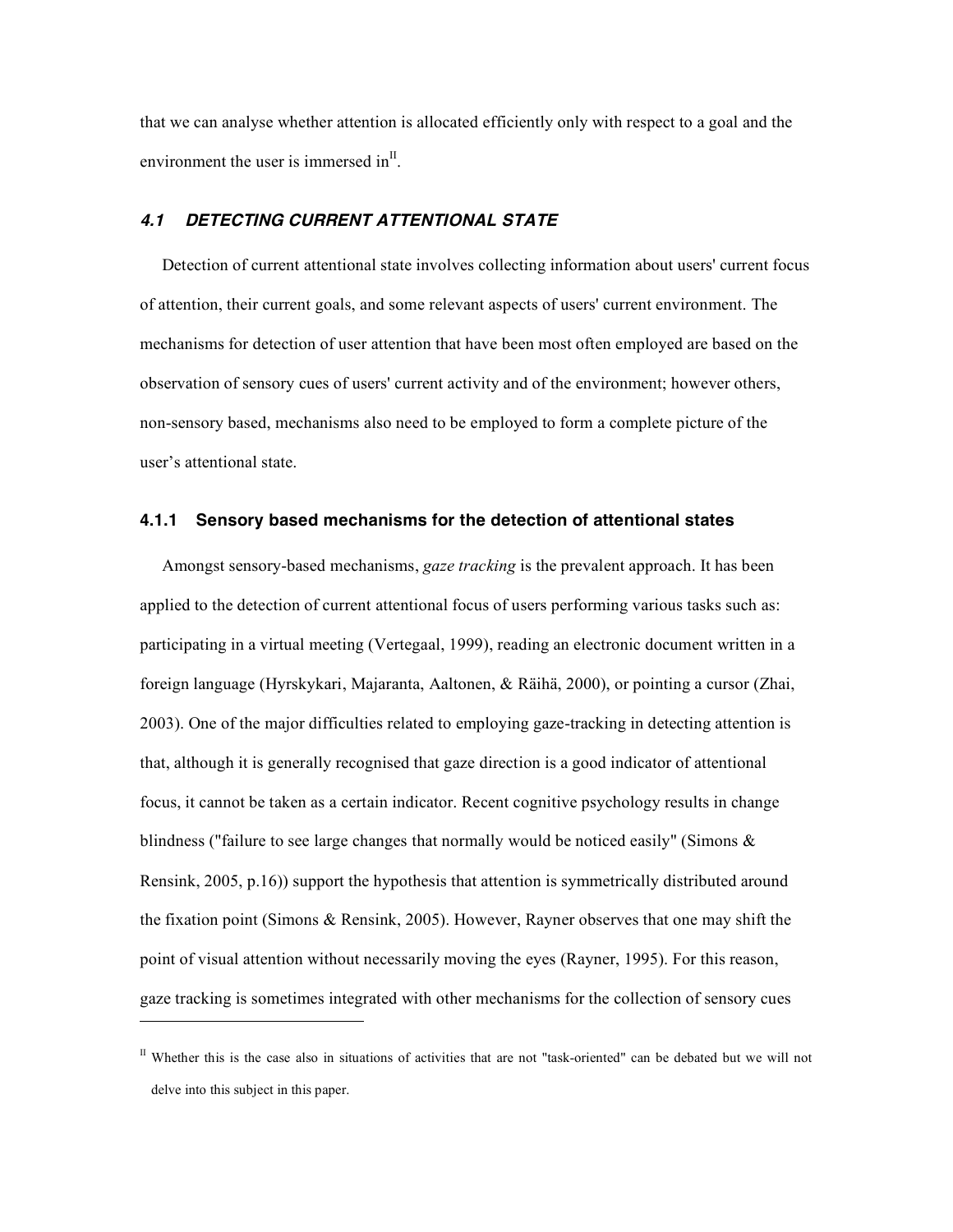that we can analyse whether attention is allocated efficiently only with respect to a goal and the environment the user is immersed in[II].

### *4.1 DETECTING CURRENT ATTENTIONAL STATE*

Detection of current attentional state involves collecting information about users' current focus of attention, their current goals, and some relevant aspects of users' current environment. The mechanisms for detection of user attention that have been most often employed are based on the observation of sensory cues of users' current activity and of the environment; however others, non-sensory based, mechanisms also need to be employed to form a complete picture of the user's attentional state.

#### 4.1.1 Sensory based mechanisms for the detection of attentional states

Amongst sensory-based mechanisms, *gaze tracking* is the prevalent approach. It has been applied to the detection of current attentional focus of users performing various tasks such as: participating in a virtual meeting (Vertegaal, 1999), reading an electronic document written in a foreign language (Hyrskykari, Majaranta, Aaltonen, & Räihä, 2000), or pointing a cursor (Zhai, 2003). One of the major difficulties related to employing gaze-tracking in detecting attention is that, although it is generally recognised that gaze direction is a good indicator of attentional focus, it cannot be taken as a certain indicator. Recent cognitive psychology results in change blindness ("failure to see large changes that normally would be noticed easily" (Simons & Rensink, 2005, p.16)) support the hypothesis that attention is symmetrically distributed around the fixation point (Simons & Rensink, 2005). However, Rayner observes that one may shift the point of visual attention without necessarily moving the eyes (Rayner, 1995). For this reason, gaze tracking is sometimes integrated with other mechanisms for the collection of sensory cues

---

[II] Whether this is the case also in situations of activities that are not "task-oriented" can be debated but we will not delve into this subject in this paper.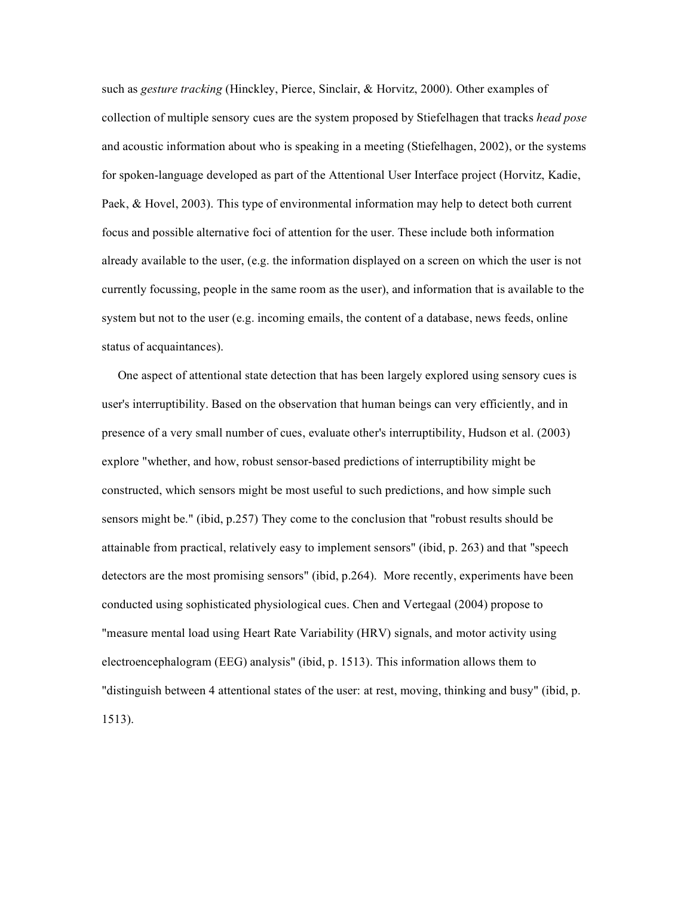such as *gesture tracking* (Hinckley, Pierce, Sinclair, & Horvitz, 2000). Other examples of collection of multiple sensory cues are the system proposed by Stiefelhagen that tracks *head pose* and acoustic information about who is speaking in a meeting (Stiefelhagen, 2002), or the systems for spoken-language developed as part of the Attentional User Interface project (Horvitz, Kadie, Paek, & Hovel, 2003). This type of environmental information may help to detect both current focus and possible alternative foci of attention for the user. These include both information already available to the user, (e.g. the information displayed on a screen on which the user is not currently focussing, people in the same room as the user), and information that is available to the system but not to the user (e.g. incoming emails, the content of a database, news feeds, online status of acquaintances).

One aspect of attentional state detection that has been largely explored using sensory cues is user's interruptibility. Based on the observation that human beings can very efficiently, and in presence of a very small number of cues, evaluate other's interruptibility, Hudson et al. (2003) explore "whether, and how, robust sensor-based predictions of interruptibility might be constructed, which sensors might be most useful to such predictions, and how simple such sensors might be." (ibid, p.257) They come to the conclusion that "robust results should be attainable from practical, relatively easy to implement sensors" (ibid, p. 263) and that "speech detectors are the most promising sensors" (ibid, p.264). More recently, experiments have been conducted using sophisticated physiological cues. Chen and Vertegaal (2004) propose to "measure mental load using Heart Rate Variability (HRV) signals, and motor activity using electroencephalogram (EEG) analysis" (ibid, p. 1513). This information allows them to "distinguish between 4 attentional states of the user: at rest, moving, thinking and busy" (ibid, p. 1513).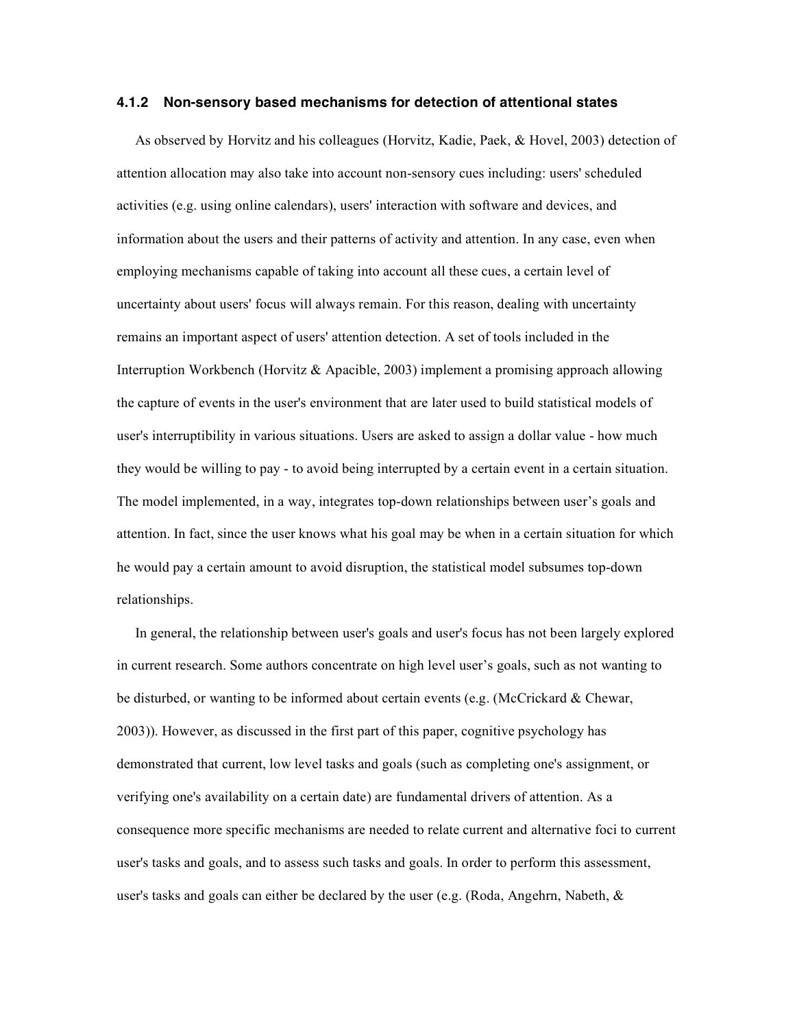#### 4.1.2 Non-sensory based mechanisms for detection of attentional states

As observed by Horvitz and his colleagues (Horvitz, Kadie, Paek, & Hovel, 2003) detection of attention allocation may also take into account non-sensory cues including: users' scheduled activities (e.g. using online calendars), users' interaction with software and devices, and information about the users and their patterns of activity and attention. In any case, even when employing mechanisms capable of taking into account all these cues, a certain level of uncertainty about users' focus will always remain. For this reason, dealing with uncertainty remains an important aspect of users' attention detection. A set of tools included in the Interruption Workbench (Horvitz & Apacible, 2003) implement a promising approach allowing the capture of events in the user's environment that are later used to build statistical models of user's interruptibility in various situations. Users are asked to assign a dollar value - how much they would be willing to pay - to avoid being interrupted by a certain event in a certain situation. The model implemented, in a way, integrates top-down relationships between user's goals and attention. In fact, since the user knows what his goal may be when in a certain situation for which he would pay a certain amount to avoid disruption, the statistical model subsumes top-down relationships.

In general, the relationship between user's goals and user's focus has not been largely explored in current research. Some authors concentrate on high level user's goals, such as not wanting to be disturbed, or wanting to be informed about certain events (e.g. (McCrickard & Chewar, 2003)). However, as discussed in the first part of this paper, cognitive psychology has demonstrated that current, low level tasks and goals (such as completing one's assignment, or verifying one's availability on a certain date) are fundamental drivers of attention. As a consequence more specific mechanisms are needed to relate current and alternative foci to current user's tasks and goals, and to assess such tasks and goals. In order to perform this assessment, user's tasks and goals can either be declared by the user (e.g. (Roda, Angehrn, Nabeth, &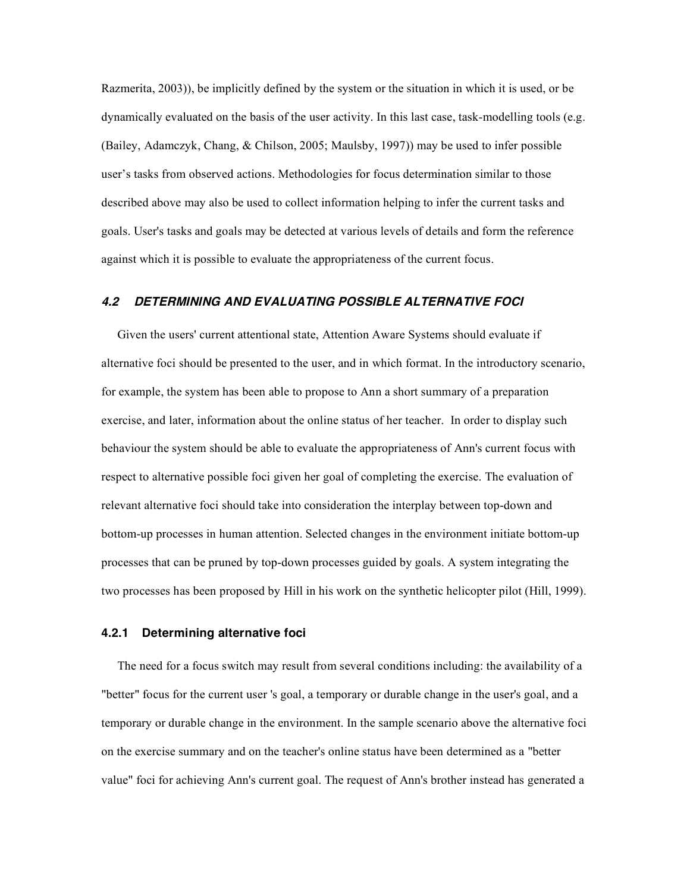Razmerita, 2003)), be implicitly defined by the system or the situation in which it is used, or be dynamically evaluated on the basis of the user activity. In this last case, task-modelling tools (e.g. (Bailey, Adamczyk, Chang, & Chilson, 2005; Maulsby, 1997)) may be used to infer possible user's tasks from observed actions. Methodologies for focus determination similar to those described above may also be used to collect information helping to infer the current tasks and goals. User's tasks and goals may be detected at various levels of details and form the reference against which it is possible to evaluate the appropriateness of the current focus.

### *4.2 DETERMINING AND EVALUATING POSSIBLE ALTERNATIVE FOCI*

Given the users' current attentional state, Attention Aware Systems should evaluate if alternative foci should be presented to the user, and in which format. In the introductory scenario, for example, the system has been able to propose to Ann a short summary of a preparation exercise, and later, information about the online status of her teacher. In order to display such behaviour the system should be able to evaluate the appropriateness of Ann's current focus with respect to alternative possible foci given her goal of completing the exercise. The evaluation of relevant alternative foci should take into consideration the interplay between top-down and bottom-up processes in human attention. Selected changes in the environment initiate bottom-up processes that can be pruned by top-down processes guided by goals. A system integrating the two processes has been proposed by Hill in his work on the synthetic helicopter pilot (Hill, 1999).

#### 4.2.1 Determining alternative foci

The need for a focus switch may result from several conditions including: the availability of a "better" focus for the current user 's goal, a temporary or durable change in the user's goal, and a temporary or durable change in the environment. In the sample scenario above the alternative foci on the exercise summary and on the teacher's online status have been determined as a "better value" foci for achieving Ann's current goal. The request of Ann's brother instead has generated a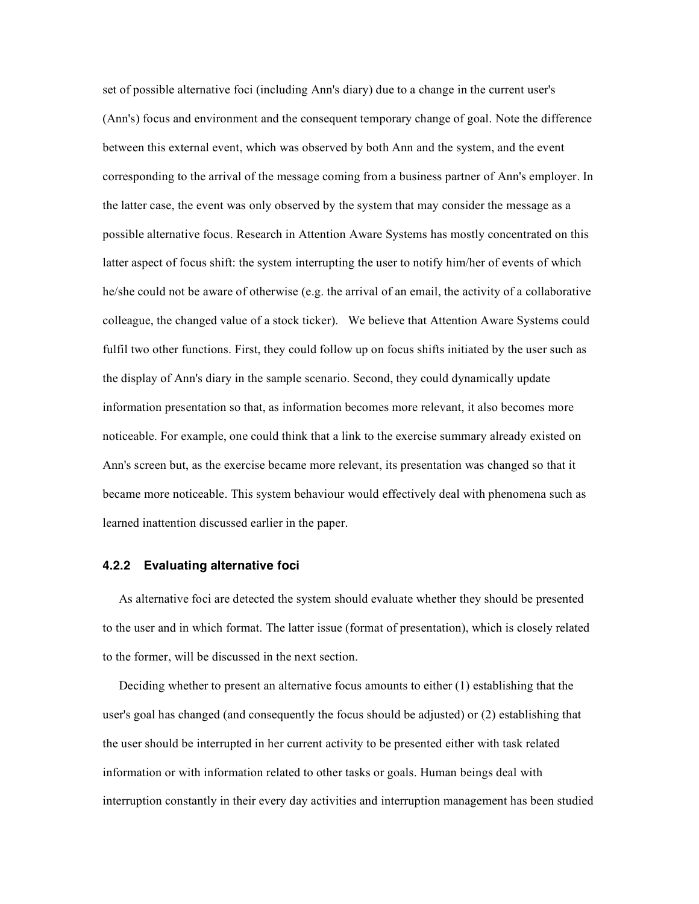set of possible alternative foci (including Ann's diary) due to a change in the current user's (Ann's) focus and environment and the consequent temporary change of goal. Note the difference between this external event, which was observed by both Ann and the system, and the event corresponding to the arrival of the message coming from a business partner of Ann's employer. In the latter case, the event was only observed by the system that may consider the message as a possible alternative focus. Research in Attention Aware Systems has mostly concentrated on this latter aspect of focus shift: the system interrupting the user to notify him/her of events of which he/she could not be aware of otherwise (e.g. the arrival of an email, the activity of a collaborative colleague, the changed value of a stock ticker). We believe that Attention Aware Systems could fulfil two other functions. First, they could follow up on focus shifts initiated by the user such as the display of Ann's diary in the sample scenario. Second, they could dynamically update information presentation so that, as information becomes more relevant, it also becomes more noticeable. For example, one could think that a link to the exercise summary already existed on Ann's screen but, as the exercise became more relevant, its presentation was changed so that it became more noticeable. This system behaviour would effectively deal with phenomena such as learned inattention discussed earlier in the paper.

#### 4.2.2 Evaluating alternative foci

As alternative foci are detected the system should evaluate whether they should be presented to the user and in which format. The latter issue (format of presentation), which is closely related to the former, will be discussed in the next section.

Deciding whether to present an alternative focus amounts to either (1) establishing that the user's goal has changed (and consequently the focus should be adjusted) or (2) establishing that the user should be interrupted in her current activity to be presented either with task related information or with information related to other tasks or goals. Human beings deal with interruption constantly in their every day activities and interruption management has been studied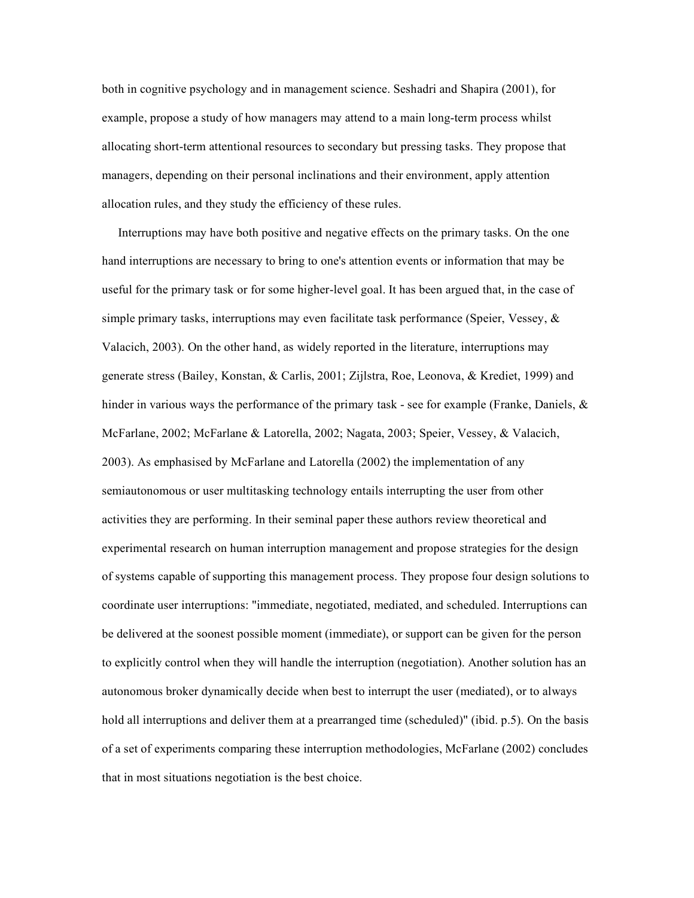both in cognitive psychology and in management science. Seshadri and Shapira (2001), for example, propose a study of how managers may attend to a main long-term process whilst allocating short-term attentional resources to secondary but pressing tasks. They propose that managers, depending on their personal inclinations and their environment, apply attention allocation rules, and they study the efficiency of these rules.

Interruptions may have both positive and negative effects on the primary tasks. On the one hand interruptions are necessary to bring to one's attention events or information that may be useful for the primary task or for some higher-level goal. It has been argued that, in the case of simple primary tasks, interruptions may even facilitate task performance (Speier, Vessey, & Valacich, 2003). On the other hand, as widely reported in the literature, interruptions may generate stress (Bailey, Konstan, & Carlis, 2001; Zijlstra, Roe, Leonova, & Krediet, 1999) and hinder in various ways the performance of the primary task - see for example (Franke, Daniels, & McFarlane, 2002; McFarlane & Latorella, 2002; Nagata, 2003; Speier, Vessey, & Valacich, 2003). As emphasised by McFarlane and Latorella (2002) the implementation of any semiautonomous or user multitasking technology entails interrupting the user from other activities they are performing. In their seminal paper these authors review theoretical and experimental research on human interruption management and propose strategies for the design of systems capable of supporting this management process. They propose four design solutions to coordinate user interruptions: "immediate, negotiated, mediated, and scheduled. Interruptions can be delivered at the soonest possible moment (immediate), or support can be given for the person to explicitly control when they will handle the interruption (negotiation). Another solution has an autonomous broker dynamically decide when best to interrupt the user (mediated), or to always hold all interruptions and deliver them at a prearranged time (scheduled)" (ibid. p.5). On the basis of a set of experiments comparing these interruption methodologies, McFarlane (2002) concludes that in most situations negotiation is the best choice.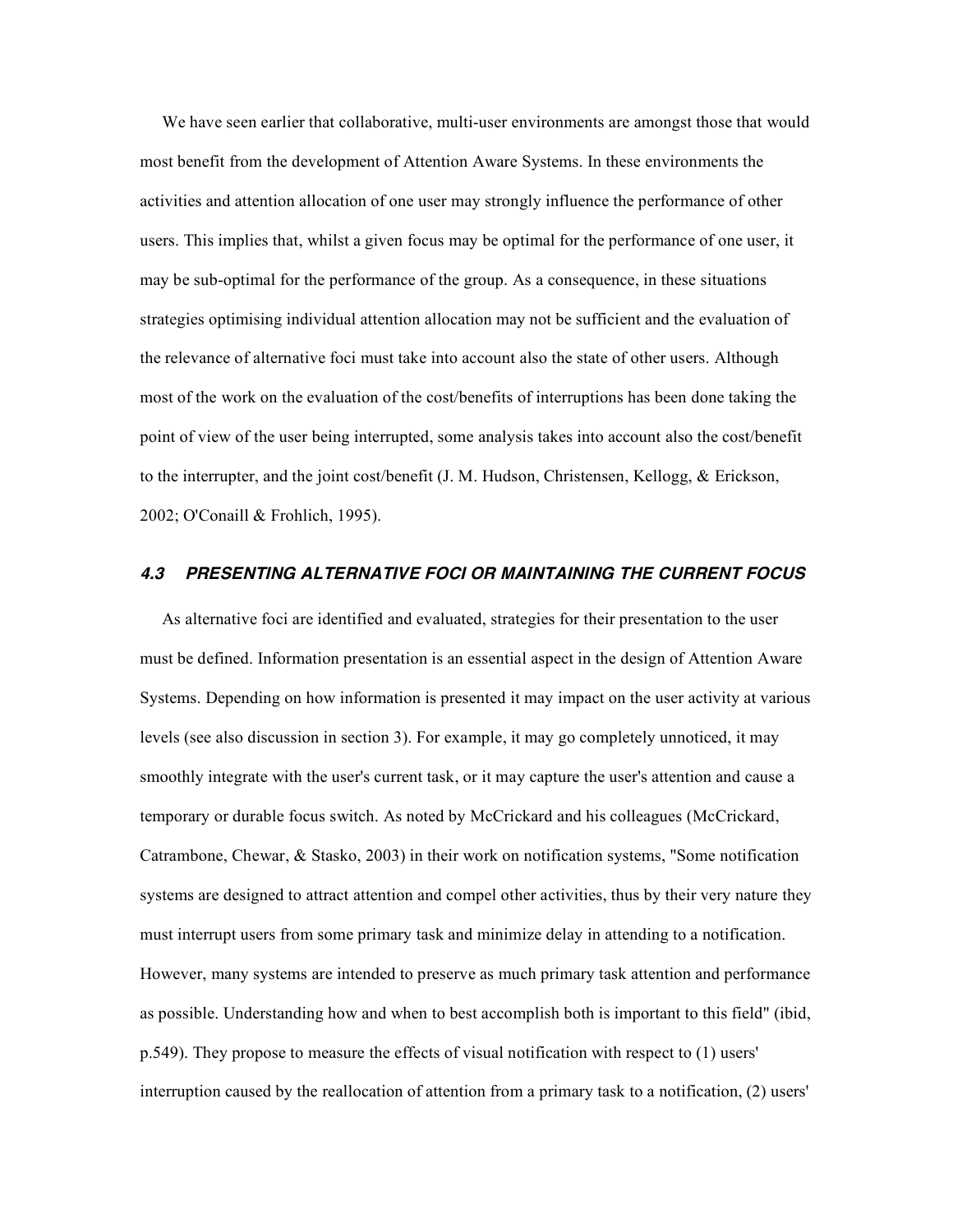We have seen earlier that collaborative, multi-user environments are amongst those that would most benefit from the development of Attention Aware Systems. In these environments the activities and attention allocation of one user may strongly influence the performance of other users. This implies that, whilst a given focus may be optimal for the performance of one user, it may be sub-optimal for the performance of the group. As a consequence, in these situations strategies optimising individual attention allocation may not be sufficient and the evaluation of the relevance of alternative foci must take into account also the state of other users. Although most of the work on the evaluation of the cost/benefits of interruptions has been done taking the point of view of the user being interrupted, some analysis takes into account also the cost/benefit to the interrupter, and the joint cost/benefit (J. M. Hudson, Christensen, Kellogg, & Erickson, 2002; O'Conaill & Frohlich, 1995).

### *4.3 PRESENTING ALTERNATIVE FOCI OR MAINTAINING THE CURRENT FOCUS*

As alternative foci are identified and evaluated, strategies for their presentation to the user must be defined. Information presentation is an essential aspect in the design of Attention Aware Systems. Depending on how information is presented it may impact on the user activity at various levels (see also discussion in section 3). For example, it may go completely unnoticed, it may smoothly integrate with the user's current task, or it may capture the user's attention and cause a temporary or durable focus switch. As noted by McCrickard and his colleagues (McCrickard, Catrambone, Chewar, & Stasko, 2003) in their work on notification systems, "Some notification systems are designed to attract attention and compel other activities, thus by their very nature they must interrupt users from some primary task and minimize delay in attending to a notification. However, many systems are intended to preserve as much primary task attention and performance as possible. Understanding how and when to best accomplish both is important to this field" (ibid, p.549). They propose to measure the effects of visual notification with respect to (1) users' interruption caused by the reallocation of attention from a primary task to a notification, (2) users'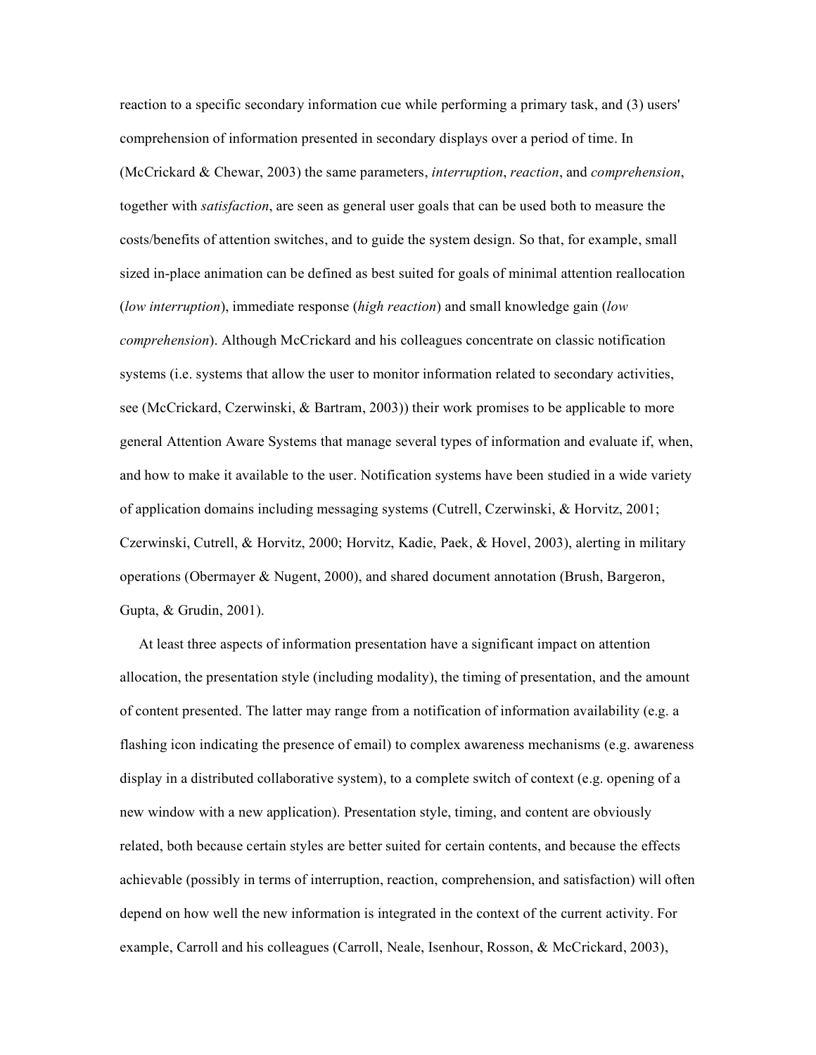reaction to a specific secondary information cue while performing a primary task, and (3) users' comprehension of information presented in secondary displays over a period of time. In (McCrickard & Chewar, 2003) the same parameters, *interruption*, *reaction*, and *comprehension*, together with *satisfaction*, are seen as general user goals that can be used both to measure the costs/benefits of attention switches, and to guide the system design. So that, for example, small sized in-place animation can be defined as best suited for goals of minimal attention reallocation (*low interruption*), immediate response (*high reaction*) and small knowledge gain (*low comprehension*). Although McCrickard and his colleagues concentrate on classic notification systems (i.e. systems that allow the user to monitor information related to secondary activities, see (McCrickard, Czerwinski, & Bartram, 2003)) their work promises to be applicable to more general Attention Aware Systems that manage several types of information and evaluate if, when, and how to make it available to the user. Notification systems have been studied in a wide variety of application domains including messaging systems (Cutrell, Czerwinski, & Horvitz, 2001; Czerwinski, Cutrell, & Horvitz, 2000; Horvitz, Kadie, Paek, & Hovel, 2003), alerting in military operations (Obermayer & Nugent, 2000), and shared document annotation (Brush, Bargeron, Gupta, & Grudin, 2001).

At least three aspects of information presentation have a significant impact on attention allocation, the presentation style (including modality), the timing of presentation, and the amount of content presented. The latter may range from a notification of information availability (e.g. a flashing icon indicating the presence of email) to complex awareness mechanisms (e.g. awareness display in a distributed collaborative system), to a complete switch of context (e.g. opening of a new window with a new application). Presentation style, timing, and content are obviously related, both because certain styles are better suited for certain contents, and because the effects achievable (possibly in terms of interruption, reaction, comprehension, and satisfaction) will often depend on how well the new information is integrated in the context of the current activity. For example, Carroll and his colleagues (Carroll, Neale, Isenhour, Rosson, & McCrickard, 2003),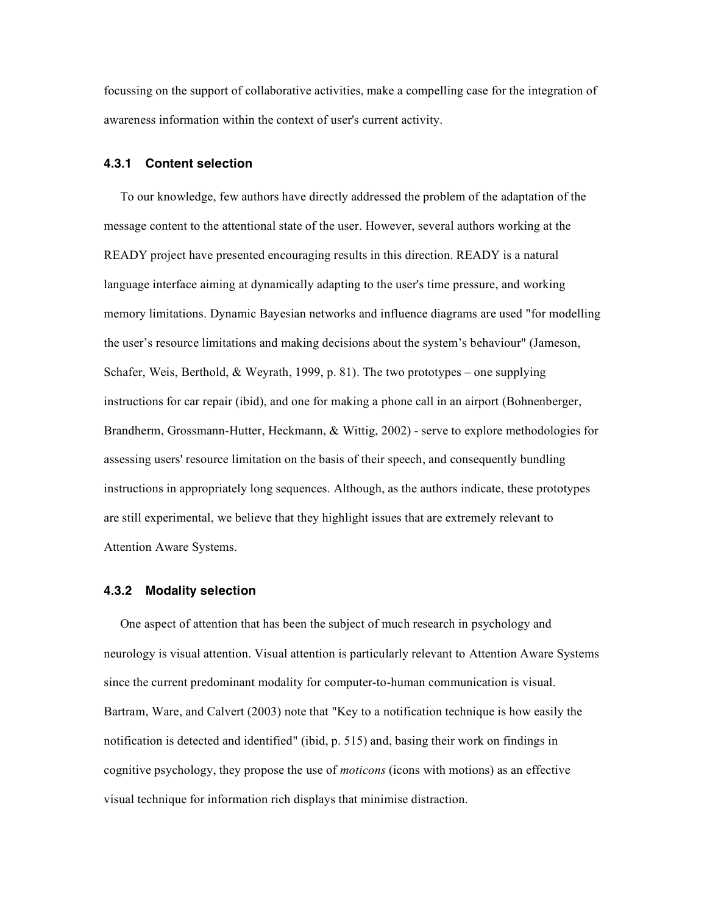focussing on the support of collaborative activities, make a compelling case for the integration of awareness information within the context of user's current activity.

### 4.3.1 Content selection

To our knowledge, few authors have directly addressed the problem of the adaptation of the message content to the attentional state of the user. However, several authors working at the READY project have presented encouraging results in this direction. READY is a natural language interface aiming at dynamically adapting to the user's time pressure, and working memory limitations. Dynamic Bayesian networks and influence diagrams are used "for modelling the user’s resource limitations and making decisions about the system’s behaviour" (Jameson, Schafer, Weis, Berthold, & Weyrath, 1999, p. 81). The two prototypes – one supplying instructions for car repair (ibid), and one for making a phone call in an airport (Bohnenberger, Brandherm, Grossmann-Hutter, Heckmann, & Wittig, 2002) - serve to explore methodologies for assessing users' resource limitation on the basis of their speech, and consequently bundling instructions in appropriately long sequences. Although, as the authors indicate, these prototypes are still experimental, we believe that they highlight issues that are extremely relevant to Attention Aware Systems.

### 4.3.2 Modality selection

One aspect of attention that has been the subject of much research in psychology and neurology is visual attention. Visual attention is particularly relevant to Attention Aware Systems since the current predominant modality for computer-to-human communication is visual. Bartram, Ware, and Calvert (2003) note that "Key to a notification technique is how easily the notification is detected and identified" (ibid, p. 515) and, basing their work on findings in cognitive psychology, they propose the use of *moticons* (icons with motions) as an effective visual technique for information rich displays that minimise distraction.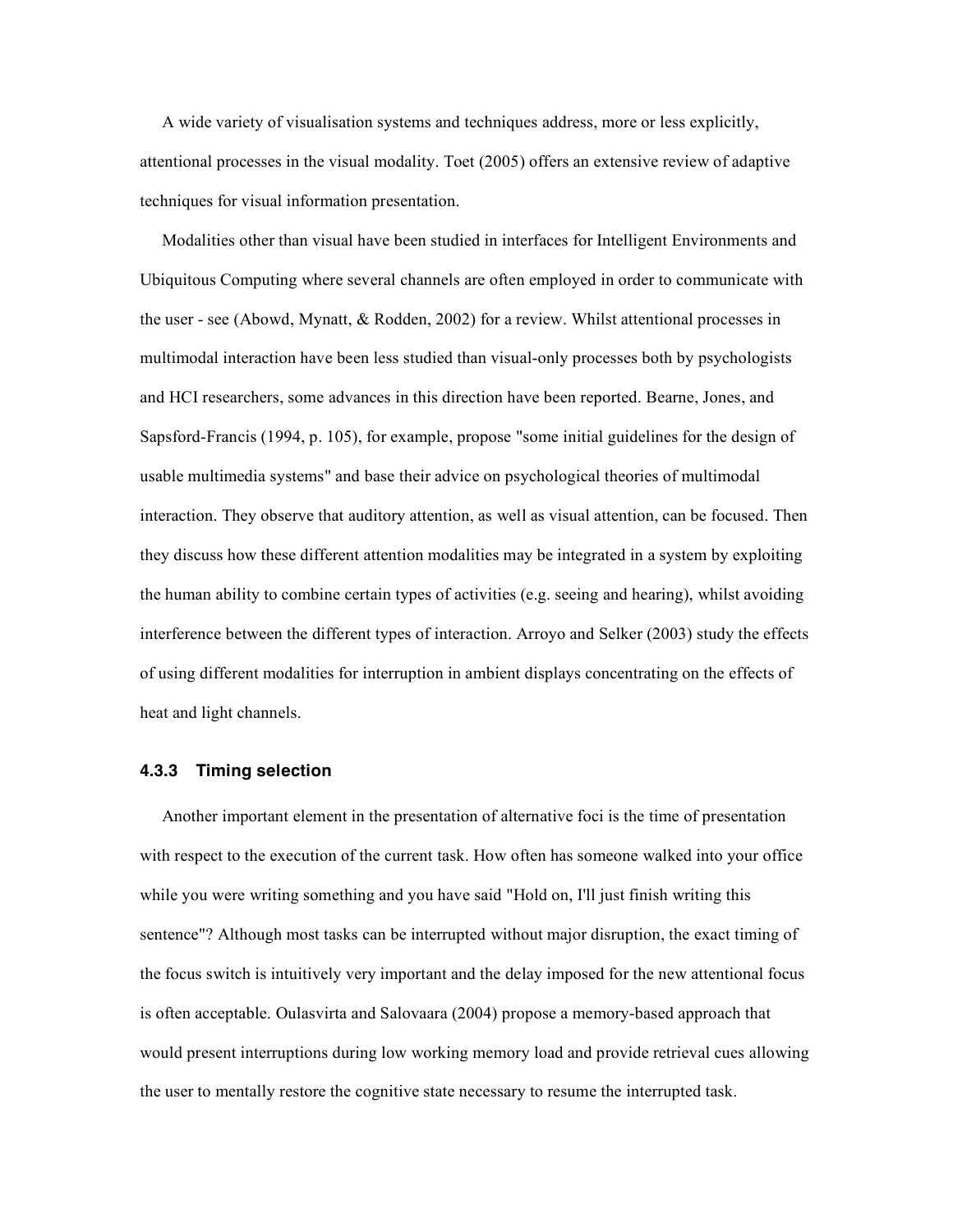A wide variety of visualisation systems and techniques address, more or less explicitly, attentional processes in the visual modality. Toet (2005) offers an extensive review of adaptive techniques for visual information presentation.

Modalities other than visual have been studied in interfaces for Intelligent Environments and Ubiquitous Computing where several channels are often employed in order to communicate with the user - see (Abowd, Mynatt, & Rodden, 2002) for a review. Whilst attentional processes in multimodal interaction have been less studied than visual-only processes both by psychologists and HCI researchers, some advances in this direction have been reported. Bearne, Jones, and Sapsford-Francis (1994, p. 105), for example, propose "some initial guidelines for the design of usable multimedia systems" and base their advice on psychological theories of multimodal interaction. They observe that auditory attention, as well as visual attention, can be focused. Then they discuss how these different attention modalities may be integrated in a system by exploiting the human ability to combine certain types of activities (e.g. seeing and hearing), whilst avoiding interference between the different types of interaction. Arroyo and Selker (2003) study the effects of using different modalities for interruption in ambient displays concentrating on the effects of heat and light channels.

### 4.3.3 Timing selection

Another important element in the presentation of alternative foci is the time of presentation with respect to the execution of the current task. How often has someone walked into your office while you were writing something and you have said "Hold on, I'll just finish writing this sentence"? Although most tasks can be interrupted without major disruption, the exact timing of the focus switch is intuitively very important and the delay imposed for the new attentional focus is often acceptable. Oulasvirta and Salovaara (2004) propose a memory-based approach that would present interruptions during low working memory load and provide retrieval cues allowing the user to mentally restore the cognitive state necessary to resume the interrupted task.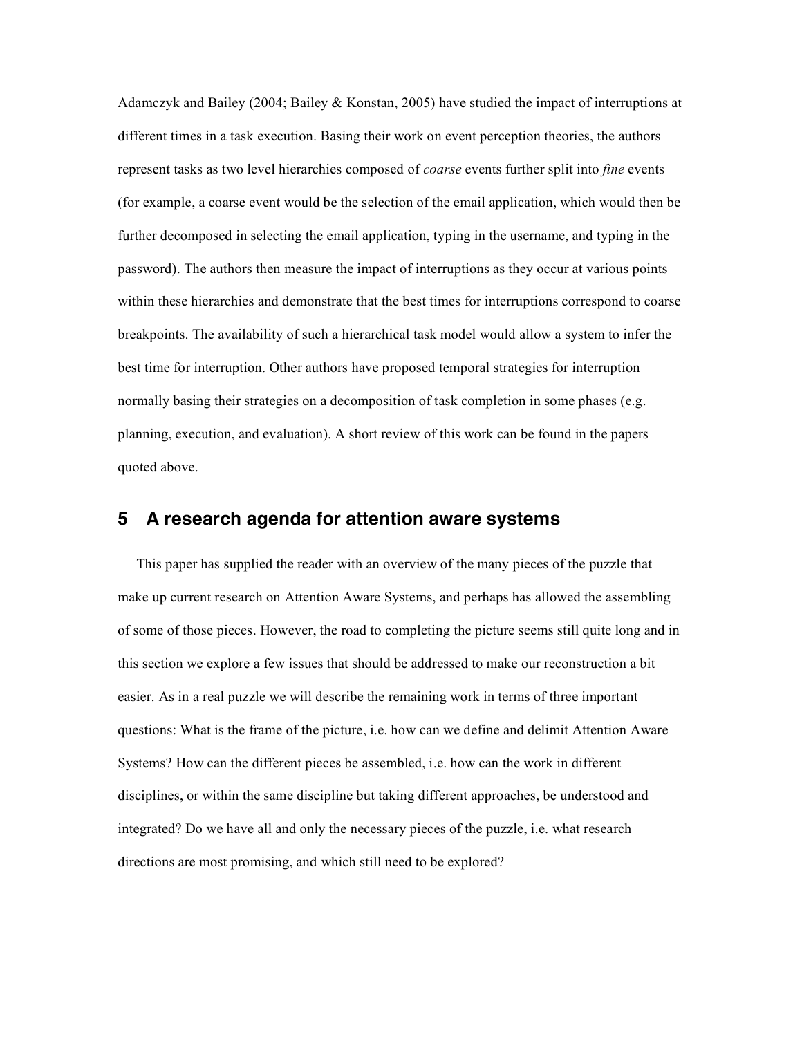Adamczyk and Bailey (2004; Bailey & Konstan, 2005) have studied the impact of interruptions at different times in a task execution. Basing their work on event perception theories, the authors represent tasks as two level hierarchies composed of *coarse* events further split into *fine* events (for example, a coarse event would be the selection of the email application, which would then be further decomposed in selecting the email application, typing in the username, and typing in the password). The authors then measure the impact of interruptions as they occur at various points within these hierarchies and demonstrate that the best times for interruptions correspond to coarse breakpoints. The availability of such a hierarchical task model would allow a system to infer the best time for interruption. Other authors have proposed temporal strategies for interruption normally basing their strategies on a decomposition of task completion in some phases (e.g. planning, execution, and evaluation). A short review of this work can be found in the papers quoted above.

## 5 A research agenda for attention aware systems

This paper has supplied the reader with an overview of the many pieces of the puzzle that make up current research on Attention Aware Systems, and perhaps has allowed the assembling of some of those pieces. However, the road to completing the picture seems still quite long and in this section we explore a few issues that should be addressed to make our reconstruction a bit easier. As in a real puzzle we will describe the remaining work in terms of three important questions: What is the frame of the picture, i.e. how can we define and delimit Attention Aware Systems? How can the different pieces be assembled, i.e. how can the work in different disciplines, or within the same discipline but taking different approaches, be understood and integrated? Do we have all and only the necessary pieces of the puzzle, i.e. what research directions are most promising, and which still need to be explored?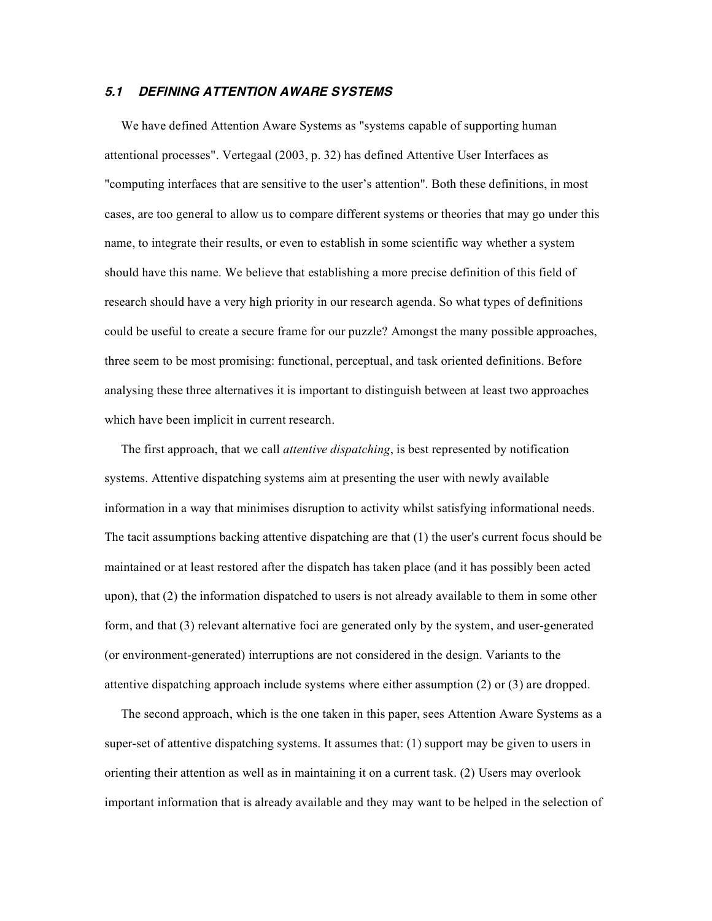### *5.1 DEFINING ATTENTION AWARE SYSTEMS*

We have defined Attention Aware Systems as "systems capable of supporting human attentional processes". Vertegaal (2003, p. 32) has defined Attentive User Interfaces as "computing interfaces that are sensitive to the user's attention". Both these definitions, in most cases, are too general to allow us to compare different systems or theories that may go under this name, to integrate their results, or even to establish in some scientific way whether a system should have this name. We believe that establishing a more precise definition of this field of research should have a very high priority in our research agenda. So what types of definitions could be useful to create a secure frame for our puzzle? Amongst the many possible approaches, three seem to be most promising: functional, perceptual, and task oriented definitions. Before analysing these three alternatives it is important to distinguish between at least two approaches which have been implicit in current research.

The first approach, that we call *attentive dispatching*, is best represented by notification systems. Attentive dispatching systems aim at presenting the user with newly available information in a way that minimises disruption to activity whilst satisfying informational needs. The tacit assumptions backing attentive dispatching are that (1) the user's current focus should be maintained or at least restored after the dispatch has taken place (and it has possibly been acted upon), that (2) the information dispatched to users is not already available to them in some other form, and that (3) relevant alternative foci are generated only by the system, and user-generated (or environment-generated) interruptions are not considered in the design. Variants to the attentive dispatching approach include systems where either assumption (2) or (3) are dropped.

The second approach, which is the one taken in this paper, sees Attention Aware Systems as a super-set of attentive dispatching systems. It assumes that: (1) support may be given to users in orienting their attention as well as in maintaining it on a current task. (2) Users may overlook important information that is already available and they may want to be helped in the selection of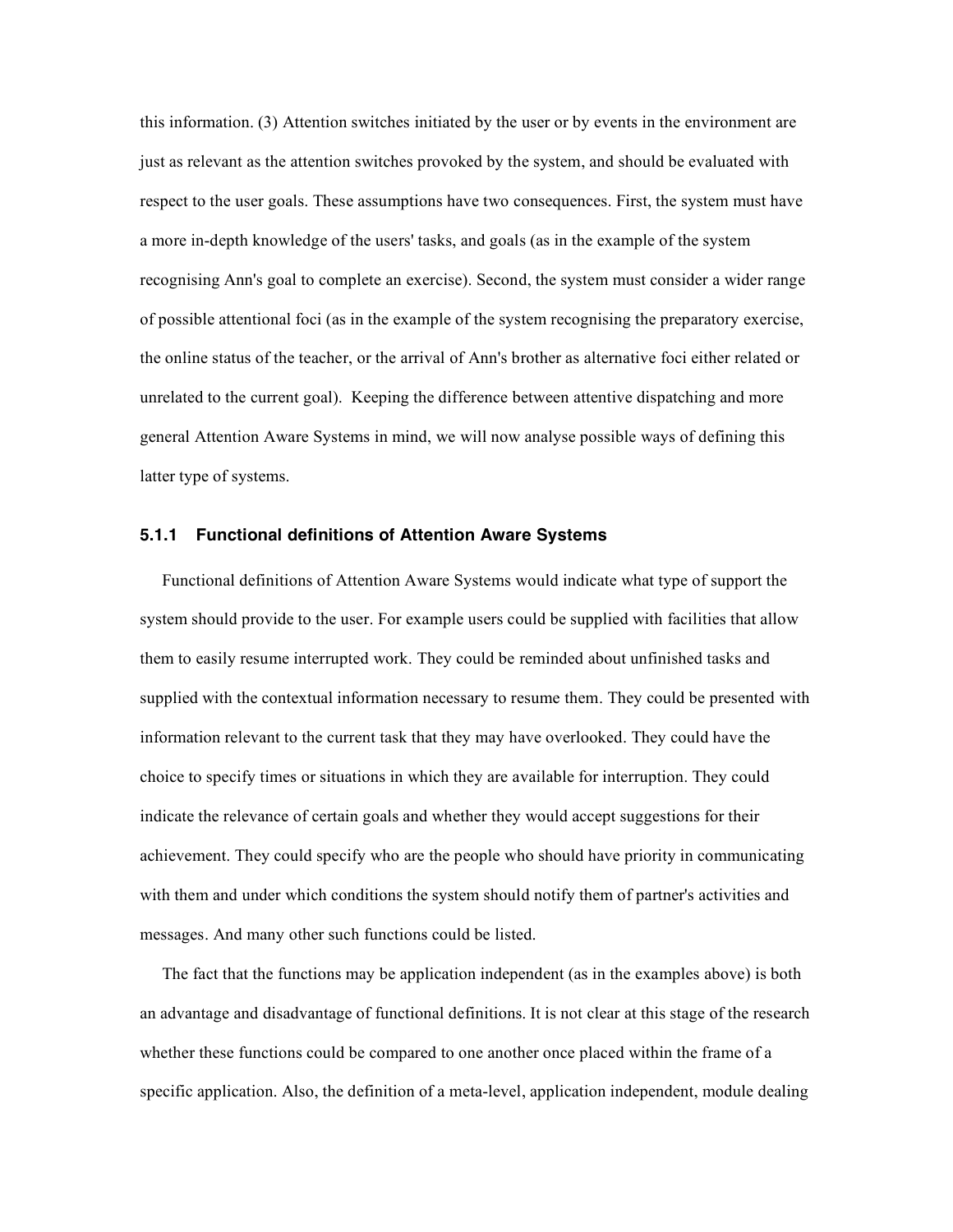this information. (3) Attention switches initiated by the user or by events in the environment are just as relevant as the attention switches provoked by the system, and should be evaluated with respect to the user goals. These assumptions have two consequences. First, the system must have a more in-depth knowledge of the users' tasks, and goals (as in the example of the system recognising Ann's goal to complete an exercise). Second, the system must consider a wider range of possible attentional foci (as in the example of the system recognising the preparatory exercise, the online status of the teacher, or the arrival of Ann's brother as alternative foci either related or unrelated to the current goal). Keeping the difference between attentive dispatching and more general Attention Aware Systems in mind, we will now analyse possible ways of defining this latter type of systems.

### 5.1.1 Functional definitions of Attention Aware Systems

Functional definitions of Attention Aware Systems would indicate what type of support the system should provide to the user. For example users could be supplied with facilities that allow them to easily resume interrupted work. They could be reminded about unfinished tasks and supplied with the contextual information necessary to resume them. They could be presented with information relevant to the current task that they may have overlooked. They could have the choice to specify times or situations in which they are available for interruption. They could indicate the relevance of certain goals and whether they would accept suggestions for their achievement. They could specify who are the people who should have priority in communicating with them and under which conditions the system should notify them of partner's activities and messages. And many other such functions could be listed.

The fact that the functions may be application independent (as in the examples above) is both an advantage and disadvantage of functional definitions. It is not clear at this stage of the research whether these functions could be compared to one another once placed within the frame of a specific application. Also, the definition of a meta-level, application independent, module dealing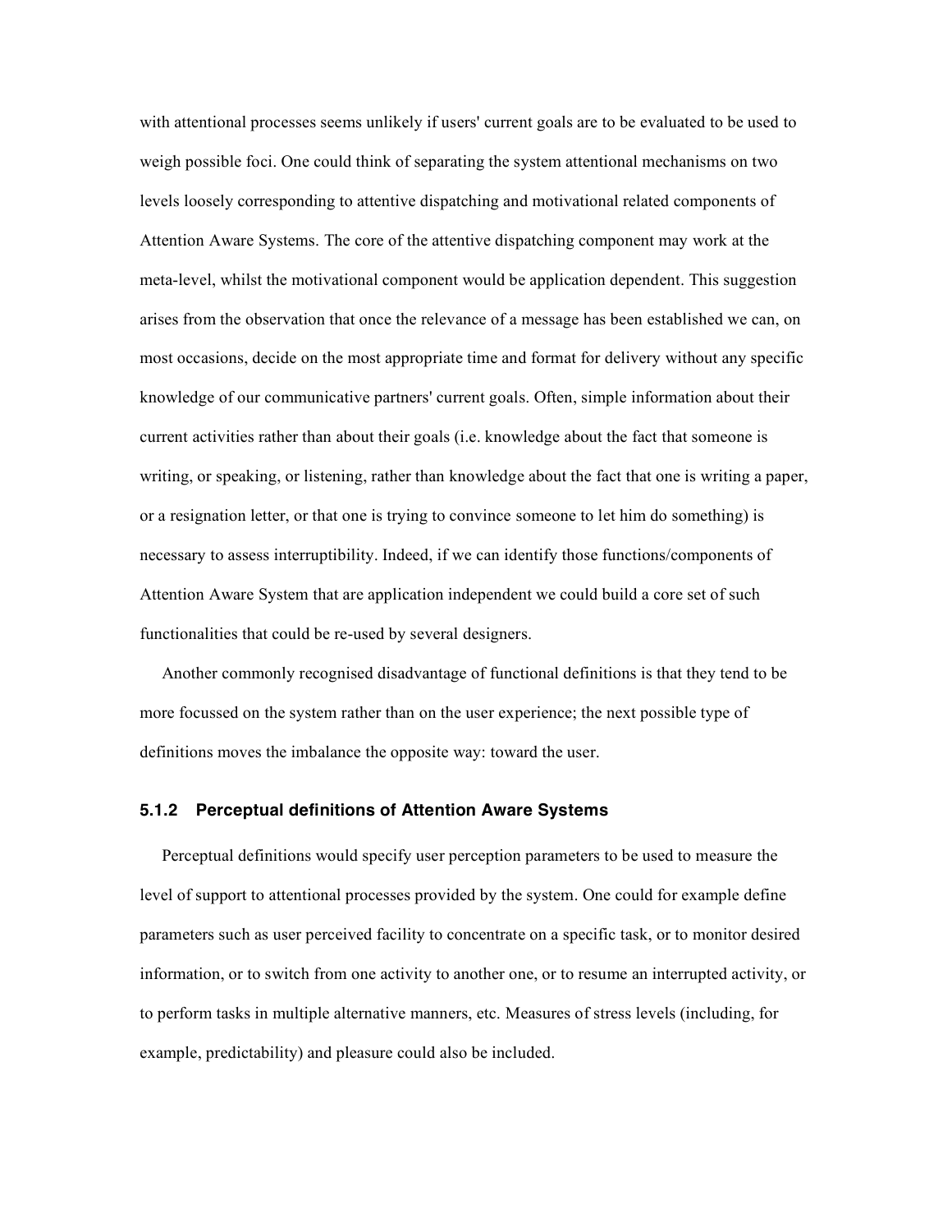with attentional processes seems unlikely if users' current goals are to be evaluated to be used to weigh possible foci. One could think of separating the system attentional mechanisms on two levels loosely corresponding to attentive dispatching and motivational related components of Attention Aware Systems. The core of the attentive dispatching component may work at the meta-level, whilst the motivational component would be application dependent. This suggestion arises from the observation that once the relevance of a message has been established we can, on most occasions, decide on the most appropriate time and format for delivery without any specific knowledge of our communicative partners' current goals. Often, simple information about their current activities rather than about their goals (i.e. knowledge about the fact that someone is writing, or speaking, or listening, rather than knowledge about the fact that one is writing a paper, or a resignation letter, or that one is trying to convince someone to let him do something) is necessary to assess interruptibility. Indeed, if we can identify those functions/components of Attention Aware System that are application independent we could build a core set of such functionalities that could be re-used by several designers.

Another commonly recognised disadvantage of functional definitions is that they tend to be more focussed on the system rather than on the user experience; the next possible type of definitions moves the imbalance the opposite way: toward the user.

### 5.1.2 Perceptual definitions of Attention Aware Systems

Perceptual definitions would specify user perception parameters to be used to measure the level of support to attentional processes provided by the system. One could for example define parameters such as user perceived facility to concentrate on a specific task, or to monitor desired information, or to switch from one activity to another one, or to resume an interrupted activity, or to perform tasks in multiple alternative manners, etc. Measures of stress levels (including, for example, predictability) and pleasure could also be included.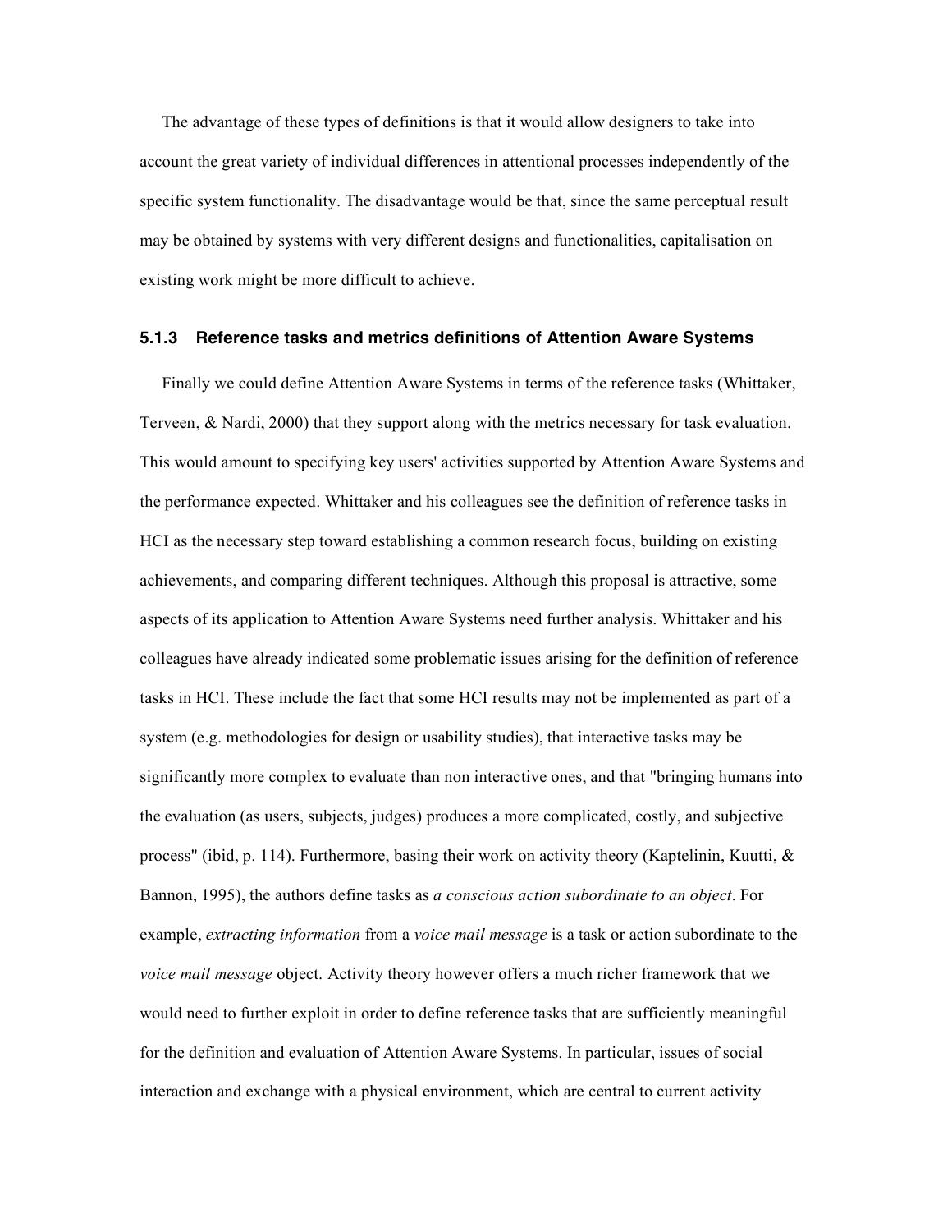The advantage of these types of definitions is that it would allow designers to take into account the great variety of individual differences in attentional processes independently of the specific system functionality. The disadvantage would be that, since the same perceptual result may be obtained by systems with very different designs and functionalities, capitalisation on existing work might be more difficult to achieve.

### 5.1.3 Reference tasks and metrics definitions of Attention Aware Systems

Finally we could define Attention Aware Systems in terms of the reference tasks (Whittaker, Terveen, & Nardi, 2000) that they support along with the metrics necessary for task evaluation. This would amount to specifying key users' activities supported by Attention Aware Systems and the performance expected. Whittaker and his colleagues see the definition of reference tasks in HCI as the necessary step toward establishing a common research focus, building on existing achievements, and comparing different techniques. Although this proposal is attractive, some aspects of its application to Attention Aware Systems need further analysis. Whittaker and his colleagues have already indicated some problematic issues arising for the definition of reference tasks in HCI. These include the fact that some HCI results may not be implemented as part of a system (e.g. methodologies for design or usability studies), that interactive tasks may be significantly more complex to evaluate than non interactive ones, and that "bringing humans into the evaluation (as users, subjects, judges) produces a more complicated, costly, and subjective process" (ibid, p. 114). Furthermore, basing their work on activity theory (Kaptelinin, Kuutti, & Bannon, 1995), the authors define tasks as *a conscious action subordinate to an object*. For example, *extracting information* from a *voice mail message* is a task or action subordinate to the *voice mail message* object. Activity theory however offers a much richer framework that we would need to further exploit in order to define reference tasks that are sufficiently meaningful for the definition and evaluation of Attention Aware Systems. In particular, issues of social interaction and exchange with a physical environment, which are central to current activity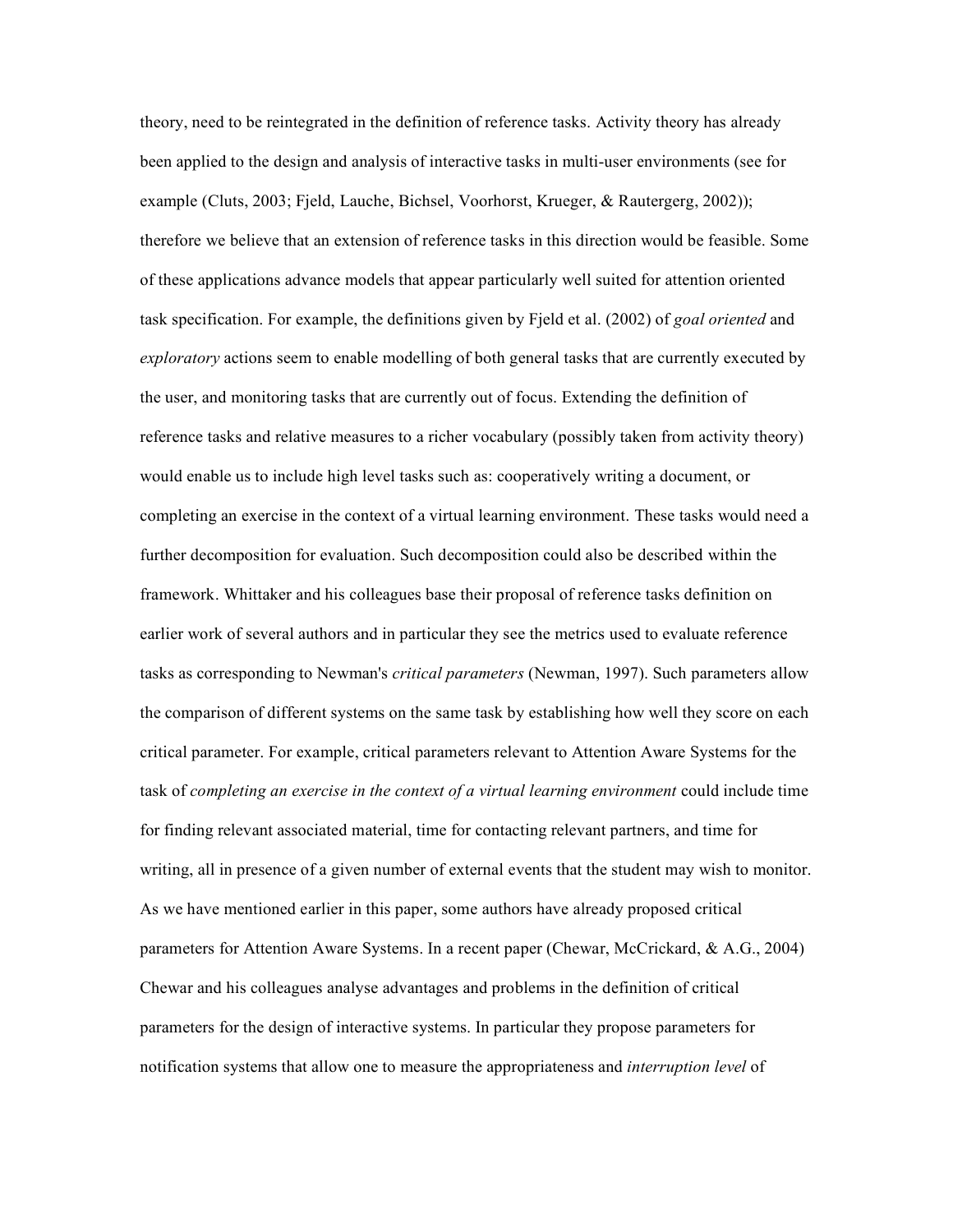theory, need to be reintegrated in the definition of reference tasks. Activity theory has already been applied to the design and analysis of interactive tasks in multi-user environments (see for example (Cluts, 2003; Fjeld, Lauche, Bichsel, Voorhorst, Krueger, & Rautergerg, 2002)); therefore we believe that an extension of reference tasks in this direction would be feasible. Some of these applications advance models that appear particularly well suited for attention oriented task specification. For example, the definitions given by Fjeld et al. (2002) of *goal oriented* and *exploratory* actions seem to enable modelling of both general tasks that are currently executed by the user, and monitoring tasks that are currently out of focus. Extending the definition of reference tasks and relative measures to a richer vocabulary (possibly taken from activity theory) would enable us to include high level tasks such as: cooperatively writing a document, or completing an exercise in the context of a virtual learning environment. These tasks would need a further decomposition for evaluation. Such decomposition could also be described within the framework. Whittaker and his colleagues base their proposal of reference tasks definition on earlier work of several authors and in particular they see the metrics used to evaluate reference tasks as corresponding to Newman's *critical parameters* (Newman, 1997). Such parameters allow the comparison of different systems on the same task by establishing how well they score on each critical parameter. For example, critical parameters relevant to Attention Aware Systems for the task of *completing an exercise in the context of a virtual learning environment* could include time for finding relevant associated material, time for contacting relevant partners, and time for writing, all in presence of a given number of external events that the student may wish to monitor. As we have mentioned earlier in this paper, some authors have already proposed critical parameters for Attention Aware Systems. In a recent paper (Chewar, McCrickard, & A.G., 2004) Chewar and his colleagues analyse advantages and problems in the definition of critical parameters for the design of interactive systems. In particular they propose parameters for notification systems that allow one to measure the appropriateness and *interruption level* of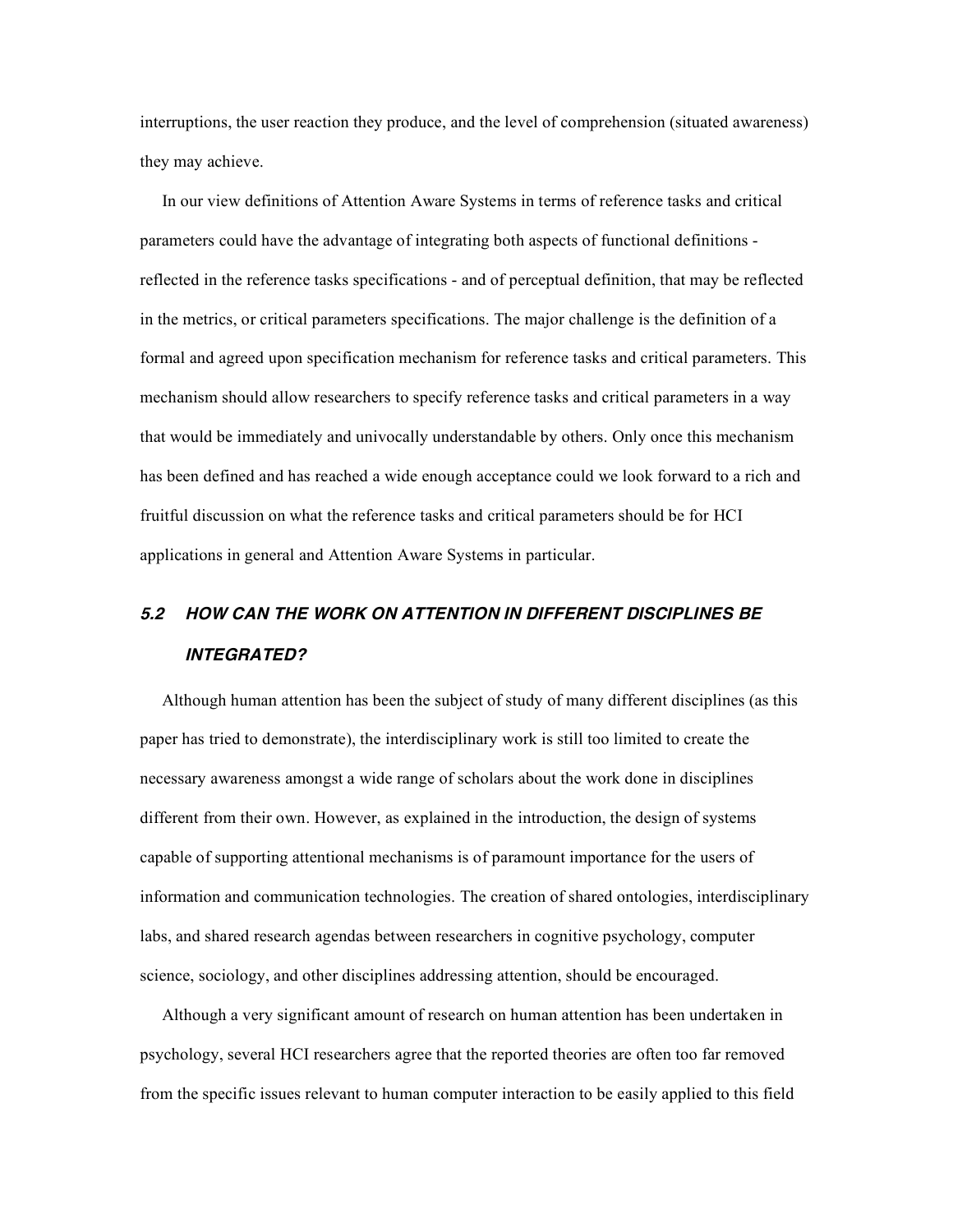interruptions, the user reaction they produce, and the level of comprehension (situated awareness) they may achieve.

In our view definitions of Attention Aware Systems in terms of reference tasks and critical parameters could have the advantage of integrating both aspects of functional definitions - reflected in the reference tasks specifications - and of perceptual definition, that may be reflected in the metrics, or critical parameters specifications. The major challenge is the definition of a formal and agreed upon specification mechanism for reference tasks and critical parameters. This mechanism should allow researchers to specify reference tasks and critical parameters in a way that would be immediately and univocally understandable by others. Only once this mechanism has been defined and has reached a wide enough acceptance could we look forward to a rich and fruitful discussion on what the reference tasks and critical parameters should be for HCI applications in general and Attention Aware Systems in particular.

## *5.2 HOW CAN THE WORK ON ATTENTION IN DIFFERENT DISCIPLINES BE INTEGRATED?*

Although human attention has been the subject of study of many different disciplines (as this paper has tried to demonstrate), the interdisciplinary work is still too limited to create the necessary awareness amongst a wide range of scholars about the work done in disciplines different from their own. However, as explained in the introduction, the design of systems capable of supporting attentional mechanisms is of paramount importance for the users of information and communication technologies. The creation of shared ontologies, interdisciplinary labs, and shared research agendas between researchers in cognitive psychology, computer science, sociology, and other disciplines addressing attention, should be encouraged.

Although a very significant amount of research on human attention has been undertaken in psychology, several HCI researchers agree that the reported theories are often too far removed from the specific issues relevant to human computer interaction to be easily applied to this field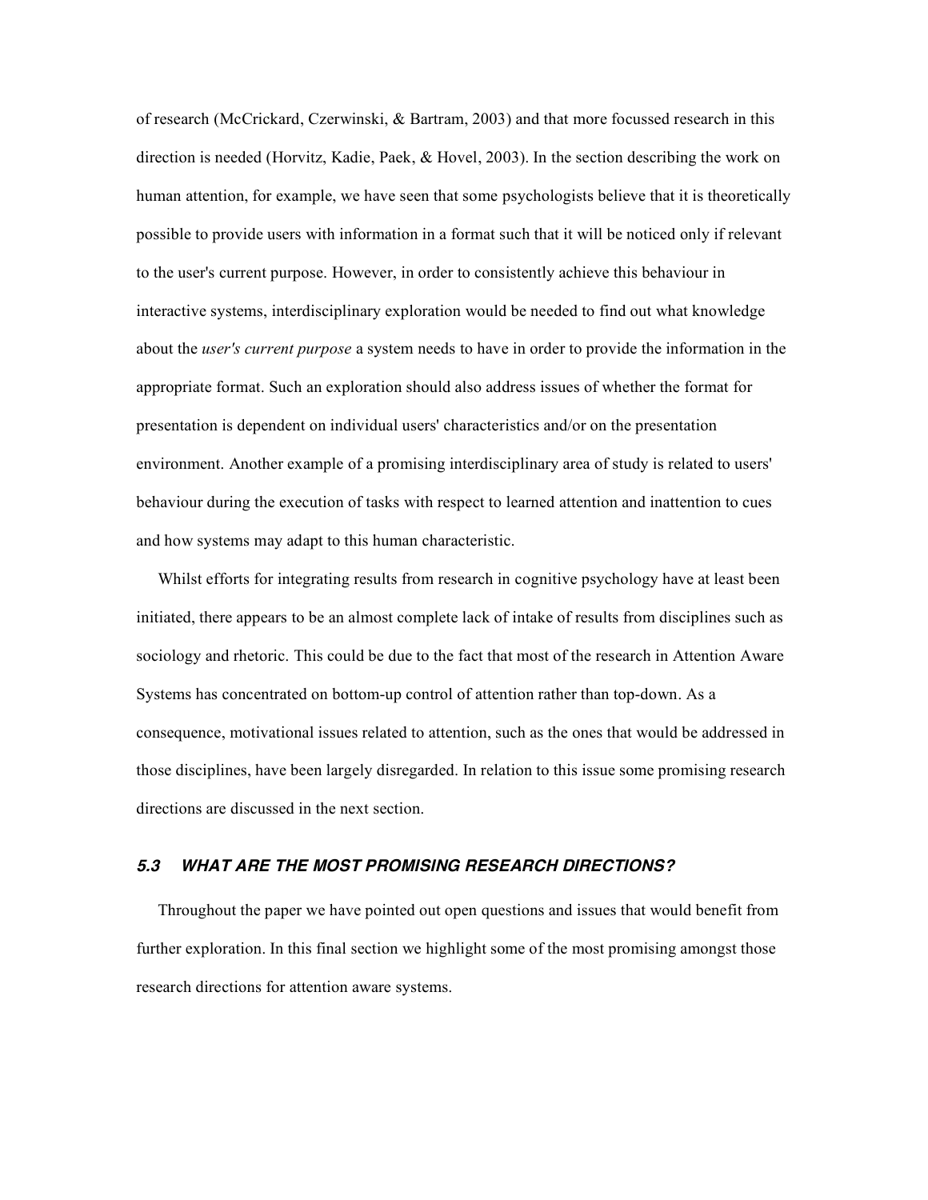of research (McCrickard, Czerwinski, & Bartram, 2003) and that more focussed research in this direction is needed (Horvitz, Kadie, Paek, & Hovel, 2003). In the section describing the work on human attention, for example, we have seen that some psychologists believe that it is theoretically possible to provide users with information in a format such that it will be noticed only if relevant to the user's current purpose. However, in order to consistently achieve this behaviour in interactive systems, interdisciplinary exploration would be needed to find out what knowledge about the *user's current purpose* a system needs to have in order to provide the information in the appropriate format. Such an exploration should also address issues of whether the format for presentation is dependent on individual users' characteristics and/or on the presentation environment. Another example of a promising interdisciplinary area of study is related to users' behaviour during the execution of tasks with respect to learned attention and inattention to cues and how systems may adapt to this human characteristic.

Whilst efforts for integrating results from research in cognitive psychology have at least been initiated, there appears to be an almost complete lack of intake of results from disciplines such as sociology and rhetoric. This could be due to the fact that most of the research in Attention Aware Systems has concentrated on bottom-up control of attention rather than top-down. As a consequence, motivational issues related to attention, such as the ones that would be addressed in those disciplines, have been largely disregarded. In relation to this issue some promising research directions are discussed in the next section.

### *5.3 WHAT ARE THE MOST PROMISING RESEARCH DIRECTIONS?*

Throughout the paper we have pointed out open questions and issues that would benefit from further exploration. In this final section we highlight some of the most promising amongst those research directions for attention aware systems.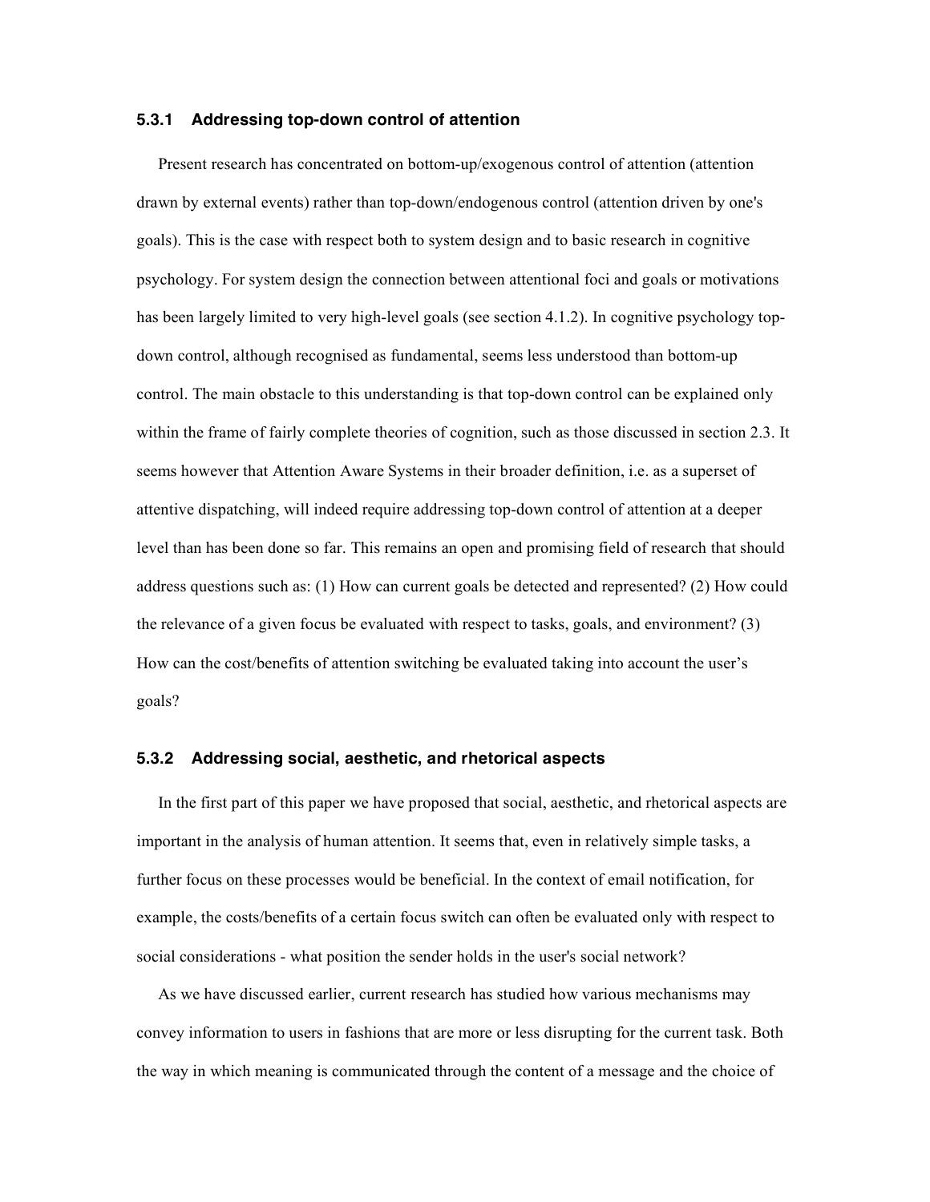### 5.3.1 Addressing top-down control of attention

Present research has concentrated on bottom-up/exogenous control of attention (attention drawn by external events) rather than top-down/endogenous control (attention driven by one's goals). This is the case with respect both to system design and to basic research in cognitive psychology. For system design the connection between attentional foci and goals or motivations has been largely limited to very high-level goals (see section 4.1.2). In cognitive psychology top-down control, although recognised as fundamental, seems less understood than bottom-up control. The main obstacle to this understanding is that top-down control can be explained only within the frame of fairly complete theories of cognition, such as those discussed in section 2.3. It seems however that Attention Aware Systems in their broader definition, i.e. as a superset of attentive dispatching, will indeed require addressing top-down control of attention at a deeper level than has been done so far. This remains an open and promising field of research that should address questions such as: (1) How can current goals be detected and represented? (2) How could the relevance of a given focus be evaluated with respect to tasks, goals, and environment? (3) How can the cost/benefits of attention switching be evaluated taking into account the user's goals?

### 5.3.2 Addressing social, aesthetic, and rhetorical aspects

In the first part of this paper we have proposed that social, aesthetic, and rhetorical aspects are important in the analysis of human attention. It seems that, even in relatively simple tasks, a further focus on these processes would be beneficial. In the context of email notification, for example, the costs/benefits of a certain focus switch can often be evaluated only with respect to social considerations - what position the sender holds in the user's social network?

As we have discussed earlier, current research has studied how various mechanisms may convey information to users in fashions that are more or less disrupting for the current task. Both the way in which meaning is communicated through the content of a message and the choice of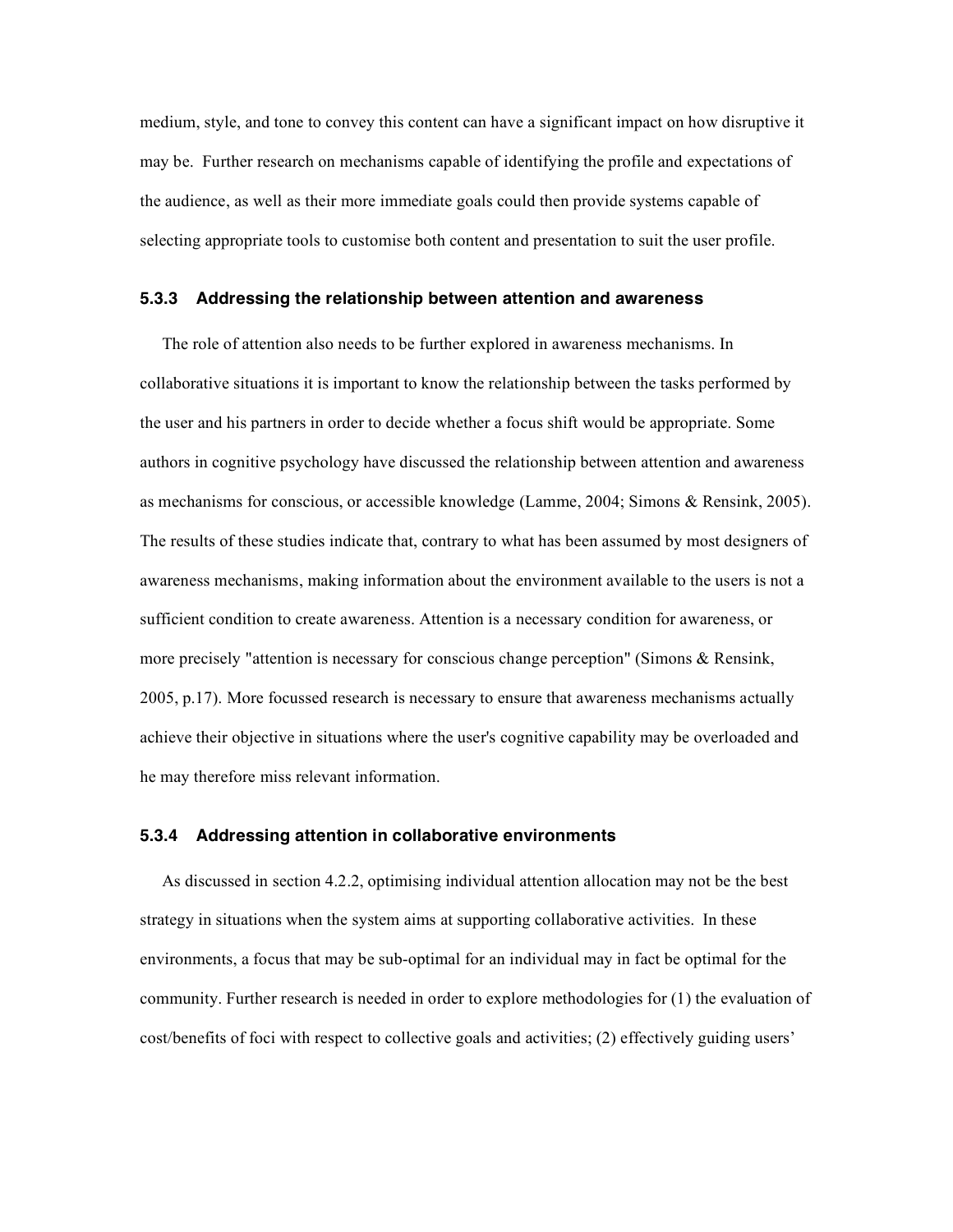medium, style, and tone to convey this content can have a significant impact on how disruptive it may be. Further research on mechanisms capable of identifying the profile and expectations of the audience, as well as their more immediate goals could then provide systems capable of selecting appropriate tools to customise both content and presentation to suit the user profile.

### 5.3.3 Addressing the relationship between attention and awareness

The role of attention also needs to be further explored in awareness mechanisms. In collaborative situations it is important to know the relationship between the tasks performed by the user and his partners in order to decide whether a focus shift would be appropriate. Some authors in cognitive psychology have discussed the relationship between attention and awareness as mechanisms for conscious, or accessible knowledge (Lamme, 2004; Simons & Rensink, 2005). The results of these studies indicate that, contrary to what has been assumed by most designers of awareness mechanisms, making information about the environment available to the users is not a sufficient condition to create awareness. Attention is a necessary condition for awareness, or more precisely "attention is necessary for conscious change perception" (Simons & Rensink, 2005, p.17). More focussed research is necessary to ensure that awareness mechanisms actually achieve their objective in situations where the user's cognitive capability may be overloaded and he may therefore miss relevant information.

### 5.3.4 Addressing attention in collaborative environments

As discussed in section 4.2.2, optimising individual attention allocation may not be the best strategy in situations when the system aims at supporting collaborative activities. In these environments, a focus that may be sub-optimal for an individual may in fact be optimal for the community. Further research is needed in order to explore methodologies for (1) the evaluation of cost/benefits of foci with respect to collective goals and activities; (2) effectively guiding users'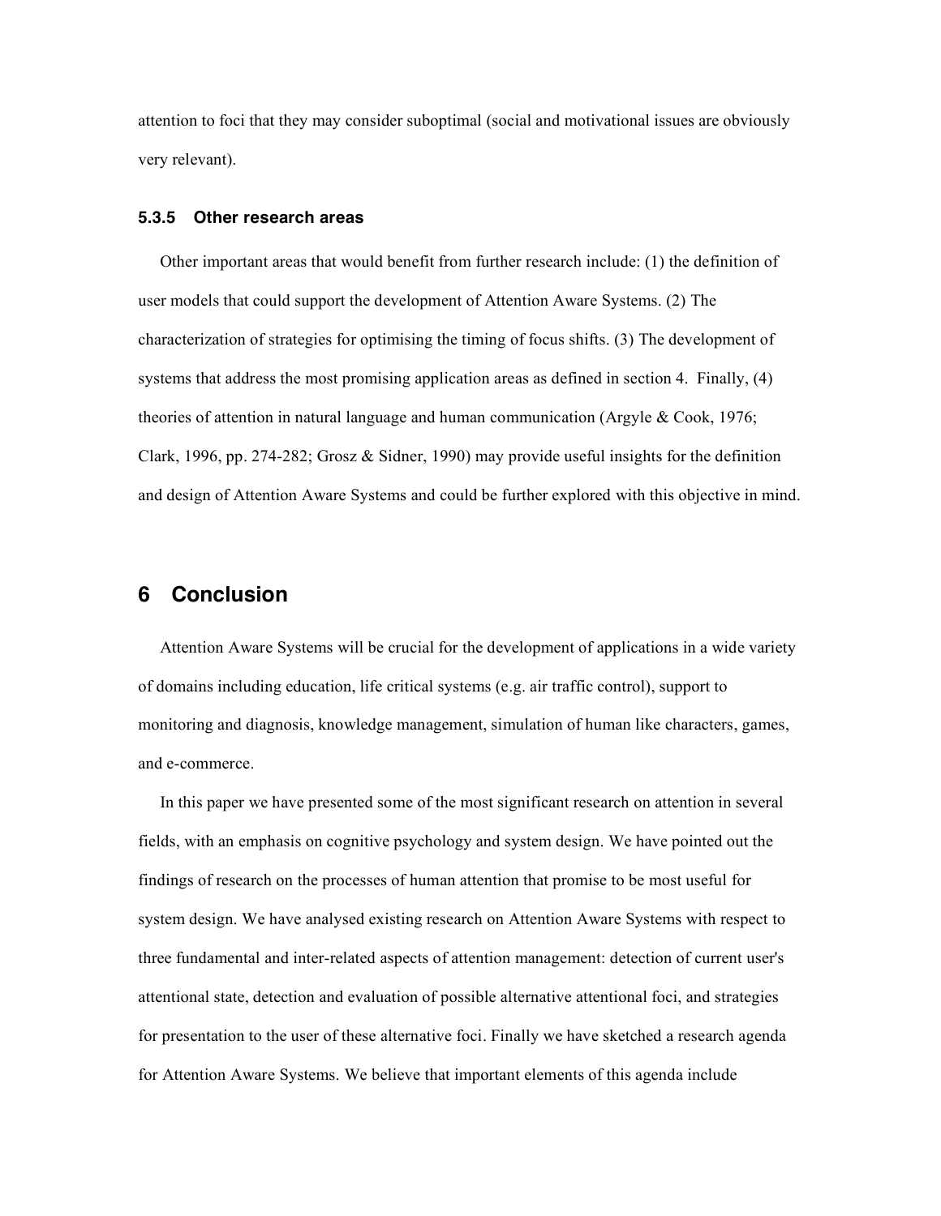attention to foci that they may consider suboptimal (social and motivational issues are obviously very relevant).

#### 5.3.5 Other research areas

Other important areas that would benefit from further research include: (1) the definition of user models that could support the development of Attention Aware Systems. (2) The characterization of strategies for optimising the timing of focus shifts. (3) The development of systems that address the most promising application areas as defined in section 4. Finally, (4) theories of attention in natural language and human communication (Argyle & Cook, 1976; Clark, 1996, pp. 274-282; Grosz & Sidner, 1990) may provide useful insights for the definition and design of Attention Aware Systems and could be further explored with this objective in mind.

## 6 Conclusion

Attention Aware Systems will be crucial for the development of applications in a wide variety of domains including education, life critical systems (e.g. air traffic control), support to monitoring and diagnosis, knowledge management, simulation of human like characters, games, and e-commerce.

In this paper we have presented some of the most significant research on attention in several fields, with an emphasis on cognitive psychology and system design. We have pointed out the findings of research on the processes of human attention that promise to be most useful for system design. We have analysed existing research on Attention Aware Systems with respect to three fundamental and inter-related aspects of attention management: detection of current user's attentional state, detection and evaluation of possible alternative attentional foci, and strategies for presentation to the user of these alternative foci. Finally we have sketched a research agenda for Attention Aware Systems. We believe that important elements of this agenda include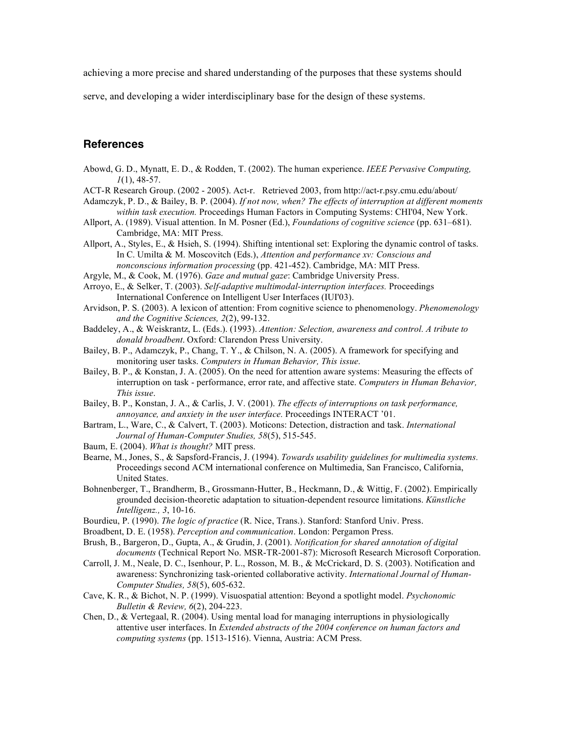achieving a more precise and shared understanding of the purposes that these systems should serve, and developing a wider interdisciplinary base for the design of these systems.

## References

Abowd, G. D., Mynatt, E. D., & Rodden, T. (2002). The human experience. *IEEE Pervasive Computing, 1*(1), 48-57.

ACT-R Research Group. (2002 - 2005). Act-r. Retrieved 2003, from http://act-r.psy.cmu.edu/about/

Adamczyk, P. D., & Bailey, B. P. (2004). *If not now, when? The effects of interruption at different moments within task execution.* Proceedings Human Factors in Computing Systems: CHI'04, New York.

Allport, A. (1989). Visual attention. In M. Posner (Ed.), *Foundations of cognitive science* (pp. 631–681). Cambridge, MA: MIT Press.

Allport, A., Styles, E., & Hsieh, S. (1994). Shifting intentional set: Exploring the dynamic control of tasks. In C. Umilta & M. Moscovitch (Eds.), *Attention and performance xv: Conscious and nonconscious information processing* (pp. 421-452). Cambridge, MA: MIT Press.

Argyle, M., & Cook, M. (1976). *Gaze and mutual gaze*: Cambridge University Press.

Arroyo, E., & Selker, T. (2003). *Self-adaptive multimodal-interruption interfaces.* Proceedings International Conference on Intelligent User Interfaces (IUI'03).

Arvidson, P. S. (2003). A lexicon of attention: From cognitive science to phenomenology. *Phenomenology and the Cognitive Sciences, 2*(2), 99-132.

Baddeley, A., & Weiskrantz, L. (Eds.). (1993). *Attention: Selection, awareness and control. A tribute to donald broadbent*. Oxford: Clarendon Press University.

Bailey, B. P., Adamczyk, P., Chang, T. Y., & Chilson, N. A. (2005). A framework for specifying and monitoring user tasks. *Computers in Human Behavior, This issue*.

Bailey, B. P., & Konstan, J. A. (2005). On the need for attention aware systems: Measuring the effects of interruption on task - performance, error rate, and affective state. *Computers in Human Behavior, This issue*.

Bailey, B. P., Konstan, J. A., & Carlis, J. V. (2001). *The effects of interruptions on task performance, annoyance, and anxiety in the user interface.* Proceedings INTERACT '01.

Bartram, L., Ware, C., & Calvert, T. (2003). Moticons: Detection, distraction and task. *International Journal of Human-Computer Studies, 58*(5), 515-545.

Baum, E. (2004). *What is thought?* MIT press.

Bearne, M., Jones, S., & Sapsford-Francis, J. (1994). *Towards usability guidelines for multimedia systems.* Proceedings second ACM international conference on Multimedia, San Francisco, California, United States.

Bohnenberger, T., Brandherm, B., Grossmann-Hutter, B., Heckmann, D., & Wittig, F. (2002). Empirically grounded decision-theoretic adaptation to situation-dependent resource limitations. *Künstliche Intelligenz., 3*, 10-16.

Bourdieu, P. (1990). *The logic of practice* (R. Nice, Trans.). Stanford: Stanford Univ. Press.

Broadbent, D. E. (1958). *Perception and communication*. London: Pergamon Press.

Brush, B., Bargeron, D., Gupta, A., & Grudin, J. (2001). *Notification for shared annotation of digital documents* (Technical Report No. MSR-TR-2001-87): Microsoft Research Microsoft Corporation.

Carroll, J. M., Neale, D. C., Isenhour, P. L., Rosson, M. B., & McCrickard, D. S. (2003). Notification and awareness: Synchronizing task-oriented collaborative activity. *International Journal of Human-Computer Studies, 58*(5), 605-632.

Cave, K. R., & Bichot, N. P. (1999). Visuospatial attention: Beyond a spotlight model. *Psychonomic Bulletin & Review, 6*(2), 204-223.

Chen, D., & Vertegaal, R. (2004). Using mental load for managing interruptions in physiologically attentive user interfaces. In *Extended abstracts of the 2004 conference on human factors and computing systems* (pp. 1513-1516). Vienna, Austria: ACM Press.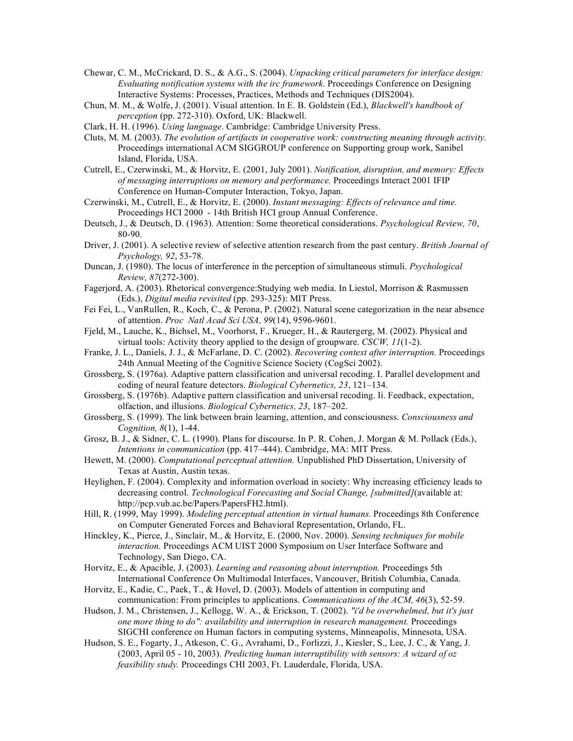Chewar, C. M., McCrickard, D. S., & A.G., S. (2004). *Unpacking critical parameters for interface design: Evaluating notification systems with the irc framework.* Proceedings Conference on Designing Interactive Systems: Processes, Practices, Methods and Techniques (DIS2004).

Chun, M. M., & Wolfe, J. (2001). Visual attention. In E. B. Goldstein (Ed.), *Blackwell's handbook of perception* (pp. 272-310). Oxford, UK: Blackwell.

Clark, H. H. (1996). *Using language*. Cambridge: Cambridge University Press.

Cluts, M. M. (2003). *The evolution of artifacts in cooperative work: constructing meaning through activity.* Proceedings international ACM SIGGROUP conference on Supporting group work, Sanibel Island, Florida, USA.

Cutrell, E., Czerwinski, M., & Horvitz, E. (2001, July 2001). *Notification, disruption, and memory: Effects of messaging interruptions on memory and performance.* Proceedings Interact 2001 IFIP Conference on Human-Computer Interaction, Tokyo, Japan.

Czerwinski, M., Cutrell, E., & Horvitz, E. (2000). *Instant messaging: Effects of relevance and time.* Proceedings HCI 2000 - 14th British HCI group Annual Conference.

Deutsch, J., & Deutsch, D. (1963). Attention: Some theoretical considerations. *Psychological Review, 70*, 80-90.

Driver, J. (2001). A selective review of selective attention research from the past century. *British Journal of Psychology, 92*, 53-78.

Duncan, J. (1980). The locus of interference in the perception of simultaneous stimuli. *Psychological Review, 87*(272-300).

Fagerjord, A. (2003). Rhetorical convergence:Studying web media. In Liestol, Morrison & Rasmussen (Eds.), *Digital media revisited* (pp. 293-325): MIT Press.

Fei Fei, L., VanRullen, R., Koch, C., & Perona, P. (2002). Natural scene categorization in the near absence of attention. *Proc Natl Acad Sci USA, 99*(14), 9596-9601.

Fjeld, M., Lauche, K., Bichsel, M., Voorhorst, F., Krueger, H., & Rautergerg, M. (2002). Physical and virtual tools: Activity theory applied to the design of groupware. *CSCW, 11*(1-2).

Franke, J. L., Daniels, J. J., & McFarlane, D. C. (2002). *Recovering context after interruption.* Proceedings 24th Annual Meeting of the Cognitive Science Society (CogSci 2002).

Grossberg, S. (1976a). Adaptive pattern classification and universal recoding. I. Parallel development and coding of neural feature detectors. *Biological Cybernetics, 23*, 121–134.

Grossberg, S. (1976b). Adaptive pattern classification and universal recoding. Ii. Feedback, expectation, olfaction, and illusions. *Biological Cybernetics, 23*, 187–202.

Grossberg, S. (1999). The link between brain learning, attention, and consciousness. *Consciousness and Cognition, 8*(1), 1-44.

Grosz, B. J., & Sidner, C. L. (1990). Plans for discourse. In P. R. Cohen, J. Morgan & M. Pollack (Eds.), *Intentions in communication* (pp. 417–444). Cambridge, MA: MIT Press.

Hewett, M. (2000). *Computational perceptual attention.* Unpublished PhD Dissertation, University of Texas at Austin, Austin texas.

Heylighen, F. (2004). Complexity and information overload in society: Why increasing efficiency leads to decreasing control. *Technological Forecasting and Social Change, [submitted]*(available at: http://pcp.vub.ac.be/Papers/PapersFH2.html).

Hill, R. (1999, May 1999). *Modeling perceptual attention in virtual humans.* Proceedings 8th Conference on Computer Generated Forces and Behavioral Representation, Orlando, FL.

Hinckley, K., Pierce, J., Sinclair, M., & Horvitz, E. (2000, Nov. 2000). *Sensing techniques for mobile interaction.* Proceedings ACM UIST 2000 Symposium on User Interface Software and Technology, San Diego, CA.

Horvitz, E., & Apacible, J. (2003). *Learning and reasoning about interruption.* Proceedings 5th International Conference On Multimodal Interfaces, Vancouver, British Columbia, Canada.

Horvitz, E., Kadie, C., Paek, T., & Hovel, D. (2003). Models of attention in computing and communication: From principles to applications. *Communications of the ACM, 46*(3), 52-59.

Hudson, J. M., Christensen, J., Kellogg, W. A., & Erickson, T. (2002). *"i'd be overwhelmed, but it's just one more thing to do": availability and interruption in research management.* Proceedings SIGCHI conference on Human factors in computing systems, Minneapolis, Minnesota, USA.

Hudson, S. E., Fogarty, J., Atkeson, C. G., Avrahami, D., Forlizzi, J., Kiesler, S., Lee, J. C., & Yang, J. (2003, April 05 - 10, 2003). *Predicting human interruptibility with sensors: A wizard of oz feasibility study.* Proceedings CHI 2003, Ft. Lauderdale, Florida, USA.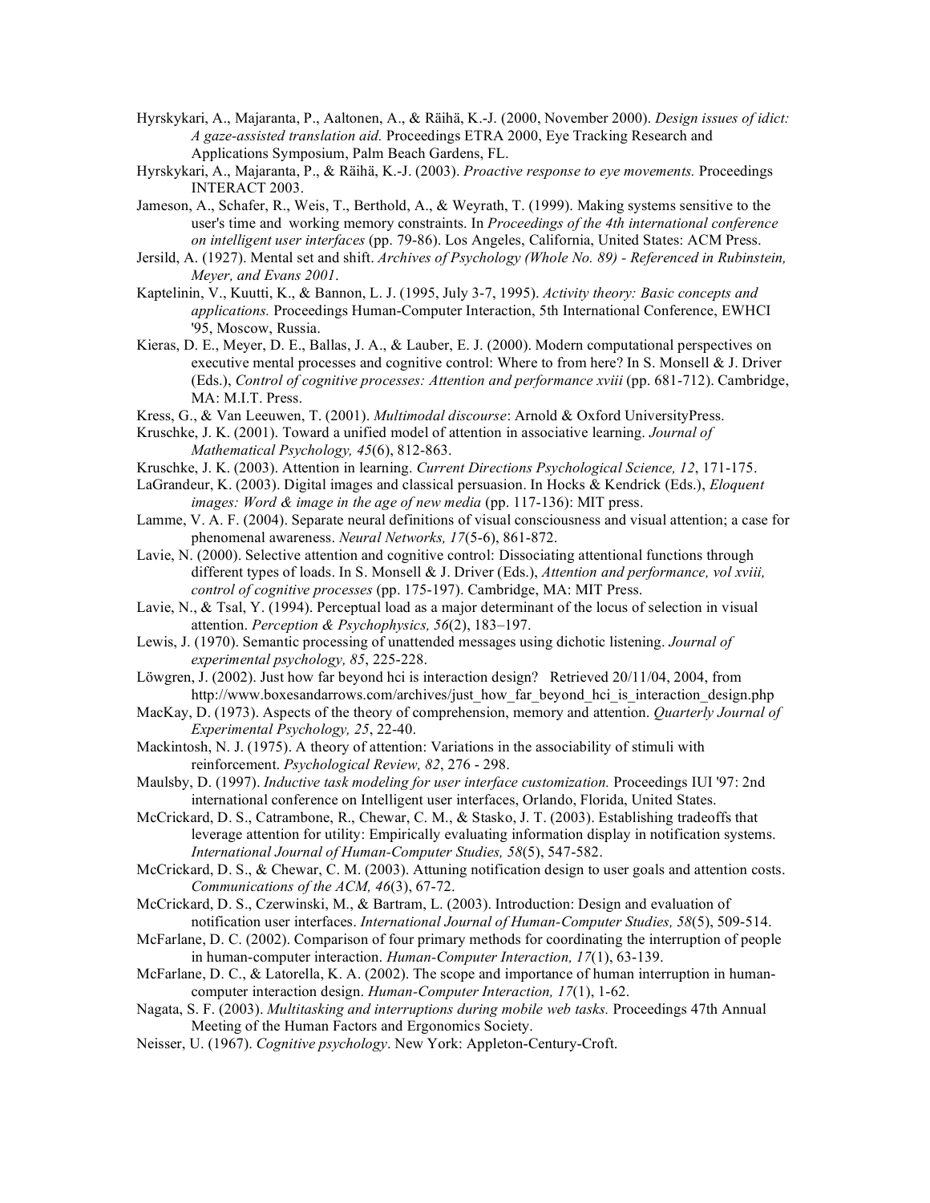Hyrskykari, A., Majaranta, P., Aaltonen, A., & Räihä, K.-J. (2000, November 2000). *Design issues of idict: A gaze-assisted translation aid.* Proceedings ETRA 2000, Eye Tracking Research and Applications Symposium, Palm Beach Gardens, FL.

Hyrskykari, A., Majaranta, P., & Räihä, K.-J. (2003). *Proactive response to eye movements.* Proceedings INTERACT 2003.

Jameson, A., Schafer, R., Weis, T., Berthold, A., & Weyrath, T. (1999). Making systems sensitive to the user's time and working memory constraints. In *Proceedings of the 4th international conference on intelligent user interfaces* (pp. 79-86). Los Angeles, California, United States: ACM Press.

Jersild, A. (1927). Mental set and shift. *Archives of Psychology (Whole No. 89) - Referenced in Rubinstein, Meyer, and Evans 2001*.

Kaptelinin, V., Kuutti, K., & Bannon, L. J. (1995, July 3-7, 1995). *Activity theory: Basic concepts and applications.* Proceedings Human-Computer Interaction, 5th International Conference, EWHCI '95, Moscow, Russia.

Kieras, D. E., Meyer, D. E., Ballas, J. A., & Lauber, E. J. (2000). Modern computational perspectives on executive mental processes and cognitive control: Where to from here? In S. Monsell & J. Driver (Eds.), *Control of cognitive processes: Attention and performance xviii* (pp. 681-712). Cambridge, MA: M.I.T. Press.

Kress, G., & Van Leeuwen, T. (2001). *Multimodal discourse*: Arnold & Oxford UniversityPress.

Kruschke, J. K. (2001). Toward a unified model of attention in associative learning. *Journal of Mathematical Psychology, 45*(6), 812-863.

Kruschke, J. K. (2003). Attention in learning. *Current Directions Psychological Science, 12*, 171-175.

LaGrandeur, K. (2003). Digital images and classical persuasion. In Hocks & Kendrick (Eds.), *Eloquent images: Word & image in the age of new media* (pp. 117-136): MIT press.

Lamme, V. A. F. (2004). Separate neural definitions of visual consciousness and visual attention; a case for phenomenal awareness. *Neural Networks, 17*(5-6), 861-872.

Lavie, N. (2000). Selective attention and cognitive control: Dissociating attentional functions through different types of loads. In S. Monsell & J. Driver (Eds.), *Attention and performance, vol xviii, control of cognitive processes* (pp. 175-197). Cambridge, MA: MIT Press.

Lavie, N., & Tsal, Y. (1994). Perceptual load as a major determinant of the locus of selection in visual attention. *Perception & Psychophysics, 56*(2), 183–197.

Lewis, J. (1970). Semantic processing of unattended messages using dichotic listening. *Journal of experimental psychology, 85*, 225-228.

Löwgren, J. (2002). Just how far beyond hci is interaction design? Retrieved 20/11/04, 2004, from http://www.boxesandarrows.com/archives/just_how_far_beyond_hci_is_interaction_design.php

MacKay, D. (1973). Aspects of the theory of comprehension, memory and attention. *Quarterly Journal of Experimental Psychology, 25*, 22-40.

Mackintosh, N. J. (1975). A theory of attention: Variations in the associability of stimuli with reinforcement. *Psychological Review, 82*, 276 - 298.

Maulsby, D. (1997). *Inductive task modeling for user interface customization.* Proceedings IUI '97: 2nd international conference on Intelligent user interfaces, Orlando, Florida, United States.

McCrickard, D. S., Catrambone, R., Chewar, C. M., & Stasko, J. T. (2003). Establishing tradeoffs that leverage attention for utility: Empirically evaluating information display in notification systems. *International Journal of Human-Computer Studies, 58*(5), 547-582.

McCrickard, D. S., & Chewar, C. M. (2003). Attuning notification design to user goals and attention costs. *Communications of the ACM, 46*(3), 67-72.

McCrickard, D. S., Czerwinski, M., & Bartram, L. (2003). Introduction: Design and evaluation of notification user interfaces. *International Journal of Human-Computer Studies, 58*(5), 509-514.

McFarlane, D. C. (2002). Comparison of four primary methods for coordinating the interruption of people in human-computer interaction. *Human-Computer Interaction, 17*(1), 63-139.

McFarlane, D. C., & Latorella, K. A. (2002). The scope and importance of human interruption in human-computer interaction design. *Human-Computer Interaction, 17*(1), 1-62.

Nagata, S. F. (2003). *Multitasking and interruptions during mobile web tasks.* Proceedings 47th Annual Meeting of the Human Factors and Ergonomics Society.

Neisser, U. (1967). *Cognitive psychology*. New York: Appleton-Century-Croft.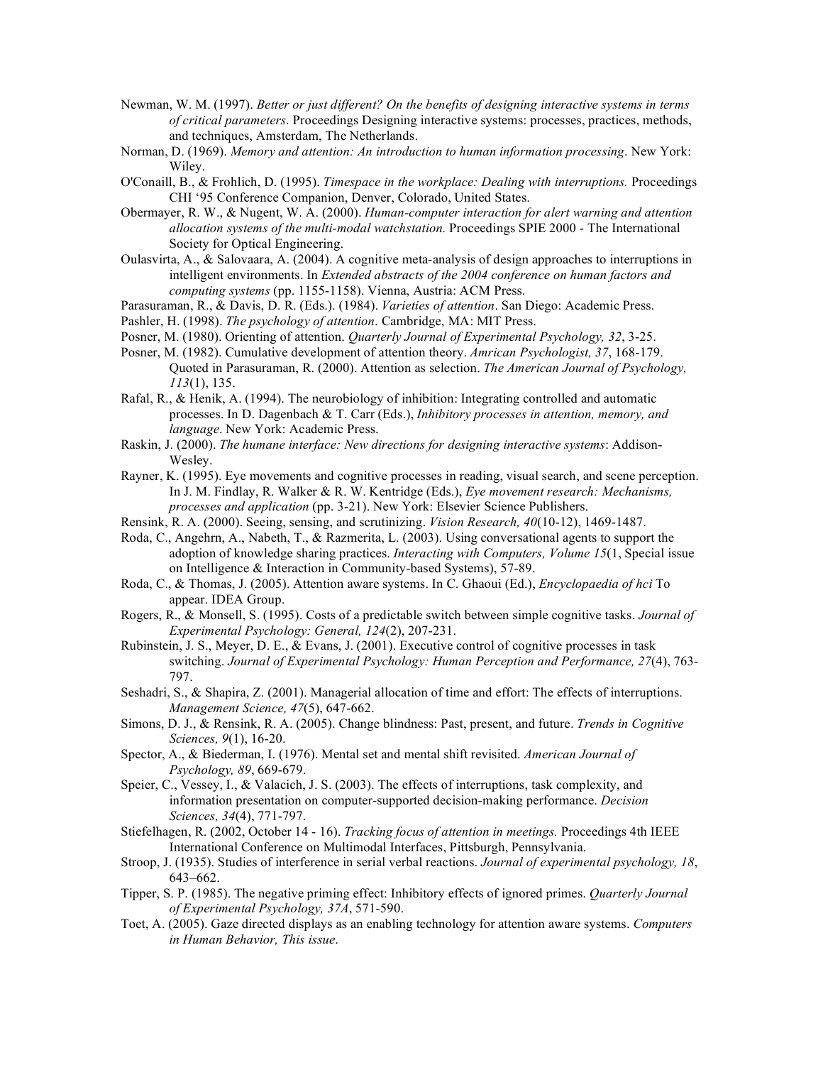Newman, W. M. (1997). *Better or just different? On the benefits of designing interactive systems in terms of critical parameters.* Proceedings Designing interactive systems: processes, practices, methods, and techniques, Amsterdam, The Netherlands.

Norman, D. (1969). *Memory and attention: An introduction to human information processing*. New York: Wiley.

O'Conaill, B., & Frohlich, D. (1995). *Timespace in the workplace: Dealing with interruptions.* Proceedings CHI '95 Conference Companion, Denver, Colorado, United States.

Obermayer, R. W., & Nugent, W. A. (2000). *Human-computer interaction for alert warning and attention allocation systems of the multi-modal watchstation.* Proceedings SPIE 2000 - The International Society for Optical Engineering.

Oulasvirta, A., & Salovaara, A. (2004). A cognitive meta-analysis of design approaches to interruptions in intelligent environments. In *Extended abstracts of the 2004 conference on human factors and computing systems* (pp. 1155-1158). Vienna, Austria: ACM Press.

Parasuraman, R., & Davis, D. R. (Eds.). (1984). *Varieties of attention*. San Diego: Academic Press.

Pashler, H. (1998). *The psychology of attention*. Cambridge, MA: MIT Press.

Posner, M. (1980). Orienting of attention. *Quarterly Journal of Experimental Psychology, 32*, 3-25.

Posner, M. (1982). Cumulative development of attention theory. *Amrican Psychologist, 37*, 168-179. Quoted in Parasuraman, R. (2000). Attention as selection. *The American Journal of Psychology, 113*(1), 135.

Rafal, R., & Henik, A. (1994). The neurobiology of inhibition: Integrating controlled and automatic processes. In D. Dagenbach & T. Carr (Eds.), *Inhibitory processes in attention, memory, and language*. New York: Academic Press.

Raskin, J. (2000). *The humane interface: New directions for designing interactive systems*: Addison-Wesley.

Rayner, K. (1995). Eye movements and cognitive processes in reading, visual search, and scene perception. In J. M. Findlay, R. Walker & R. W. Kentridge (Eds.), *Eye movement research: Mechanisms, processes and application* (pp. 3-21). New York: Elsevier Science Publishers.

Rensink, R. A. (2000). Seeing, sensing, and scrutinizing. *Vision Research, 40*(10-12), 1469-1487.

Roda, C., Angehrn, A., Nabeth, T., & Razmerita, L. (2003). Using conversational agents to support the adoption of knowledge sharing practices. *Interacting with Computers, Volume 15*(1, Special issue on Intelligence & Interaction in Community-based Systems), 57-89.

Roda, C., & Thomas, J. (2005). Attention aware systems. In C. Ghaoui (Ed.), *Encyclopaedia of hci* To appear. IDEA Group.

Rogers, R., & Monsell, S. (1995). Costs of a predictable switch between simple cognitive tasks. *Journal of Experimental Psychology: General, 124*(2), 207-231.

Rubinstein, J. S., Meyer, D. E., & Evans, J. (2001). Executive control of cognitive processes in task switching. *Journal of Experimental Psychology: Human Perception and Performance, 27*(4), 763-797.

Seshadri, S., & Shapira, Z. (2001). Managerial allocation of time and effort: The effects of interruptions. *Management Science, 47*(5), 647-662.

Simons, D. J., & Rensink, R. A. (2005). Change blindness: Past, present, and future. *Trends in Cognitive Sciences, 9*(1), 16-20.

Spector, A., & Biederman, I. (1976). Mental set and mental shift revisited. *American Journal of Psychology, 89*, 669-679.

Speier, C., Vessey, I., & Valacich, J. S. (2003). The effects of interruptions, task complexity, and information presentation on computer-supported decision-making performance. *Decision Sciences, 34*(4), 771-797.

Stiefelhagen, R. (2002, October 14 - 16). *Tracking focus of attention in meetings.* Proceedings 4th IEEE International Conference on Multimodal Interfaces, Pittsburgh, Pennsylvania.

Stroop, J. (1935). Studies of interference in serial verbal reactions. *Journal of experimental psychology, 18*, 643–662.

Tipper, S. P. (1985). The negative priming effect: Inhibitory effects of ignored primes. *Quarterly Journal of Experimental Psychology, 37A*, 571-590.

Toet, A. (2005). Gaze directed displays as an enabling technology for attention aware systems. *Computers in Human Behavior, This issue*.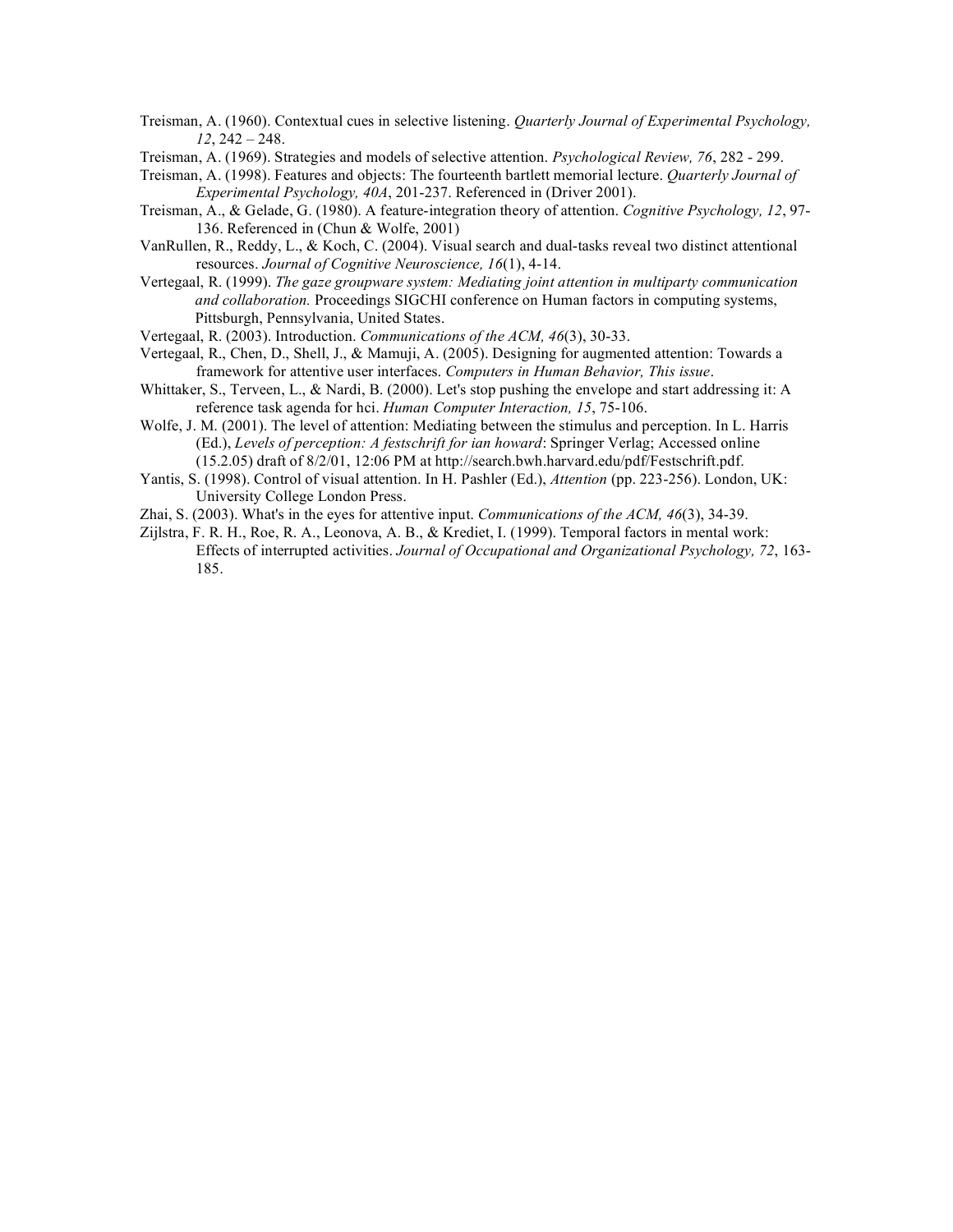Treisman, A. (1960). Contextual cues in selective listening. *Quarterly Journal of Experimental Psychology, 12*, 242 – 248.

Treisman, A. (1969). Strategies and models of selective attention. *Psychological Review, 76*, 282 - 299.

Treisman, A. (1998). Features and objects: The fourteenth bartlett memorial lecture. *Quarterly Journal of Experimental Psychology, 40A*, 201-237. Referenced in (Driver 2001).

Treisman, A., & Gelade, G. (1980). A feature-integration theory of attention. *Cognitive Psychology, 12*, 97-136. Referenced in (Chun & Wolfe, 2001)

VanRullen, R., Reddy, L., & Koch, C. (2004). Visual search and dual-tasks reveal two distinct attentional resources. *Journal of Cognitive Neuroscience, 16*(1), 4-14.

Vertegaal, R. (1999). *The gaze groupware system: Mediating joint attention in multiparty communication and collaboration.* Proceedings SIGCHI conference on Human factors in computing systems, Pittsburgh, Pennsylvania, United States.

Vertegaal, R. (2003). Introduction. *Communications of the ACM, 46*(3), 30-33.

Vertegaal, R., Chen, D., Shell, J., & Mamuji, A. (2005). Designing for augmented attention: Towards a framework for attentive user interfaces. *Computers in Human Behavior, This issue*.

Whittaker, S., Terveen, L., & Nardi, B. (2000). Let's stop pushing the envelope and start addressing it: A reference task agenda for hci. *Human Computer Interaction, 15*, 75-106.

Wolfe, J. M. (2001). The level of attention: Mediating between the stimulus and perception. In L. Harris (Ed.), *Levels of perception: A festschrift for ian howard*: Springer Verlag; Accessed online (15.2.05) draft of 8/2/01, 12:06 PM at http://search.bwh.harvard.edu/pdf/Festschrift.pdf.

Yantis, S. (1998). Control of visual attention. In H. Pashler (Ed.), *Attention* (pp. 223-256). London, UK: University College London Press.

Zhai, S. (2003). What's in the eyes for attentive input. *Communications of the ACM, 46*(3), 34-39.

Zijlstra, F. R. H., Roe, R. A., Leonova, A. B., & Krediet, I. (1999). Temporal factors in mental work: Effects of interrupted activities. *Journal of Occupational and Organizational Psychology, 72*, 163-185.